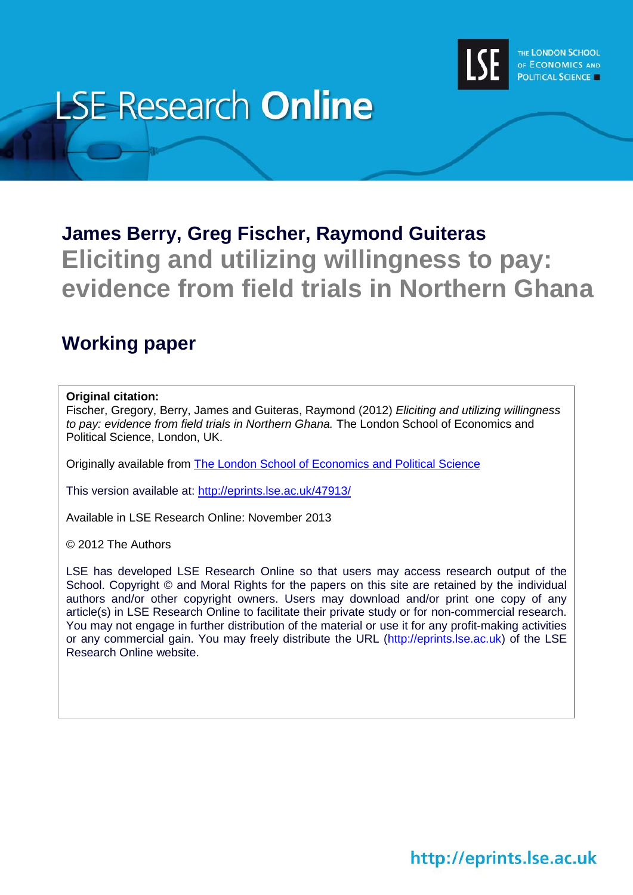# LSE Research Online

THE LONDON SCHOOL OF ECONOMICS AND POLITICAL SCIENCE

## James Berry, Greg Fischer, Raymond Guiteras

# Eliciting and utilizing willingness to pay: evidence from field trials in Northern Ghana

## Working paper

**Original citation:**
Fischer, Gregory, Berry, James and Guiteras, Raymond (2012) *Eliciting and utilizing willingness to pay: evidence from field trials in Northern Ghana.* The London School of Economics and Political Science, London, UK.

Originally available from The London School of Economics and Political Science

This version available at: http://eprints.lse.ac.uk/47913/

Available in LSE Research Online: November 2013

© 2012 The Authors

LSE has developed LSE Research Online so that users may access research output of the School. Copyright © and Moral Rights for the papers on this site are retained by the individual authors and/or other copyright owners. Users may download and/or print one copy of any article(s) in LSE Research Online to facilitate their private study or for non-commercial research. You may not engage in further distribution of the material or use it for any profit-making activities or any commercial gain. You may freely distribute the URL (http://eprints.lse.ac.uk) of the LSE Research Online website.

http://eprints.lse.ac.uk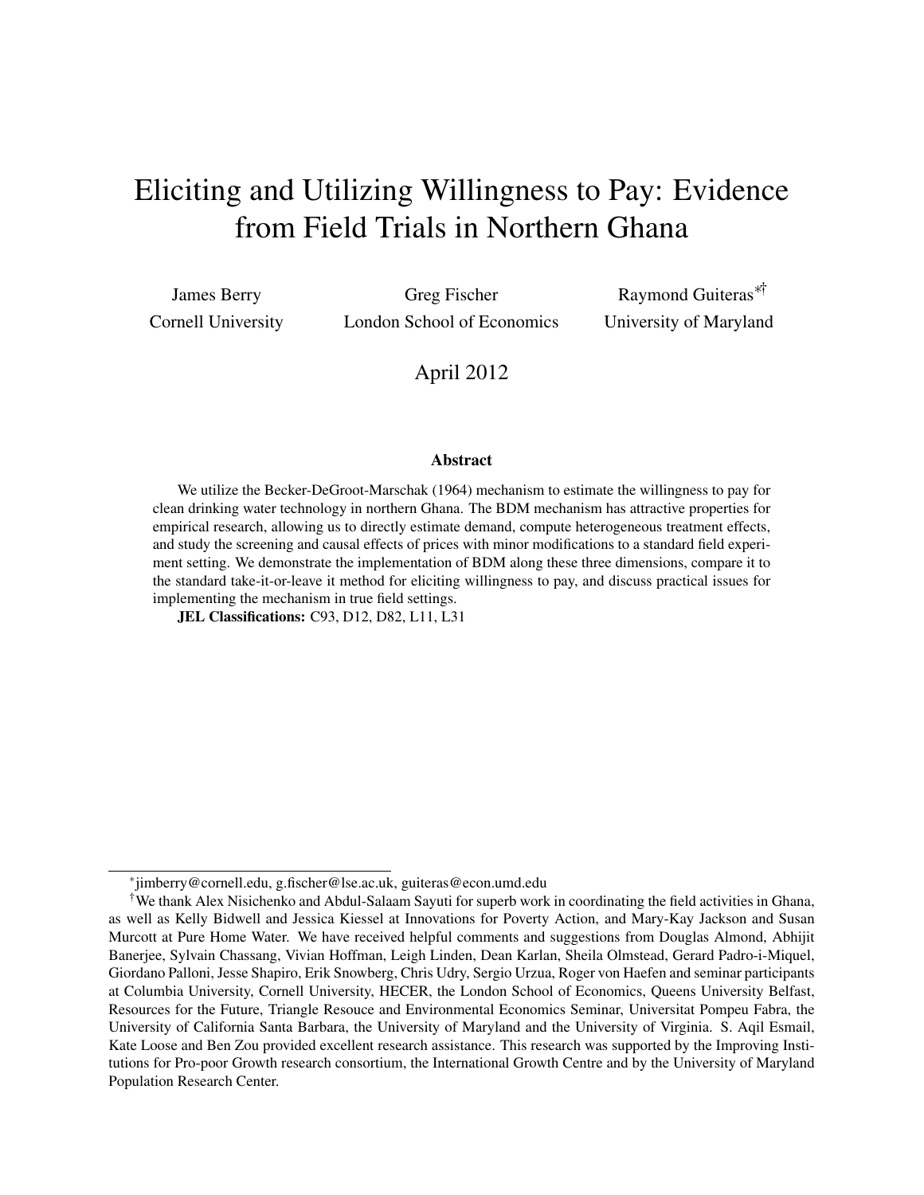# Eliciting and Utilizing Willingness to Pay: Evidence from Field Trials in Northern Ghana

James Berry
Cornell University

Greg Fischer
London School of Economics

Raymond Guiteras[*†]
University of Maryland

April 2012

## Abstract

We utilize the Becker-DeGroot-Marschak (1964) mechanism to estimate the willingness to pay for clean drinking water technology in northern Ghana. The BDM mechanism has attractive properties for empirical research, allowing us to directly estimate demand, compute heterogeneous treatment effects, and study the screening and causal effects of prices with minor modifications to a standard field experiment setting. We demonstrate the implementation of BDM along these three dimensions, compare it to the standard take-it-or-leave it method for eliciting willingness to pay, and discuss practical issues for implementing the mechanism in true field settings.

**JEL Classifications:** C93, D12, D82, L11, L31

---

[*] jimberry@cornell.edu, g.fischer@lse.ac.uk, guiteras@econ.umd.edu

[†] We thank Alex Nisichenko and Abdul-Salaam Sayuti for superb work in coordinating the field activities in Ghana, as well as Kelly Bidwell and Jessica Kiessel at Innovations for Poverty Action, and Mary-Kay Jackson and Susan Murcott at Pure Home Water. We have received helpful comments and suggestions from Douglas Almond, Abhijit Banerjee, Sylvain Chassang, Vivian Hoffman, Leigh Linden, Dean Karlan, Sheila Olmstead, Gerard Padro-i-Miquel, Giordano Palloni, Jesse Shapiro, Erik Snowberg, Chris Udry, Sergio Urzua, Roger von Haefen and seminar participants at Columbia University, Cornell University, HECER, the London School of Economics, Queens University Belfast, Resources for the Future, Triangle Resouce and Environmental Economics Seminar, Universitat Pompeu Fabra, the University of California Santa Barbara, the University of Maryland and the University of Virginia. S. Aqil Esmail, Kate Loose and Ben Zou provided excellent research assistance. This research was supported by the Improving Institutions for Pro-poor Growth research consortium, the International Growth Centre and by the University of Maryland Population Research Center.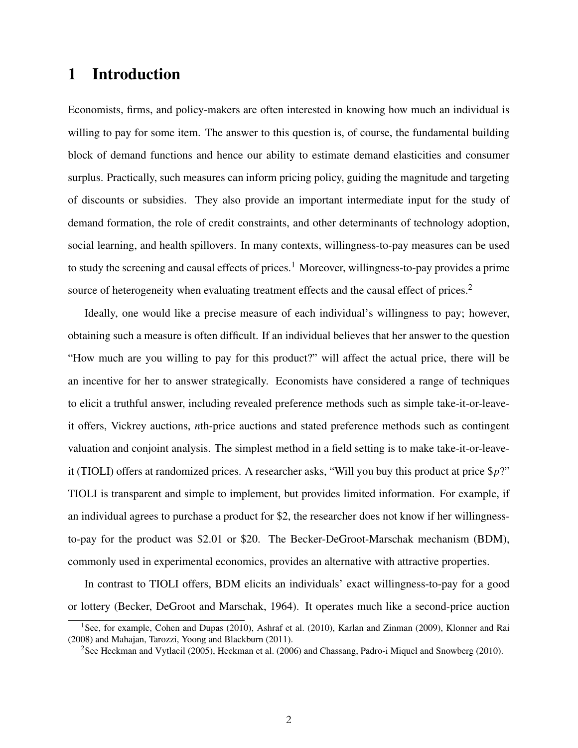# 1 Introduction

Economists, firms, and policy-makers are often interested in knowing how much an individual is willing to pay for some item. The answer to this question is, of course, the fundamental building block of demand functions and hence our ability to estimate demand elasticities and consumer surplus. Practically, such measures can inform pricing policy, guiding the magnitude and targeting of discounts or subsidies. They also provide an important intermediate input for the study of demand formation, the role of credit constraints, and other determinants of technology adoption, social learning, and health spillovers. In many contexts, willingness-to-pay measures can be used to study the screening and causal effects of prices.[1] Moreover, willingness-to-pay provides a prime source of heterogeneity when evaluating treatment effects and the causal effect of prices.[2]

Ideally, one would like a precise measure of each individual's willingness to pay; however, obtaining such a measure is often difficult. If an individual believes that her answer to the question "How much are you willing to pay for this product?" will affect the actual price, there will be an incentive for her to answer strategically. Economists have considered a range of techniques to elicit a truthful answer, including revealed preference methods such as simple take-it-or-leave-it offers, Vickrey auctions, *n*th-price auctions and stated preference methods such as contingent valuation and conjoint analysis. The simplest method in a field setting is to make take-it-or-leave-it (TIOLI) offers at randomized prices. A researcher asks, "Will you buy this product at price \$$p$?" TIOLI is transparent and simple to implement, but provides limited information. For example, if an individual agrees to purchase a product for \$2, the researcher does not know if her willingness-to-pay for the product was \$2.01 or \$20. The Becker-DeGroot-Marschak mechanism (BDM), commonly used in experimental economics, provides an alternative with attractive properties.

In contrast to TIOLI offers, BDM elicits an individuals' exact willingness-to-pay for a good or lottery (Becker, DeGroot and Marschak, 1964). It operates much like a second-price auction

[1] See, for example, Cohen and Dupas (2010), Ashraf et al. (2010), Karlan and Zinman (2009), Klonner and Rai (2008) and Mahajan, Tarozzi, Yoong and Blackburn (2011).

[2] See Heckman and Vytlacil (2005), Heckman et al. (2006) and Chassang, Padro-i Miquel and Snowberg (2010).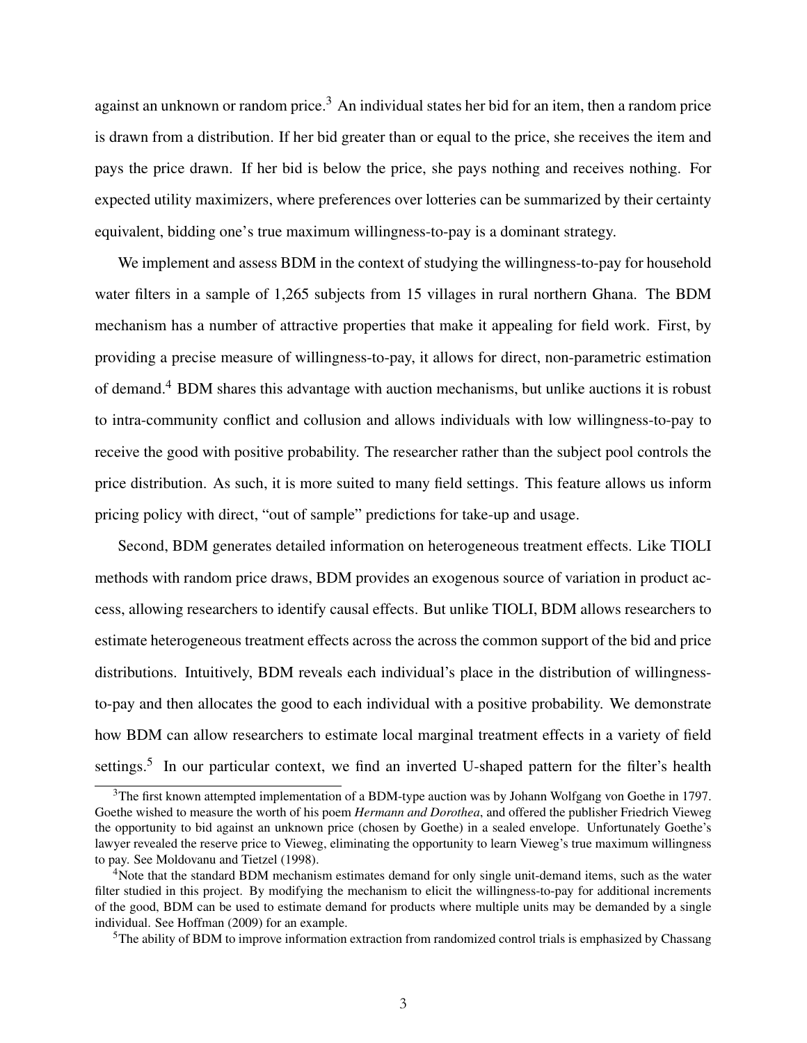against an unknown or random price.[3] An individual states her bid for an item, then a random price is drawn from a distribution. If her bid greater than or equal to the price, she receives the item and pays the price drawn. If her bid is below the price, she pays nothing and receives nothing. For expected utility maximizers, where preferences over lotteries can be summarized by their certainty equivalent, bidding one's true maximum willingness-to-pay is a dominant strategy.

We implement and assess BDM in the context of studying the willingness-to-pay for household water filters in a sample of 1,265 subjects from 15 villages in rural northern Ghana. The BDM mechanism has a number of attractive properties that make it appealing for field work. First, by providing a precise measure of willingness-to-pay, it allows for direct, non-parametric estimation of demand.[4] BDM shares this advantage with auction mechanisms, but unlike auctions it is robust to intra-community conflict and collusion and allows individuals with low willingness-to-pay to receive the good with positive probability. The researcher rather than the subject pool controls the price distribution. As such, it is more suited to many field settings. This feature allows us inform pricing policy with direct, "out of sample" predictions for take-up and usage.

Second, BDM generates detailed information on heterogeneous treatment effects. Like TIOLI methods with random price draws, BDM provides an exogenous source of variation in product access, allowing researchers to identify causal effects. But unlike TIOLI, BDM allows researchers to estimate heterogeneous treatment effects across the across the common support of the bid and price distributions. Intuitively, BDM reveals each individual's place in the distribution of willingness-to-pay and then allocates the good to each individual with a positive probability. We demonstrate how BDM can allow researchers to estimate local marginal treatment effects in a variety of field settings.[5] In our particular context, we find an inverted U-shaped pattern for the filter's health

[3] The first known attempted implementation of a BDM-type auction was by Johann Wolfgang von Goethe in 1797. Goethe wished to measure the worth of his poem *Hermann and Dorothea*, and offered the publisher Friedrich Vieweg the opportunity to bid against an unknown price (chosen by Goethe) in a sealed envelope. Unfortunately Goethe's lawyer revealed the reserve price to Vieweg, eliminating the opportunity to learn Vieweg's true maximum willingness to pay. See Moldovanu and Tietzel (1998).

[4] Note that the standard BDM mechanism estimates demand for only single unit-demand items, such as the water filter studied in this project. By modifying the mechanism to elicit the willingness-to-pay for additional increments of the good, BDM can be used to estimate demand for products where multiple units may be demanded by a single individual. See Hoffman (2009) for an example.

[5] The ability of BDM to improve information extraction from randomized control trials is emphasized by Chassang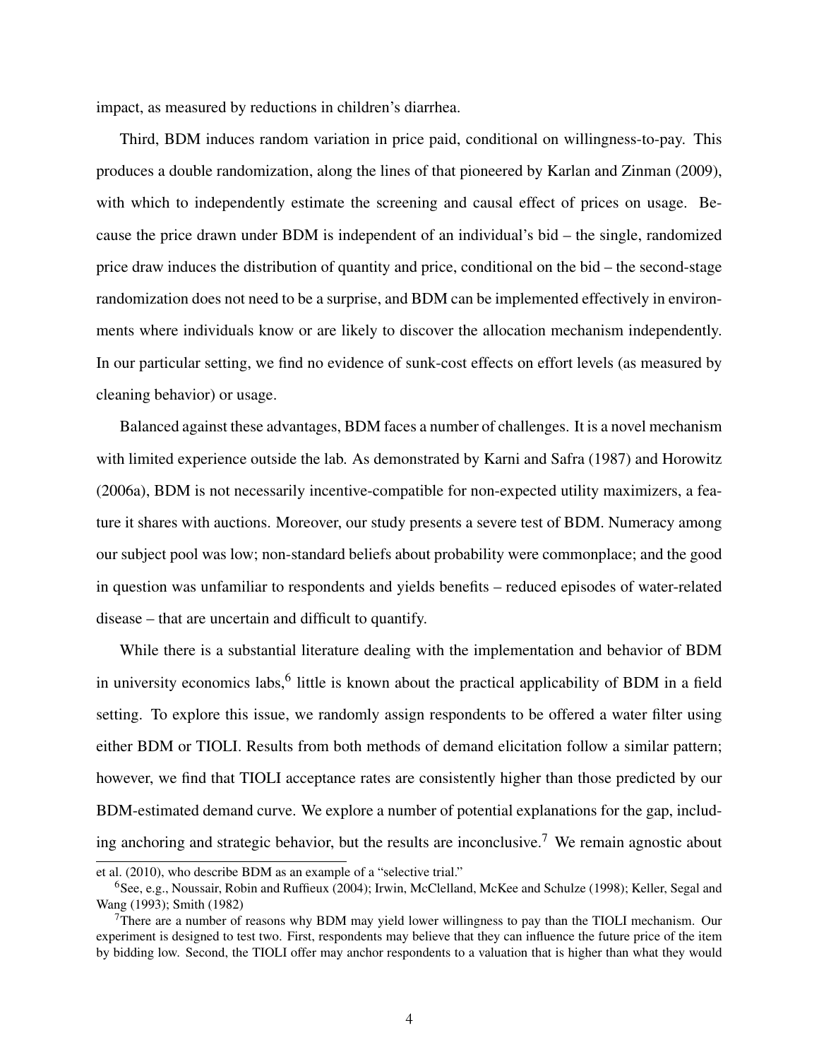impact, as measured by reductions in children's diarrhea.

Third, BDM induces random variation in price paid, conditional on willingness-to-pay. This produces a double randomization, along the lines of that pioneered by Karlan and Zinman (2009), with which to independently estimate the screening and causal effect of prices on usage. Because the price drawn under BDM is independent of an individual's bid – the single, randomized price draw induces the distribution of quantity and price, conditional on the bid – the second-stage randomization does not need to be a surprise, and BDM can be implemented effectively in environments where individuals know or are likely to discover the allocation mechanism independently. In our particular setting, we find no evidence of sunk-cost effects on effort levels (as measured by cleaning behavior) or usage.

Balanced against these advantages, BDM faces a number of challenges. It is a novel mechanism with limited experience outside the lab. As demonstrated by Karni and Safra (1987) and Horowitz (2006a), BDM is not necessarily incentive-compatible for non-expected utility maximizers, a feature it shares with auctions. Moreover, our study presents a severe test of BDM. Numeracy among our subject pool was low; non-standard beliefs about probability were commonplace; and the good in question was unfamiliar to respondents and yields benefits – reduced episodes of water-related disease – that are uncertain and difficult to quantify.

While there is a substantial literature dealing with the implementation and behavior of BDM in university economics labs,[6] little is known about the practical applicability of BDM in a field setting. To explore this issue, we randomly assign respondents to be offered a water filter using either BDM or TIOLI. Results from both methods of demand elicitation follow a similar pattern; however, we find that TIOLI acceptance rates are consistently higher than those predicted by our BDM-estimated demand curve. We explore a number of potential explanations for the gap, including anchoring and strategic behavior, but the results are inconclusive.[7] We remain agnostic about

et al. (2010), who describe BDM as an example of a "selective trial."

[6] See, e.g., Noussair, Robin and Ruffieux (2004); Irwin, McClelland, McKee and Schulze (1998); Keller, Segal and Wang (1993); Smith (1982)

[7] There are a number of reasons why BDM may yield lower willingness to pay than the TIOLI mechanism. Our experiment is designed to test two. First, respondents may believe that they can influence the future price of the item by bidding low. Second, the TIOLI offer may anchor respondents to a valuation that is higher than what they would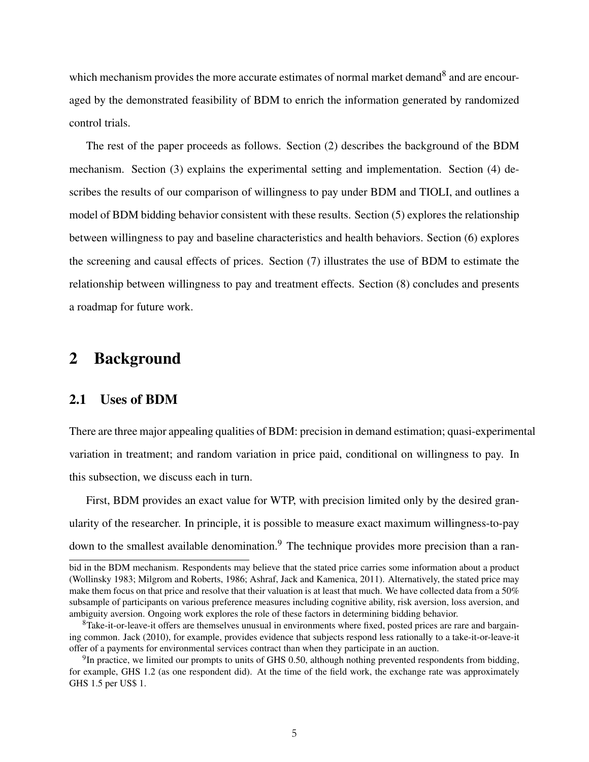which mechanism provides the more accurate estimates of normal market demand[8] and are encouraged by the demonstrated feasibility of BDM to enrich the information generated by randomized control trials.

The rest of the paper proceeds as follows. Section (2) describes the background of the BDM mechanism. Section (3) explains the experimental setting and implementation. Section (4) describes the results of our comparison of willingness to pay under BDM and TIOLI, and outlines a model of BDM bidding behavior consistent with these results. Section (5) explores the relationship between willingness to pay and baseline characteristics and health behaviors. Section (6) explores the screening and causal effects of prices. Section (7) illustrates the use of BDM to estimate the relationship between willingness to pay and treatment effects. Section (8) concludes and presents a roadmap for future work.

## 2 Background

### 2.1 Uses of BDM

There are three major appealing qualities of BDM: precision in demand estimation; quasi-experimental variation in treatment; and random variation in price paid, conditional on willingness to pay. In this subsection, we discuss each in turn.

First, BDM provides an exact value for WTP, with precision limited only by the desired granularity of the researcher. In principle, it is possible to measure exact maximum willingness-to-pay down to the smallest available denomination.[9] The technique provides more precision than a ran-

---

bid in the BDM mechanism. Respondents may believe that the stated price carries some information about a product (Wollinsky 1983; Milgrom and Roberts, 1986; Ashraf, Jack and Kamenica, 2011). Alternatively, the stated price may make them focus on that price and resolve that their valuation is at least that much. We have collected data from a 50% subsample of participants on various preference measures including cognitive ability, risk aversion, loss aversion, and ambiguity aversion. Ongoing work explores the role of these factors in determining bidding behavior.

[8] Take-it-or-leave-it offers are themselves unusual in environments where fixed, posted prices are rare and bargaining common. Jack (2010), for example, provides evidence that subjects respond less rationally to a take-it-or-leave-it offer of a payments for environmental services contract than when they participate in an auction.

[9] In practice, we limited our prompts to units of GHS 0.50, although nothing prevented respondents from bidding, for example, GHS 1.2 (as one respondent did). At the time of the field work, the exchange rate was approximately GHS 1.5 per US$ 1.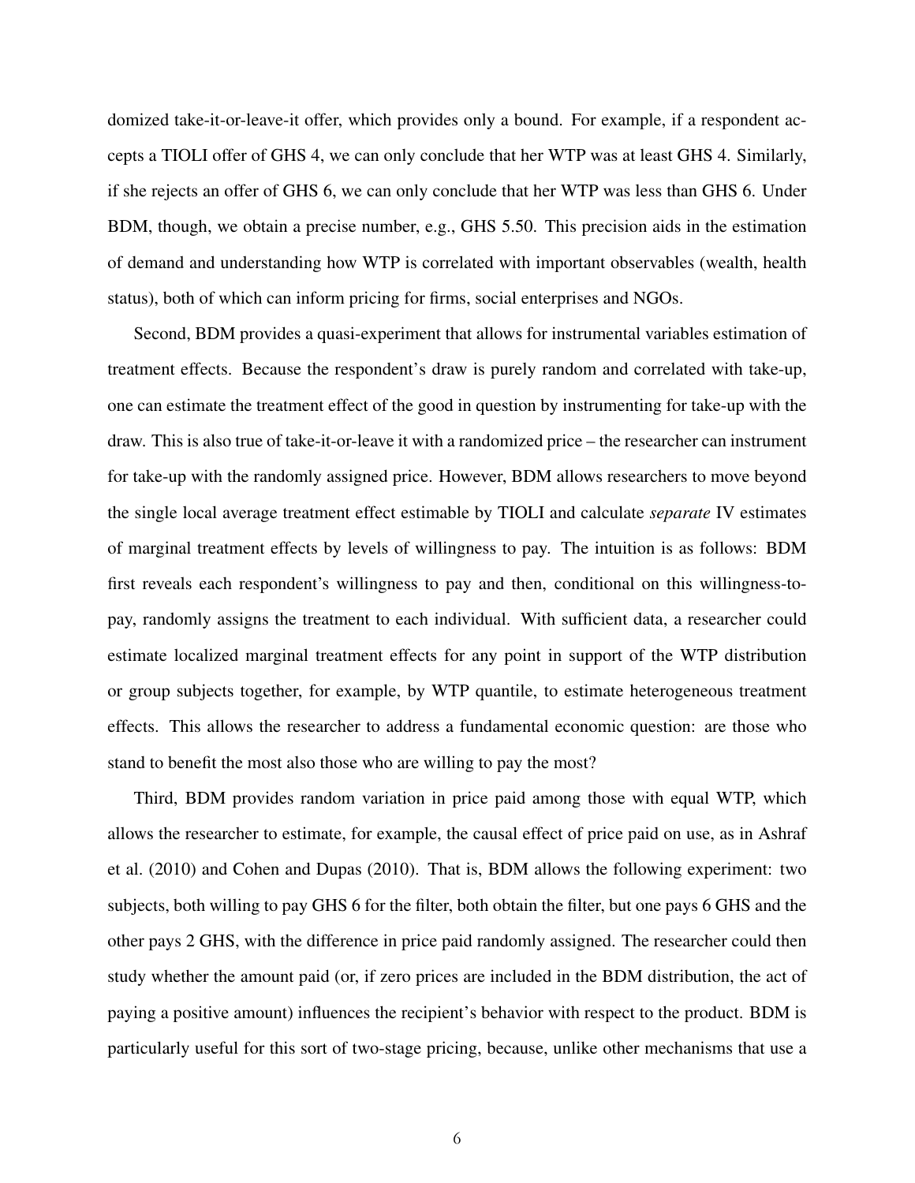domized take-it-or-leave-it offer, which provides only a bound. For example, if a respondent accepts a TIOLI offer of GHS 4, we can only conclude that her WTP was at least GHS 4. Similarly, if she rejects an offer of GHS 6, we can only conclude that her WTP was less than GHS 6. Under BDM, though, we obtain a precise number, e.g., GHS 5.50. This precision aids in the estimation of demand and understanding how WTP is correlated with important observables (wealth, health status), both of which can inform pricing for firms, social enterprises and NGOs.

Second, BDM provides a quasi-experiment that allows for instrumental variables estimation of treatment effects. Because the respondent's draw is purely random and correlated with take-up, one can estimate the treatment effect of the good in question by instrumenting for take-up with the draw. This is also true of take-it-or-leave it with a randomized price – the researcher can instrument for take-up with the randomly assigned price. However, BDM allows researchers to move beyond the single local average treatment effect estimable by TIOLI and calculate *separate* IV estimates of marginal treatment effects by levels of willingness to pay. The intuition is as follows: BDM first reveals each respondent's willingness to pay and then, conditional on this willingness-to-pay, randomly assigns the treatment to each individual. With sufficient data, a researcher could estimate localized marginal treatment effects for any point in support of the WTP distribution or group subjects together, for example, by WTP quantile, to estimate heterogeneous treatment effects. This allows the researcher to address a fundamental economic question: are those who stand to benefit the most also those who are willing to pay the most?

Third, BDM provides random variation in price paid among those with equal WTP, which allows the researcher to estimate, for example, the causal effect of price paid on use, as in Ashraf et al. (2010) and Cohen and Dupas (2010). That is, BDM allows the following experiment: two subjects, both willing to pay GHS 6 for the filter, both obtain the filter, but one pays 6 GHS and the other pays 2 GHS, with the difference in price paid randomly assigned. The researcher could then study whether the amount paid (or, if zero prices are included in the BDM distribution, the act of paying a positive amount) influences the recipient's behavior with respect to the product. BDM is particularly useful for this sort of two-stage pricing, because, unlike other mechanisms that use a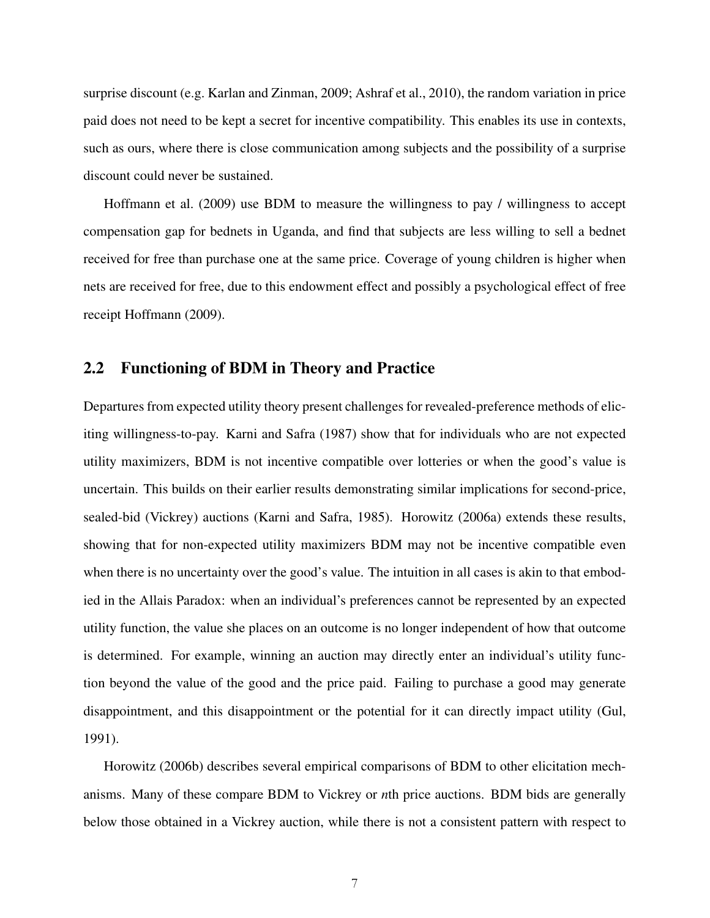surprise discount (e.g. Karlan and Zinman, 2009; Ashraf et al., 2010), the random variation in price paid does not need to be kept a secret for incentive compatibility. This enables its use in contexts, such as ours, where there is close communication among subjects and the possibility of a surprise discount could never be sustained.

Hoffmann et al. (2009) use BDM to measure the willingness to pay / willingness to accept compensation gap for bednets in Uganda, and find that subjects are less willing to sell a bednet received for free than purchase one at the same price. Coverage of young children is higher when nets are received for free, due to this endowment effect and possibly a psychological effect of free receipt Hoffmann (2009).

## 2.2 Functioning of BDM in Theory and Practice

Departures from expected utility theory present challenges for revealed-preference methods of eliciting willingness-to-pay. Karni and Safra (1987) show that for individuals who are not expected utility maximizers, BDM is not incentive compatible over lotteries or when the good's value is uncertain. This builds on their earlier results demonstrating similar implications for second-price, sealed-bid (Vickrey) auctions (Karni and Safra, 1985). Horowitz (2006a) extends these results, showing that for non-expected utility maximizers BDM may not be incentive compatible even when there is no uncertainty over the good's value. The intuition in all cases is akin to that embodied in the Allais Paradox: when an individual's preferences cannot be represented by an expected utility function, the value she places on an outcome is no longer independent of how that outcome is determined. For example, winning an auction may directly enter an individual's utility function beyond the value of the good and the price paid. Failing to purchase a good may generate disappointment, and this disappointment or the potential for it can directly impact utility (Gul, 1991).

Horowitz (2006b) describes several empirical comparisons of BDM to other elicitation mechanisms. Many of these compare BDM to Vickrey or *n*th price auctions. BDM bids are generally below those obtained in a Vickrey auction, while there is not a consistent pattern with respect to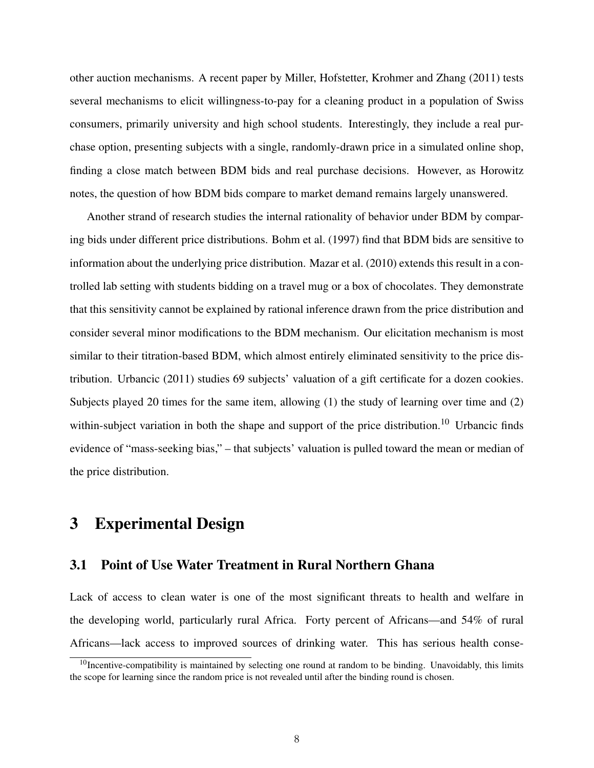other auction mechanisms. A recent paper by Miller, Hofstetter, Krohmer and Zhang (2011) tests several mechanisms to elicit willingness-to-pay for a cleaning product in a population of Swiss consumers, primarily university and high school students. Interestingly, they include a real purchase option, presenting subjects with a single, randomly-drawn price in a simulated online shop, finding a close match between BDM bids and real purchase decisions. However, as Horowitz notes, the question of how BDM bids compare to market demand remains largely unanswered.

Another strand of research studies the internal rationality of behavior under BDM by comparing bids under different price distributions. Bohm et al. (1997) find that BDM bids are sensitive to information about the underlying price distribution. Mazar et al. (2010) extends this result in a controlled lab setting with students bidding on a travel mug or a box of chocolates. They demonstrate that this sensitivity cannot be explained by rational inference drawn from the price distribution and consider several minor modifications to the BDM mechanism. Our elicitation mechanism is most similar to their titration-based BDM, which almost entirely eliminated sensitivity to the price distribution. Urbancic (2011) studies 69 subjects' valuation of a gift certificate for a dozen cookies. Subjects played 20 times for the same item, allowing (1) the study of learning over time and (2) within-subject variation in both the shape and support of the price distribution.[10] Urbancic finds evidence of "mass-seeking bias," – that subjects' valuation is pulled toward the mean or median of the price distribution.

# 3 Experimental Design

## 3.1 Point of Use Water Treatment in Rural Northern Ghana

Lack of access to clean water is one of the most significant threats to health and welfare in the developing world, particularly rural Africa. Forty percent of Africans—and 54% of rural Africans—lack access to improved sources of drinking water. This has serious health conse-

[10] Incentive-compatibility is maintained by selecting one round at random to be binding. Unavoidably, this limits the scope for learning since the random price is not revealed until after the binding round is chosen.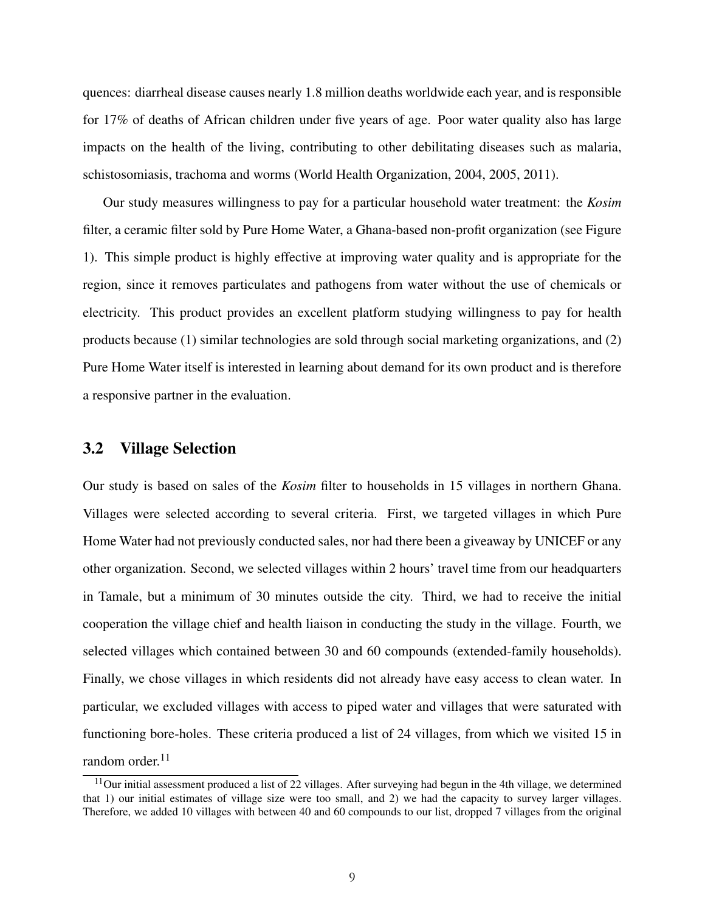quences: diarrheal disease causes nearly 1.8 million deaths worldwide each year, and is responsible for 17% of deaths of African children under five years of age. Poor water quality also has large impacts on the health of the living, contributing to other debilitating diseases such as malaria, schistosomiasis, trachoma and worms (World Health Organization, 2004, 2005, 2011).

Our study measures willingness to pay for a particular household water treatment: the *Kosim* filter, a ceramic filter sold by Pure Home Water, a Ghana-based non-profit organization (see Figure 1). This simple product is highly effective at improving water quality and is appropriate for the region, since it removes particulates and pathogens from water without the use of chemicals or electricity. This product provides an excellent platform studying willingness to pay for health products because (1) similar technologies are sold through social marketing organizations, and (2) Pure Home Water itself is interested in learning about demand for its own product and is therefore a responsive partner in the evaluation.

## 3.2 Village Selection

Our study is based on sales of the *Kosim* filter to households in 15 villages in northern Ghana. Villages were selected according to several criteria. First, we targeted villages in which Pure Home Water had not previously conducted sales, nor had there been a giveaway by UNICEF or any other organization. Second, we selected villages within 2 hours' travel time from our headquarters in Tamale, but a minimum of 30 minutes outside the city. Third, we had to receive the initial cooperation the village chief and health liaison in conducting the study in the village. Fourth, we selected villages which contained between 30 and 60 compounds (extended-family households). Finally, we chose villages in which residents did not already have easy access to clean water. In particular, we excluded villages with access to piped water and villages that were saturated with functioning bore-holes. These criteria produced a list of 24 villages, from which we visited 15 in random order.[11]

[11] Our initial assessment produced a list of 22 villages. After surveying had begun in the 4th village, we determined that 1) our initial estimates of village size were too small, and 2) we had the capacity to survey larger villages. Therefore, we added 10 villages with between 40 and 60 compounds to our list, dropped 7 villages from the original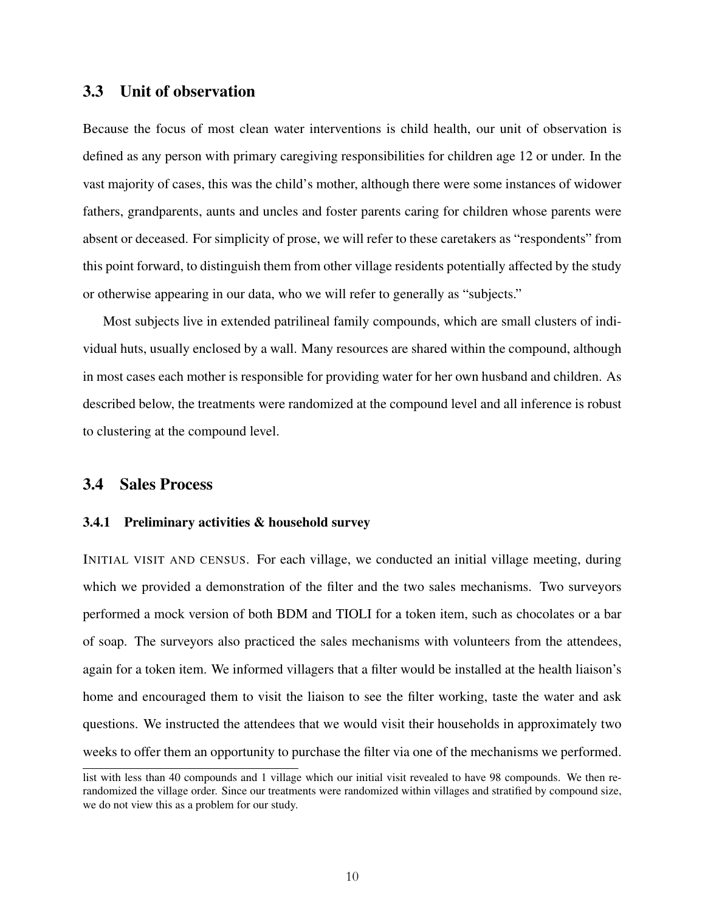## 3.3 Unit of observation

Because the focus of most clean water interventions is child health, our unit of observation is defined as any person with primary caregiving responsibilities for children age 12 or under. In the vast majority of cases, this was the child's mother, although there were some instances of widower fathers, grandparents, aunts and uncles and foster parents caring for children whose parents were absent or deceased. For simplicity of prose, we will refer to these caretakers as "respondents" from this point forward, to distinguish them from other village residents potentially affected by the study or otherwise appearing in our data, who we will refer to generally as "subjects."

Most subjects live in extended patrilineal family compounds, which are small clusters of individual huts, usually enclosed by a wall. Many resources are shared within the compound, although in most cases each mother is responsible for providing water for her own husband and children. As described below, the treatments were randomized at the compound level and all inference is robust to clustering at the compound level.

## 3.4 Sales Process

### 3.4.1 Preliminary activities & household survey

INITIAL VISIT AND CENSUS. For each village, we conducted an initial village meeting, during which we provided a demonstration of the filter and the two sales mechanisms. Two surveyors performed a mock version of both BDM and TIOLI for a token item, such as chocolates or a bar of soap. The surveyors also practiced the sales mechanisms with volunteers from the attendees, again for a token item. We informed villagers that a filter would be installed at the health liaison's home and encouraged them to visit the liaison to see the filter working, taste the water and ask questions. We instructed the attendees that we would visit their households in approximately two weeks to offer them an opportunity to purchase the filter via one of the mechanisms we performed.

list with less than 40 compounds and 1 village which our initial visit revealed to have 98 compounds. We then re-randomized the village order. Since our treatments were randomized within villages and stratified by compound size, we do not view this as a problem for our study.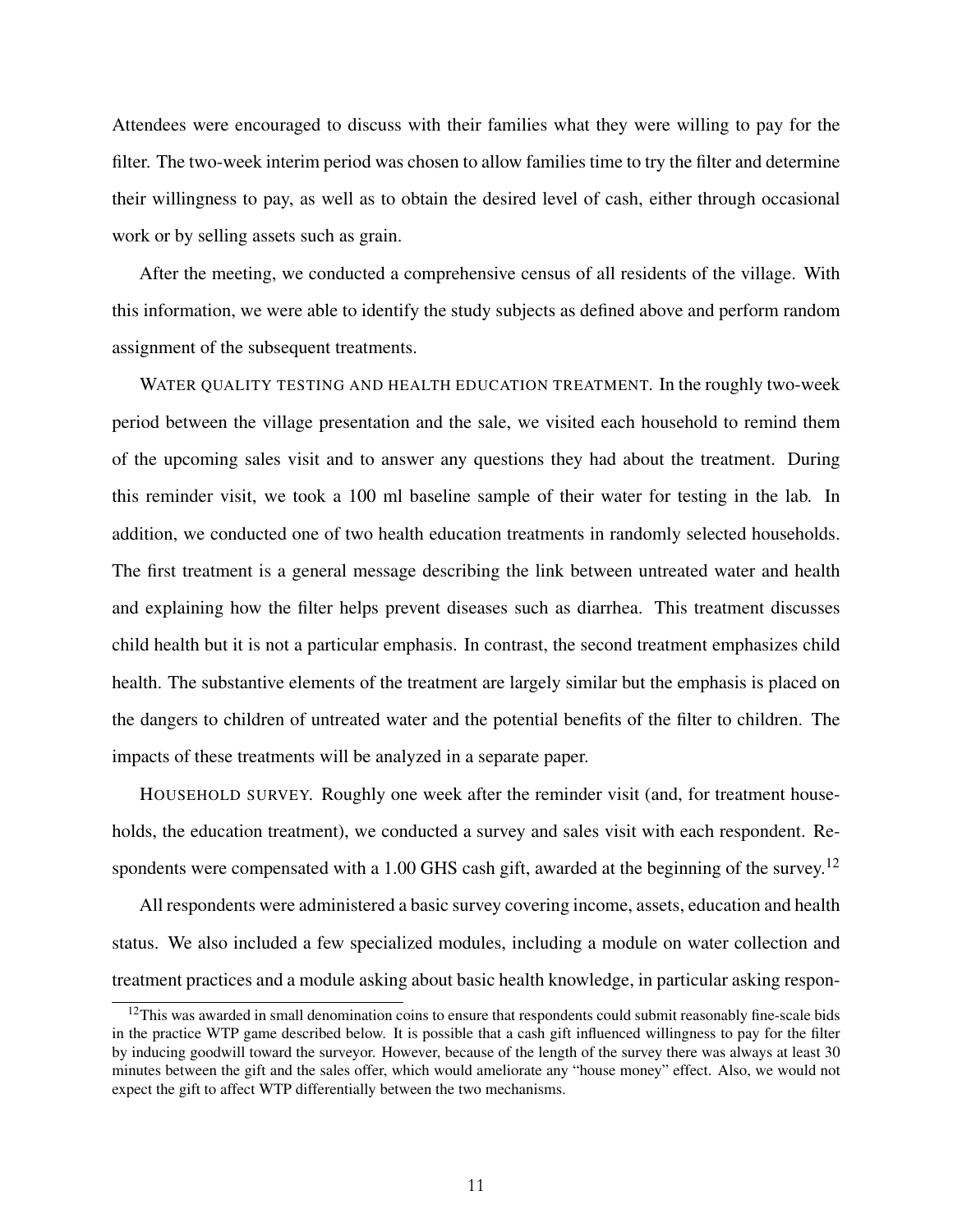Attendees were encouraged to discuss with their families what they were willing to pay for the filter. The two-week interim period was chosen to allow families time to try the filter and determine their willingness to pay, as well as to obtain the desired level of cash, either through occasional work or by selling assets such as grain.

After the meeting, we conducted a comprehensive census of all residents of the village. With this information, we were able to identify the study subjects as defined above and perform random assignment of the subsequent treatments.

WATER QUALITY TESTING AND HEALTH EDUCATION TREATMENT. In the roughly two-week period between the village presentation and the sale, we visited each household to remind them of the upcoming sales visit and to answer any questions they had about the treatment. During this reminder visit, we took a 100 ml baseline sample of their water for testing in the lab. In addition, we conducted one of two health education treatments in randomly selected households. The first treatment is a general message describing the link between untreated water and health and explaining how the filter helps prevent diseases such as diarrhea. This treatment discusses child health but it is not a particular emphasis. In contrast, the second treatment emphasizes child health. The substantive elements of the treatment are largely similar but the emphasis is placed on the dangers to children of untreated water and the potential benefits of the filter to children. The impacts of these treatments will be analyzed in a separate paper.

HOUSEHOLD SURVEY. Roughly one week after the reminder visit (and, for treatment households, the education treatment), we conducted a survey and sales visit with each respondent. Respondents were compensated with a 1.00 GHS cash gift, awarded at the beginning of the survey.[12]

All respondents were administered a basic survey covering income, assets, education and health status. We also included a few specialized modules, including a module on water collection and treatment practices and a module asking about basic health knowledge, in particular asking respon-

[12] This was awarded in small denomination coins to ensure that respondents could submit reasonably fine-scale bids in the practice WTP game described below. It is possible that a cash gift influenced willingness to pay for the filter by inducing goodwill toward the surveyor. However, because of the length of the survey there was always at least 30 minutes between the gift and the sales offer, which would ameliorate any "house money" effect. Also, we would not expect the gift to affect WTP differentially between the two mechanisms.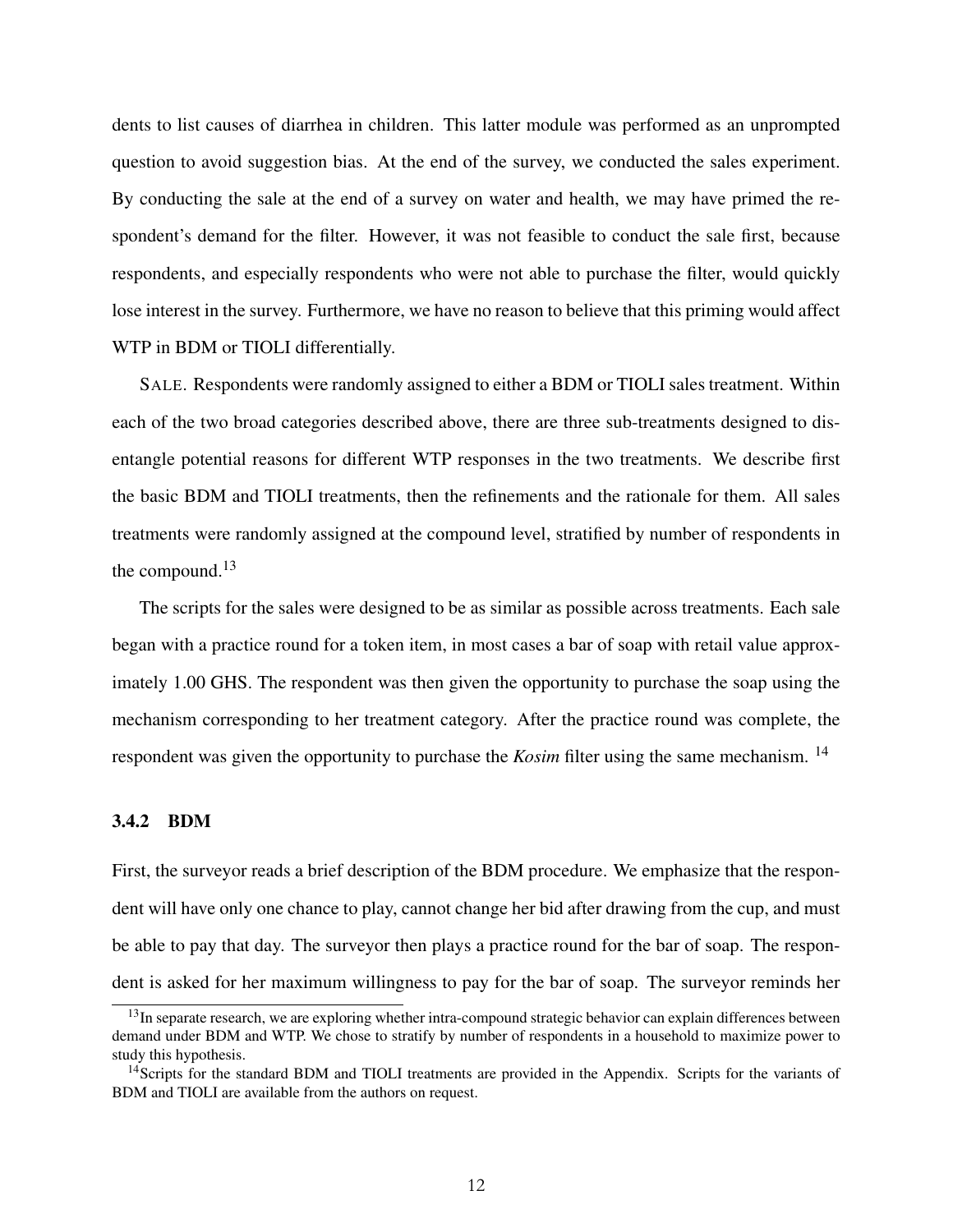dents to list causes of diarrhea in children. This latter module was performed as an unprompted question to avoid suggestion bias. At the end of the survey, we conducted the sales experiment. By conducting the sale at the end of a survey on water and health, we may have primed the respondent's demand for the filter. However, it was not feasible to conduct the sale first, because respondents, and especially respondents who were not able to purchase the filter, would quickly lose interest in the survey. Furthermore, we have no reason to believe that this priming would affect WTP in BDM or TIOLI differentially.

SALE. Respondents were randomly assigned to either a BDM or TIOLI sales treatment. Within each of the two broad categories described above, there are three sub-treatments designed to disentangle potential reasons for different WTP responses in the two treatments. We describe first the basic BDM and TIOLI treatments, then the refinements and the rationale for them. All sales treatments were randomly assigned at the compound level, stratified by number of respondents in the compound.[13]

The scripts for the sales were designed to be as similar as possible across treatments. Each sale began with a practice round for a token item, in most cases a bar of soap with retail value approximately 1.00 GHS. The respondent was then given the opportunity to purchase the soap using the mechanism corresponding to her treatment category. After the practice round was complete, the respondent was given the opportunity to purchase the *Kosim* filter using the same mechanism. [14]

### 3.4.2 BDM

First, the surveyor reads a brief description of the BDM procedure. We emphasize that the respondent will have only one chance to play, cannot change her bid after drawing from the cup, and must be able to pay that day. The surveyor then plays a practice round for the bar of soap. The respondent is asked for her maximum willingness to pay for the bar of soap. The surveyor reminds her

---

[13] In separate research, we are exploring whether intra-compound strategic behavior can explain differences between demand under BDM and WTP. We chose to stratify by number of respondents in a household to maximize power to study this hypothesis.

[14] Scripts for the standard BDM and TIOLI treatments are provided in the Appendix. Scripts for the variants of BDM and TIOLI are available from the authors on request.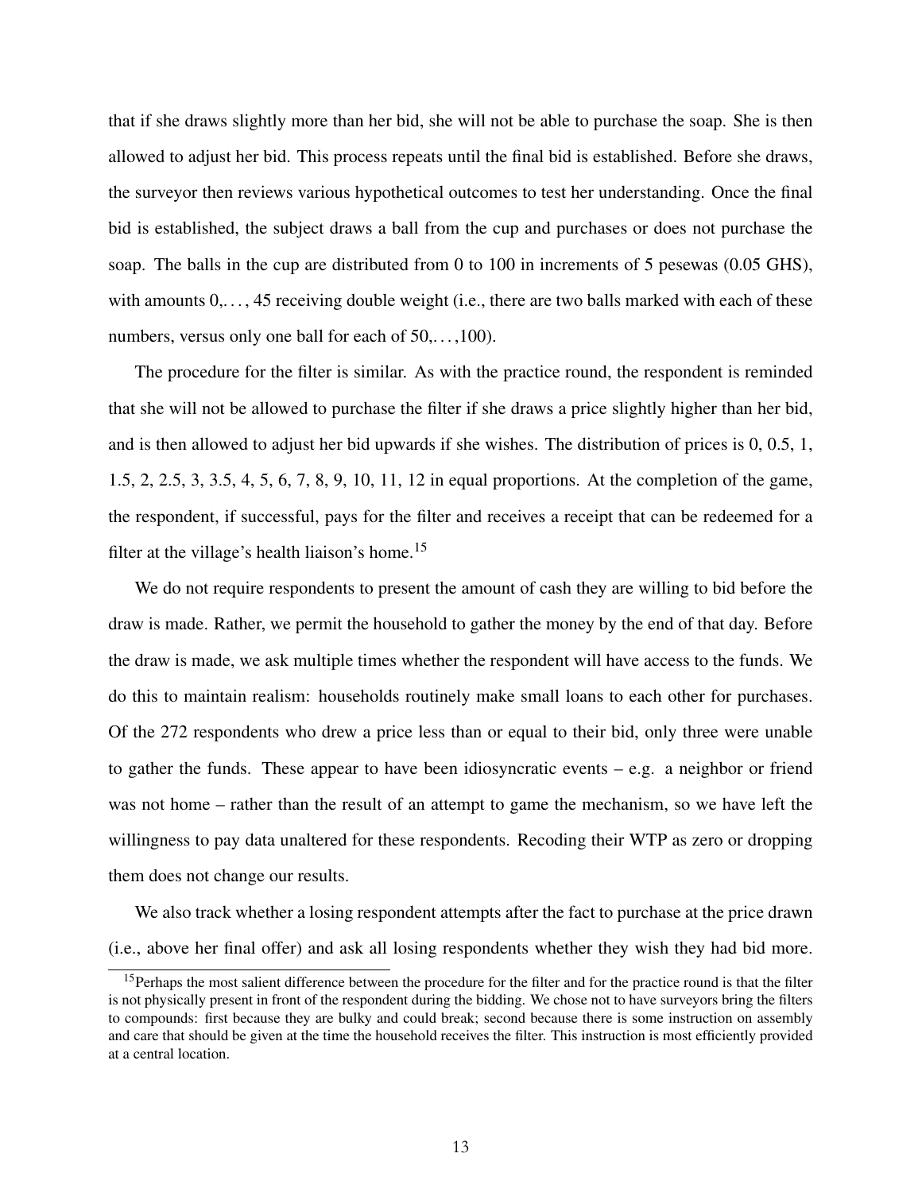that if she draws slightly more than her bid, she will not be able to purchase the soap. She is then allowed to adjust her bid. This process repeats until the final bid is established. Before she draws, the surveyor then reviews various hypothetical outcomes to test her understanding. Once the final bid is established, the subject draws a ball from the cup and purchases or does not purchase the soap. The balls in the cup are distributed from 0 to 100 in increments of 5 pesewas (0.05 GHS), with amounts 0,. . . , 45 receiving double weight (i.e., there are two balls marked with each of these numbers, versus only one ball for each of 50,. . . ,100).

The procedure for the filter is similar. As with the practice round, the respondent is reminded that she will not be allowed to purchase the filter if she draws a price slightly higher than her bid, and is then allowed to adjust her bid upwards if she wishes. The distribution of prices is 0, 0.5, 1, 1.5, 2, 2.5, 3, 3.5, 4, 5, 6, 7, 8, 9, 10, 11, 12 in equal proportions. At the completion of the game, the respondent, if successful, pays for the filter and receives a receipt that can be redeemed for a filter at the village's health liaison's home.[15]

We do not require respondents to present the amount of cash they are willing to bid before the draw is made. Rather, we permit the household to gather the money by the end of that day. Before the draw is made, we ask multiple times whether the respondent will have access to the funds. We do this to maintain realism: households routinely make small loans to each other for purchases. Of the 272 respondents who drew a price less than or equal to their bid, only three were unable to gather the funds. These appear to have been idiosyncratic events – e.g. a neighbor or friend was not home – rather than the result of an attempt to game the mechanism, so we have left the willingness to pay data unaltered for these respondents. Recoding their WTP as zero or dropping them does not change our results.

We also track whether a losing respondent attempts after the fact to purchase at the price drawn (i.e., above her final offer) and ask all losing respondents whether they wish they had bid more.

[15]Perhaps the most salient difference between the procedure for the filter and for the practice round is that the filter is not physically present in front of the respondent during the bidding. We chose not to have surveyors bring the filters to compounds: first because they are bulky and could break; second because there is some instruction on assembly and care that should be given at the time the household receives the filter. This instruction is most efficiently provided at a central location.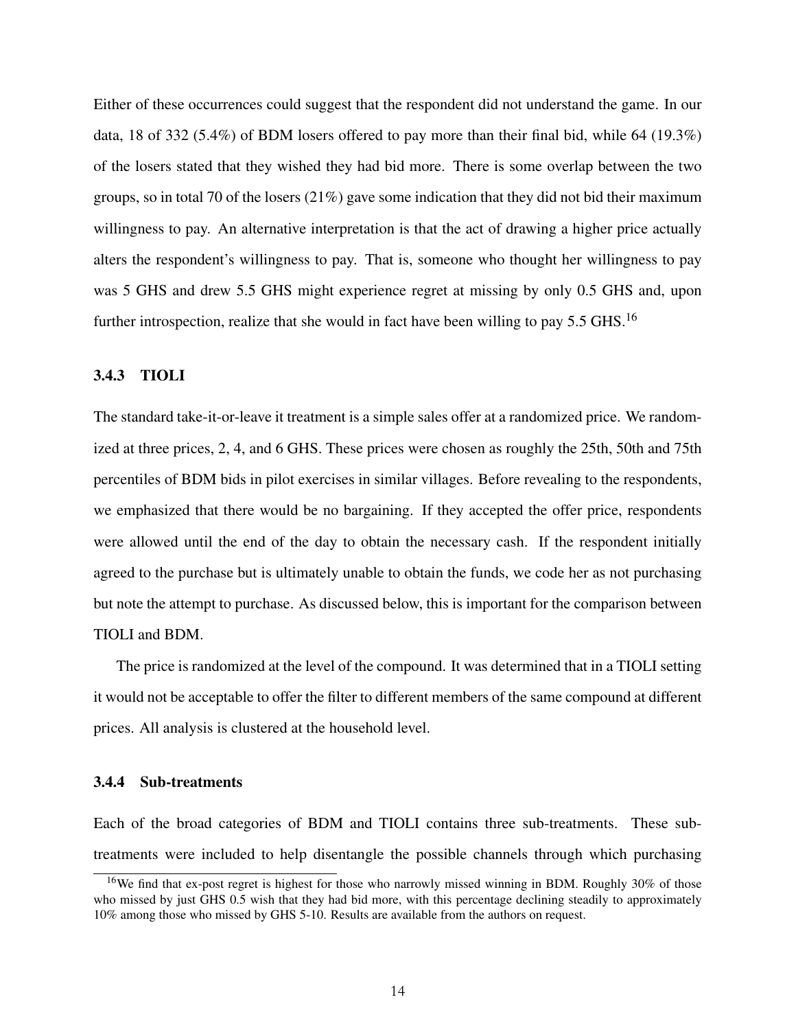Either of these occurrences could suggest that the respondent did not understand the game. In our data, 18 of 332 (5.4%) of BDM losers offered to pay more than their final bid, while 64 (19.3%) of the losers stated that they wished they had bid more. There is some overlap between the two groups, so in total 70 of the losers (21%) gave some indication that they did not bid their maximum willingness to pay. An alternative interpretation is that the act of drawing a higher price actually alters the respondent's willingness to pay. That is, someone who thought her willingness to pay was 5 GHS and drew 5.5 GHS might experience regret at missing by only 0.5 GHS and, upon further introspection, realize that she would in fact have been willing to pay 5.5 GHS.[16]

### 3.4.3 TIOLI

The standard take-it-or-leave it treatment is a simple sales offer at a randomized price. We randomized at three prices, 2, 4, and 6 GHS. These prices were chosen as roughly the 25th, 50th and 75th percentiles of BDM bids in pilot exercises in similar villages. Before revealing to the respondents, we emphasized that there would be no bargaining. If they accepted the offer price, respondents were allowed until the end of the day to obtain the necessary cash. If the respondent initially agreed to the purchase but is ultimately unable to obtain the funds, we code her as not purchasing but note the attempt to purchase. As discussed below, this is important for the comparison between TIOLI and BDM.

The price is randomized at the level of the compound. It was determined that in a TIOLI setting it would not be acceptable to offer the filter to different members of the same compound at different prices. All analysis is clustered at the household level.

### 3.4.4 Sub-treatments

Each of the broad categories of BDM and TIOLI contains three sub-treatments. These sub-treatments were included to help disentangle the possible channels through which purchasing

[16] We find that ex-post regret is highest for those who narrowly missed winning in BDM. Roughly 30% of those who missed by just GHS 0.5 wish that they had bid more, with this percentage declining steadily to approximately 10% among those who missed by GHS 5-10. Results are available from the authors on request.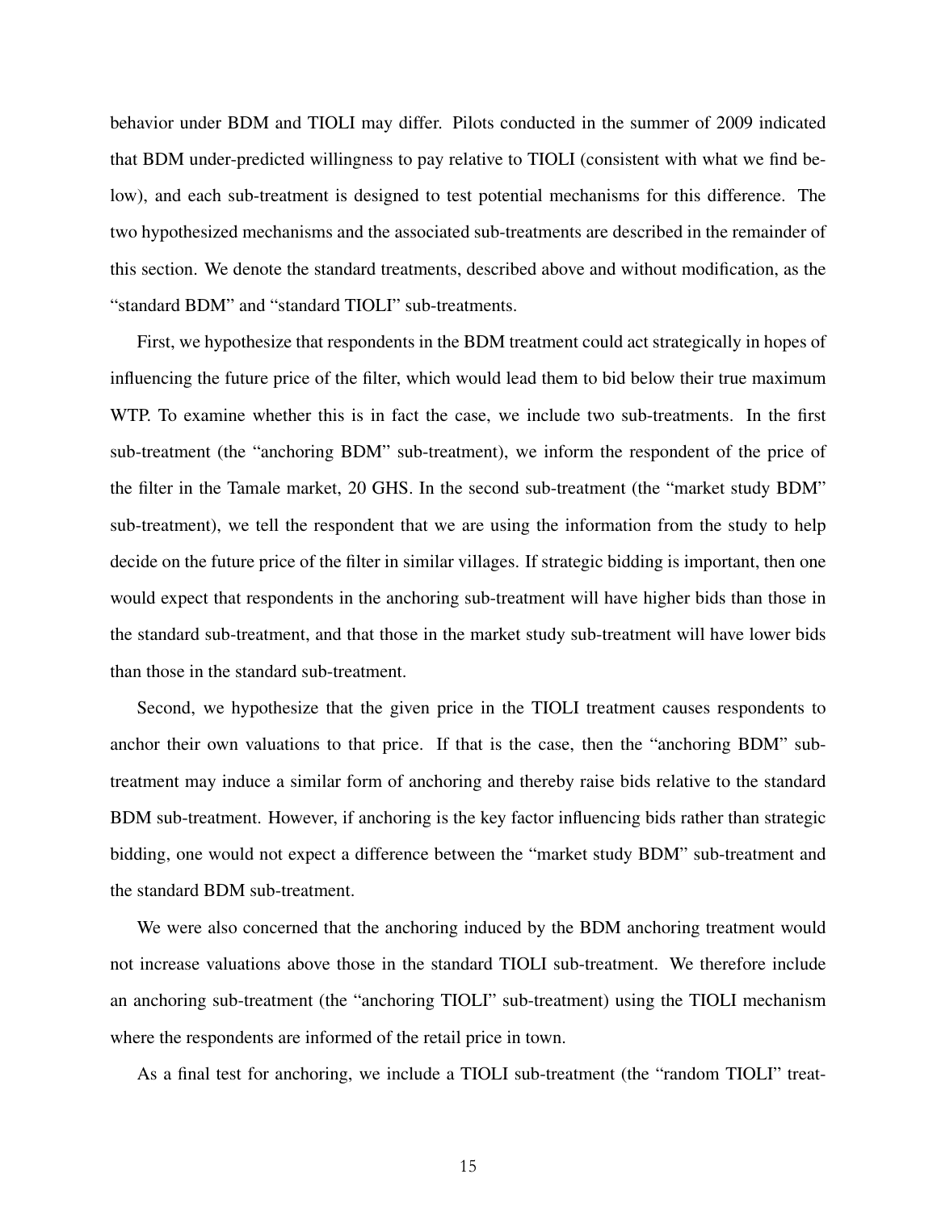behavior under BDM and TIOLI may differ. Pilots conducted in the summer of 2009 indicated that BDM under-predicted willingness to pay relative to TIOLI (consistent with what we find below), and each sub-treatment is designed to test potential mechanisms for this difference. The two hypothesized mechanisms and the associated sub-treatments are described in the remainder of this section. We denote the standard treatments, described above and without modification, as the "standard BDM" and "standard TIOLI" sub-treatments.

First, we hypothesize that respondents in the BDM treatment could act strategically in hopes of influencing the future price of the filter, which would lead them to bid below their true maximum WTP. To examine whether this is in fact the case, we include two sub-treatments. In the first sub-treatment (the "anchoring BDM" sub-treatment), we inform the respondent of the price of the filter in the Tamale market, 20 GHS. In the second sub-treatment (the "market study BDM" sub-treatment), we tell the respondent that we are using the information from the study to help decide on the future price of the filter in similar villages. If strategic bidding is important, then one would expect that respondents in the anchoring sub-treatment will have higher bids than those in the standard sub-treatment, and that those in the market study sub-treatment will have lower bids than those in the standard sub-treatment.

Second, we hypothesize that the given price in the TIOLI treatment causes respondents to anchor their own valuations to that price. If that is the case, then the "anchoring BDM" sub-treatment may induce a similar form of anchoring and thereby raise bids relative to the standard BDM sub-treatment. However, if anchoring is the key factor influencing bids rather than strategic bidding, one would not expect a difference between the "market study BDM" sub-treatment and the standard BDM sub-treatment.

We were also concerned that the anchoring induced by the BDM anchoring treatment would not increase valuations above those in the standard TIOLI sub-treatment. We therefore include an anchoring sub-treatment (the "anchoring TIOLI" sub-treatment) using the TIOLI mechanism where the respondents are informed of the retail price in town.

As a final test for anchoring, we include a TIOLI sub-treatment (the "random TIOLI" treat-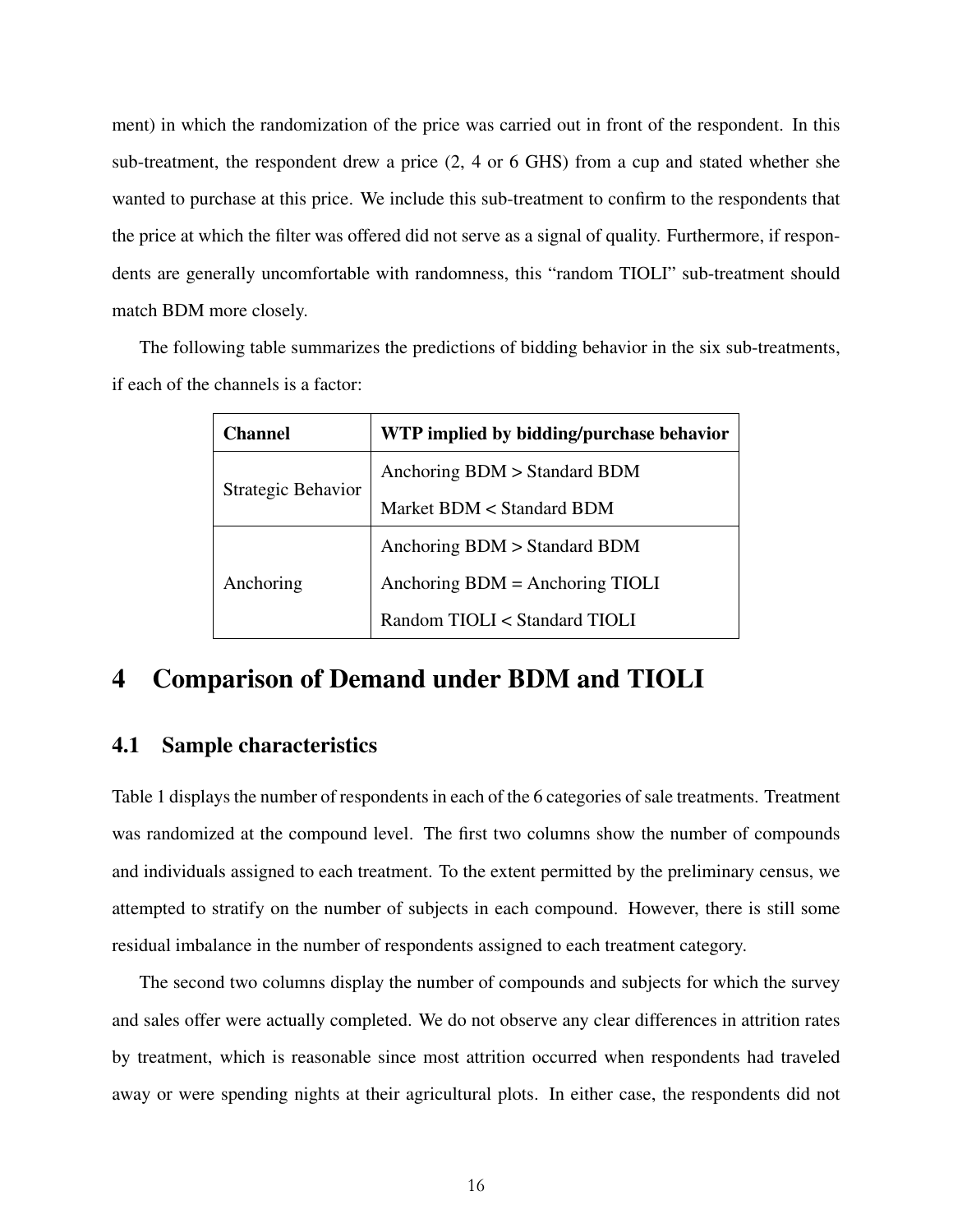ment) in which the randomization of the price was carried out in front of the respondent. In this sub-treatment, the respondent drew a price (2, 4 or 6 GHS) from a cup and stated whether she wanted to purchase at this price. We include this sub-treatment to confirm to the respondents that the price at which the filter was offered did not serve as a signal of quality. Furthermore, if respondents are generally uncomfortable with randomness, this "random TIOLI" sub-treatment should match BDM more closely.

The following table summarizes the predictions of bidding behavior in the six sub-treatments, if each of the channels is a factor:

| **Channel** | **WTP implied by bidding/purchase behavior** |
|---|---|
| Strategic Behavior | Anchoring BDM > Standard BDM |
| | Market BDM < Standard BDM |
| Anchoring | Anchoring BDM > Standard BDM |
| | Anchoring BDM = Anchoring TIOLI |
| | Random TIOLI < Standard TIOLI |

# 4 Comparison of Demand under BDM and TIOLI

## 4.1 Sample characteristics

Table 1 displays the number of respondents in each of the 6 categories of sale treatments. Treatment was randomized at the compound level. The first two columns show the number of compounds and individuals assigned to each treatment. To the extent permitted by the preliminary census, we attempted to stratify on the number of subjects in each compound. However, there is still some residual imbalance in the number of respondents assigned to each treatment category.

The second two columns display the number of compounds and subjects for which the survey and sales offer were actually completed. We do not observe any clear differences in attrition rates by treatment, which is reasonable since most attrition occurred when respondents had traveled away or were spending nights at their agricultural plots. In either case, the respondents did not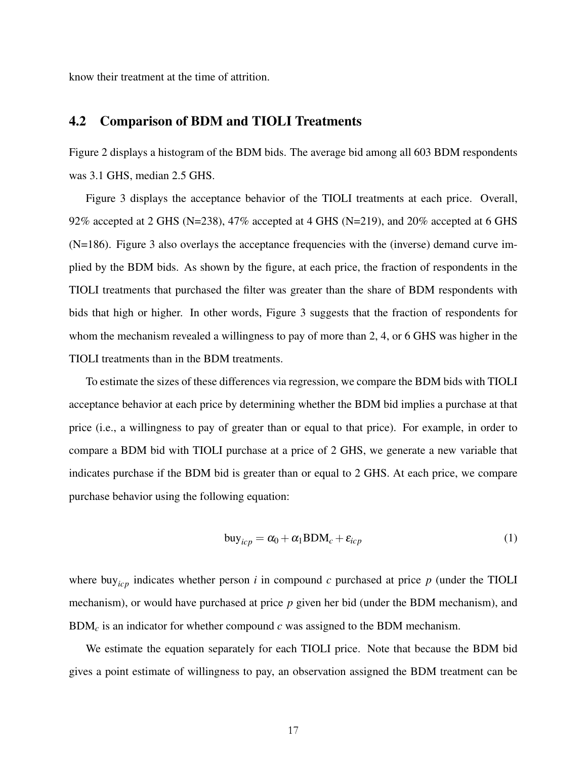know their treatment at the time of attrition.

## 4.2 Comparison of BDM and TIOLI Treatments

Figure 2 displays a histogram of the BDM bids. The average bid among all 603 BDM respondents was 3.1 GHS, median 2.5 GHS.

Figure 3 displays the acceptance behavior of the TIOLI treatments at each price. Overall, 92% accepted at 2 GHS (N=238), 47% accepted at 4 GHS (N=219), and 20% accepted at 6 GHS (N=186). Figure 3 also overlays the acceptance frequencies with the (inverse) demand curve implied by the BDM bids. As shown by the figure, at each price, the fraction of respondents in the TIOLI treatments that purchased the filter was greater than the share of BDM respondents with bids that high or higher. In other words, Figure 3 suggests that the fraction of respondents for whom the mechanism revealed a willingness to pay of more than 2, 4, or 6 GHS was higher in the TIOLI treatments than in the BDM treatments.

To estimate the sizes of these differences via regression, we compare the BDM bids with TIOLI acceptance behavior at each price by determining whether the BDM bid implies a purchase at that price (i.e., a willingness to pay of greater than or equal to that price). For example, in order to compare a BDM bid with TIOLI purchase at a price of 2 GHS, we generate a new variable that indicates purchase if the BDM bid is greater than or equal to 2 GHS. At each price, we compare purchase behavior using the following equation:

$$\text{buy}_{icp} = \alpha_0 + \alpha_1 \text{BDM}_c + \varepsilon_{icp} \tag{1}$$

where $\text{buy}_{icp}$ indicates whether person $i$ in compound $c$ purchased at price $p$ (under the TIOLI mechanism), or would have purchased at price $p$ given her bid (under the BDM mechanism), and $\text{BDM}_c$ is an indicator for whether compound $c$ was assigned to the BDM mechanism.

We estimate the equation separately for each TIOLI price. Note that because the BDM bid gives a point estimate of willingness to pay, an observation assigned the BDM treatment can be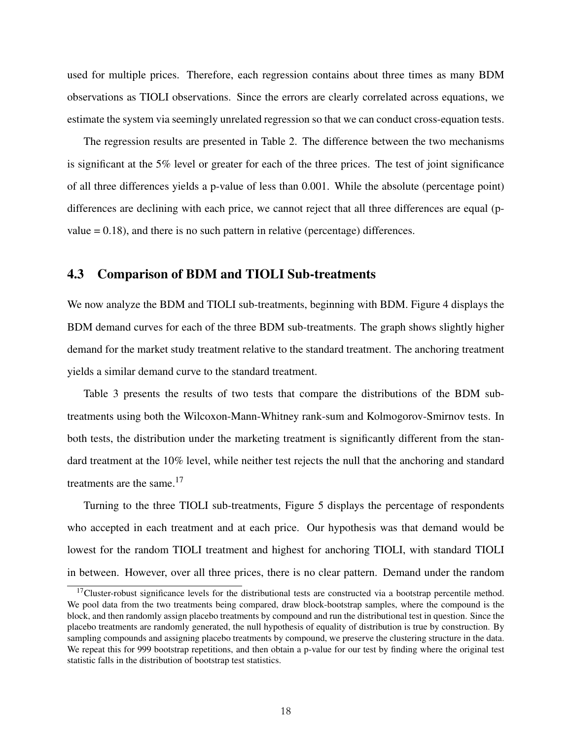used for multiple prices. Therefore, each regression contains about three times as many BDM observations as TIOLI observations. Since the errors are clearly correlated across equations, we estimate the system via seemingly unrelated regression so that we can conduct cross-equation tests.

The regression results are presented in Table 2. The difference between the two mechanisms is significant at the 5% level or greater for each of the three prices. The test of joint significance of all three differences yields a p-value of less than 0.001. While the absolute (percentage point) differences are declining with each price, we cannot reject that all three differences are equal (p-value = 0.18), and there is no such pattern in relative (percentage) differences.

## 4.3 Comparison of BDM and TIOLI Sub-treatments

We now analyze the BDM and TIOLI sub-treatments, beginning with BDM. Figure 4 displays the BDM demand curves for each of the three BDM sub-treatments. The graph shows slightly higher demand for the market study treatment relative to the standard treatment. The anchoring treatment yields a similar demand curve to the standard treatment.

Table 3 presents the results of two tests that compare the distributions of the BDM sub-treatments using both the Wilcoxon-Mann-Whitney rank-sum and Kolmogorov-Smirnov tests. In both tests, the distribution under the marketing treatment is significantly different from the standard treatment at the 10% level, while neither test rejects the null that the anchoring and standard treatments are the same.[17]

Turning to the three TIOLI sub-treatments, Figure 5 displays the percentage of respondents who accepted in each treatment and at each price. Our hypothesis was that demand would be lowest for the random TIOLI treatment and highest for anchoring TIOLI, with standard TIOLI in between. However, over all three prices, there is no clear pattern. Demand under the random

[17] Cluster-robust significance levels for the distributional tests are constructed via a bootstrap percentile method. We pool data from the two treatments being compared, draw block-bootstrap samples, where the compound is the block, and then randomly assign placebo treatments by compound and run the distributional test in question. Since the placebo treatments are randomly generated, the null hypothesis of equality of distribution is true by construction. By sampling compounds and assigning placebo treatments by compound, we preserve the clustering structure in the data. We repeat this for 999 bootstrap repetitions, and then obtain a p-value for our test by finding where the original test statistic falls in the distribution of bootstrap test statistics.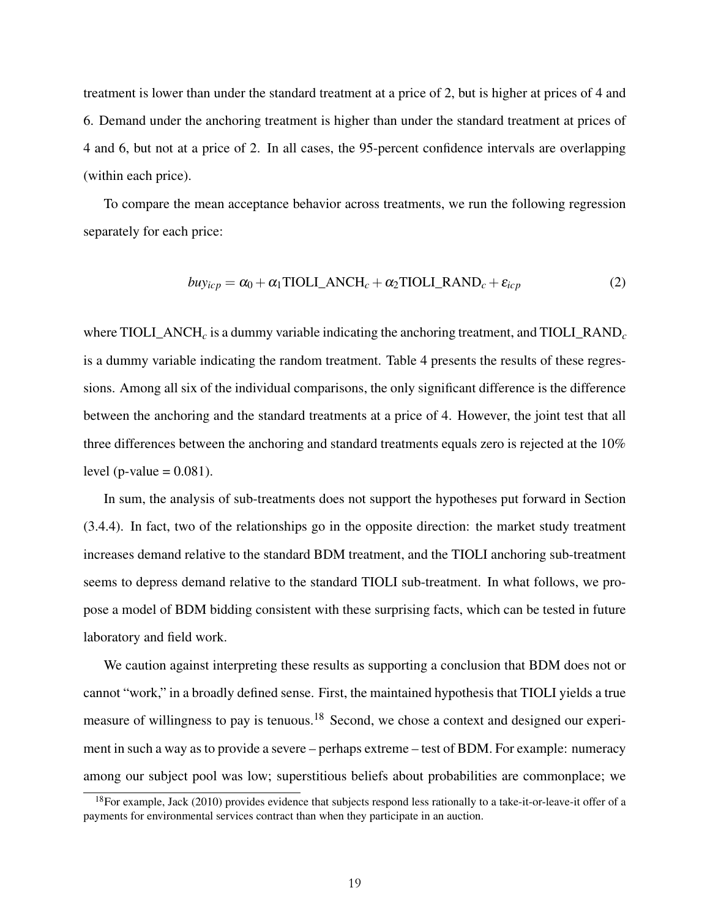treatment is lower than under the standard treatment at a price of 2, but is higher at prices of 4 and 6. Demand under the anchoring treatment is higher than under the standard treatment at prices of 4 and 6, but not at a price of 2. In all cases, the 95-percent confidence intervals are overlapping (within each price).

To compare the mean acceptance behavior across treatments, we run the following regression separately for each price:

$$buy_{icp} = \alpha_0 + \alpha_1 \text{TIOLI\_ANCH}_c + \alpha_2 \text{TIOLI\_RAND}_c + \varepsilon_{icp} \tag{2}$$

where $\text{TIOLI\_ANCH}_c$ is a dummy variable indicating the anchoring treatment, and $\text{TIOLI\_RAND}_c$ is a dummy variable indicating the random treatment. Table 4 presents the results of these regressions. Among all six of the individual comparisons, the only significant difference is the difference between the anchoring and the standard treatments at a price of 4. However, the joint test that all three differences between the anchoring and standard treatments equals zero is rejected at the 10% level (p-value = 0.081).

In sum, the analysis of sub-treatments does not support the hypotheses put forward in Section (3.4.4). In fact, two of the relationships go in the opposite direction: the market study treatment increases demand relative to the standard BDM treatment, and the TIOLI anchoring sub-treatment seems to depress demand relative to the standard TIOLI sub-treatment. In what follows, we propose a model of BDM bidding consistent with these surprising facts, which can be tested in future laboratory and field work.

We caution against interpreting these results as supporting a conclusion that BDM does not or cannot "work," in a broadly defined sense. First, the maintained hypothesis that TIOLI yields a true measure of willingness to pay is tenuous.[18] Second, we chose a context and designed our experiment in such a way as to provide a severe – perhaps extreme – test of BDM. For example: numeracy among our subject pool was low; superstitious beliefs about probabilities are commonplace; we

[18] For example, Jack (2010) provides evidence that subjects respond less rationally to a take-it-or-leave-it offer of a payments for environmental services contract than when they participate in an auction.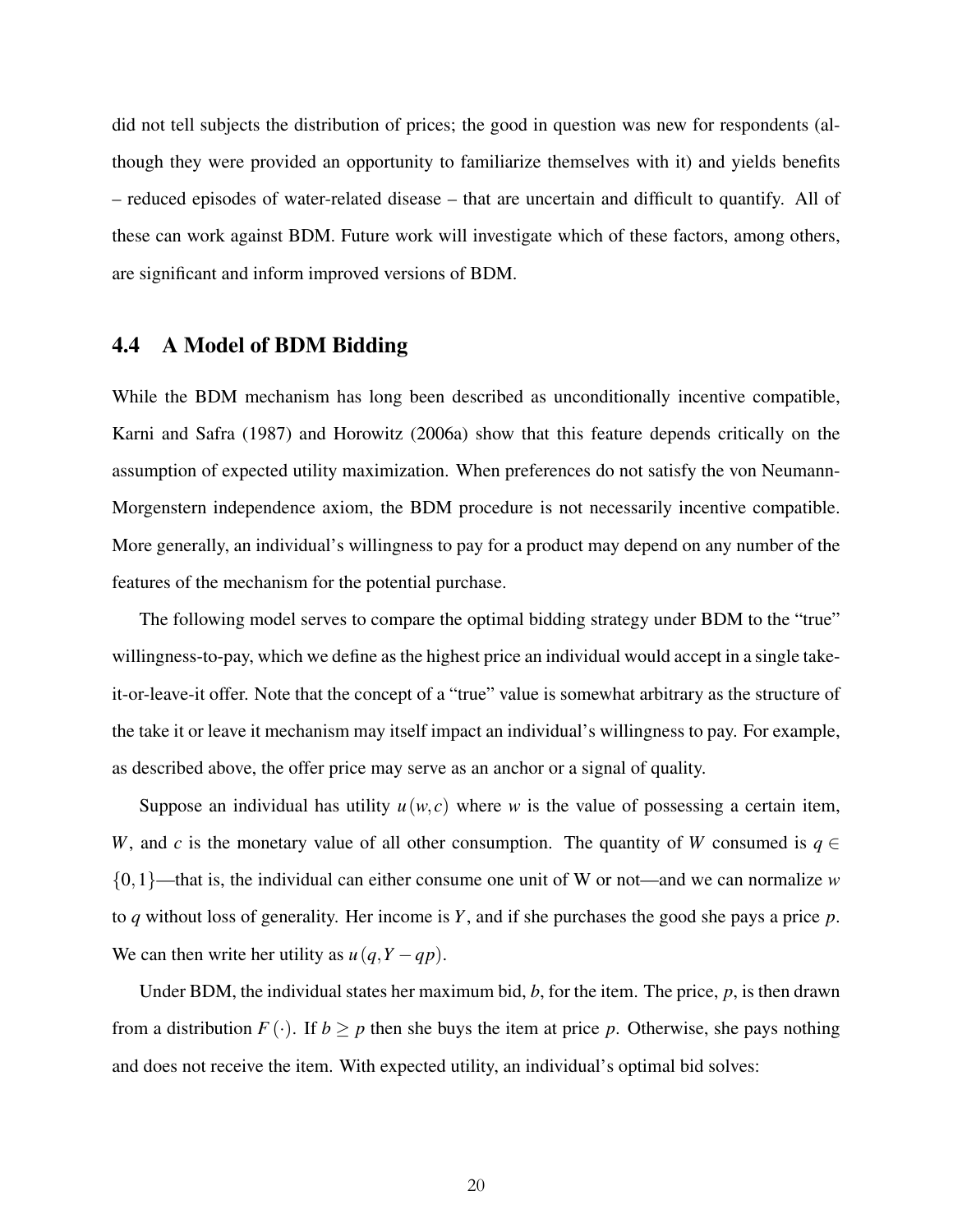did not tell subjects the distribution of prices; the good in question was new for respondents (although they were provided an opportunity to familiarize themselves with it) and yields benefits – reduced episodes of water-related disease – that are uncertain and difficult to quantify. All of these can work against BDM. Future work will investigate which of these factors, among others, are significant and inform improved versions of BDM.

### 4.4 A Model of BDM Bidding

While the BDM mechanism has long been described as unconditionally incentive compatible, Karni and Safra (1987) and Horowitz (2006a) show that this feature depends critically on the assumption of expected utility maximization. When preferences do not satisfy the von Neumann-Morgenstern independence axiom, the BDM procedure is not necessarily incentive compatible. More generally, an individual's willingness to pay for a product may depend on any number of the features of the mechanism for the potential purchase.

The following model serves to compare the optimal bidding strategy under BDM to the "true" willingness-to-pay, which we define as the highest price an individual would accept in a single take-it-or-leave-it offer. Note that the concept of a "true" value is somewhat arbitrary as the structure of the take it or leave it mechanism may itself impact an individual's willingness to pay. For example, as described above, the offer price may serve as an anchor or a signal of quality.

Suppose an individual has utility $u(w,c)$ where $w$ is the value of possessing a certain item, $W$, and $c$ is the monetary value of all other consumption. The quantity of $W$ consumed is $q \in \{0,1\}$—that is, the individual can either consume one unit of W or not—and we can normalize $w$ to $q$ without loss of generality. Her income is $Y$, and if she purchases the good she pays a price $p$. We can then write her utility as $u(q, Y - qp)$.

Under BDM, the individual states her maximum bid, $b$, for the item. The price, $p$, is then drawn from a distribution $F(\cdot)$. If $b \geq p$ then she buys the item at price $p$. Otherwise, she pays nothing and does not receive the item. With expected utility, an individual's optimal bid solves: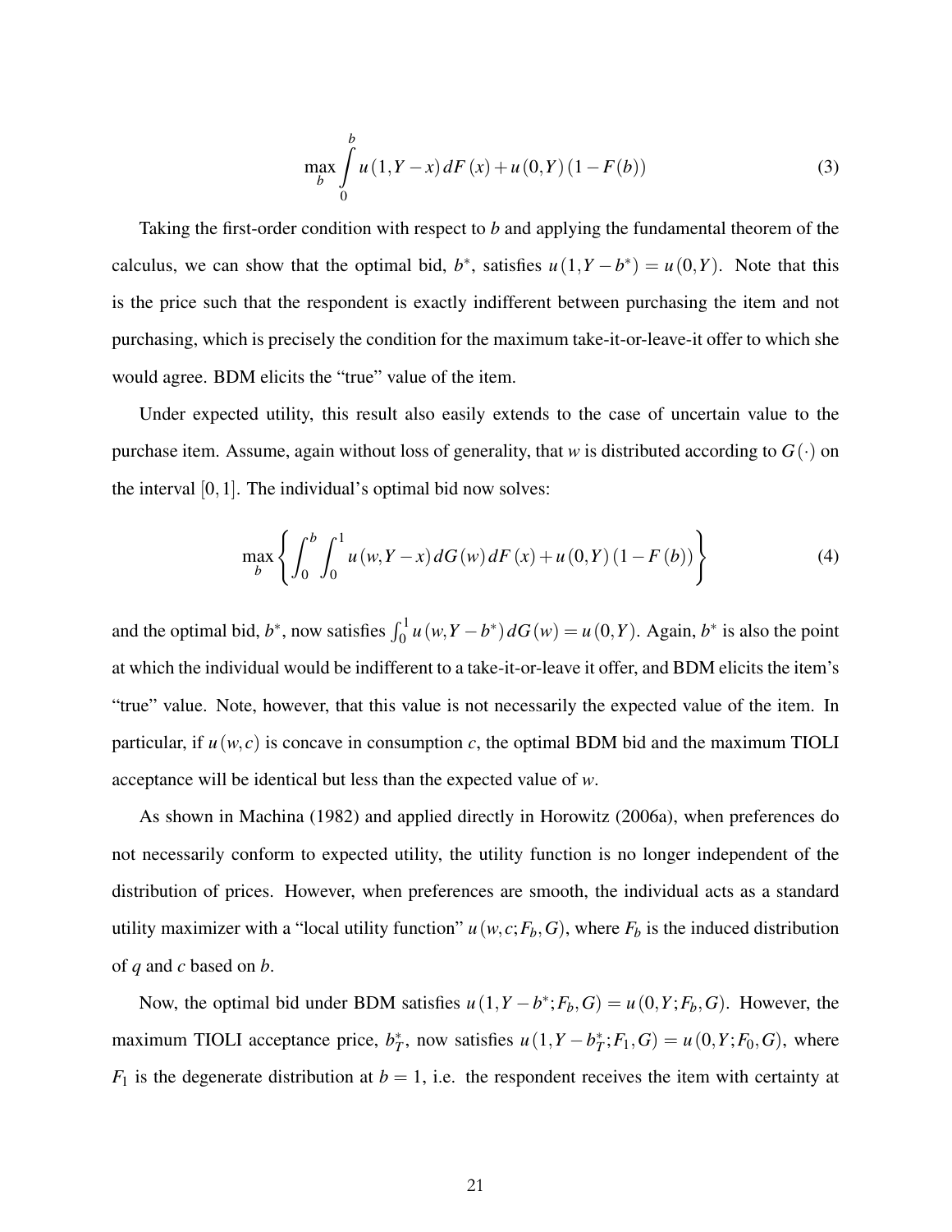$$\max_{b} \int_{0}^{b} u(1, Y-x)\, dF(x) + u(0, Y)(1 - F(b)) \tag{3}$$

Taking the first-order condition with respect to $b$ and applying the fundamental theorem of the calculus, we can show that the optimal bid, $b^*$, satisfies $u(1, Y - b^*) = u(0, Y)$. Note that this is the price such that the respondent is exactly indifferent between purchasing the item and not purchasing, which is precisely the condition for the maximum take-it-or-leave-it offer to which she would agree. BDM elicits the "true" value of the item.

Under expected utility, this result also easily extends to the case of uncertain value to the purchase item. Assume, again without loss of generality, that $w$ is distributed according to $G(\cdot)$ on the interval $[0, 1]$. The individual's optimal bid now solves:

$$\max_{b} \left\{ \int_{0}^{b} \int_{0}^{1} u(w, Y - x)\, dG(w)\, dF(x) + u(0, Y)(1 - F(b)) \right\} \tag{4}$$

and the optimal bid, $b^*$, now satisfies $\int_0^1 u(w, Y - b^*)\, dG(w) = u(0, Y)$. Again, $b^*$ is also the point at which the individual would be indifferent to a take-it-or-leave it offer, and BDM elicits the item's "true" value. Note, however, that this value is not necessarily the expected value of the item. In particular, if $u(w, c)$ is concave in consumption $c$, the optimal BDM bid and the maximum TIOLI acceptance will be identical but less than the expected value of $w$.

As shown in Machina (1982) and applied directly in Horowitz (2006a), when preferences do not necessarily conform to expected utility, the utility function is no longer independent of the distribution of prices. However, when preferences are smooth, the individual acts as a standard utility maximizer with a "local utility function" $u(w, c; F_b, G)$, where $F_b$ is the induced distribution of $q$ and $c$ based on $b$.

Now, the optimal bid under BDM satisfies $u(1, Y - b^*; F_b, G) = u(0, Y; F_b, G)$. However, the maximum TIOLI acceptance price, $b_T^*$, now satisfies $u(1, Y - b_T^*; F_1, G) = u(0, Y; F_0, G)$, where $F_1$ is the degenerate distribution at $b = 1$, i.e. the respondent receives the item with certainty at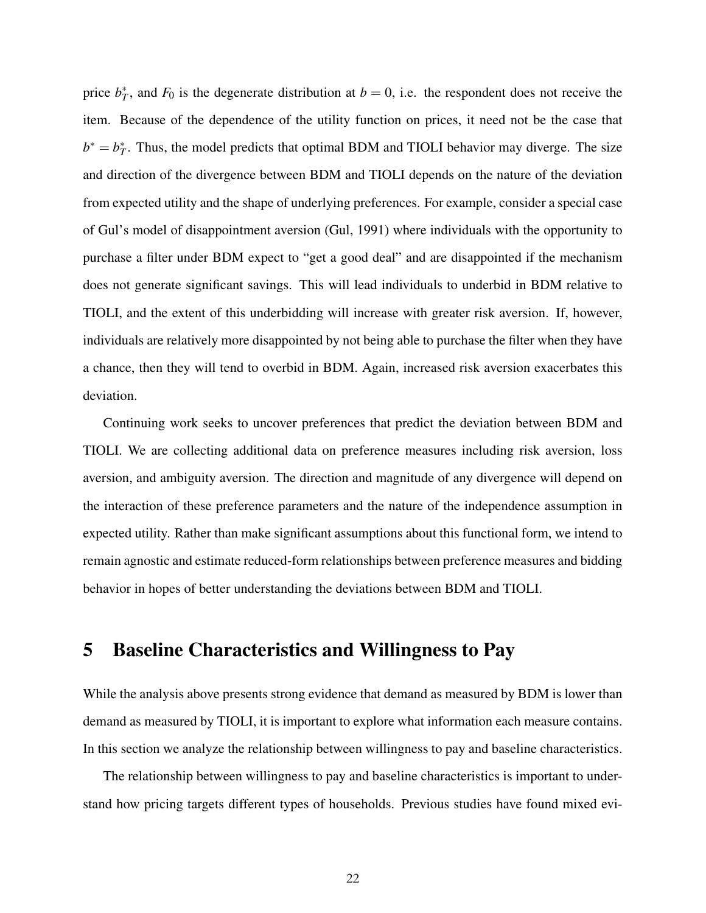price $b_T^*$, and $F_0$ is the degenerate distribution at $b = 0$, i.e. the respondent does not receive the item. Because of the dependence of the utility function on prices, it need not be the case that $b^* = b_T^*$. Thus, the model predicts that optimal BDM and TIOLI behavior may diverge. The size and direction of the divergence between BDM and TIOLI depends on the nature of the deviation from expected utility and the shape of underlying preferences. For example, consider a special case of Gul's model of disappointment aversion (Gul, 1991) where individuals with the opportunity to purchase a filter under BDM expect to "get a good deal" and are disappointed if the mechanism does not generate significant savings. This will lead individuals to underbid in BDM relative to TIOLI, and the extent of this underbidding will increase with greater risk aversion. If, however, individuals are relatively more disappointed by not being able to purchase the filter when they have a chance, then they will tend to overbid in BDM. Again, increased risk aversion exacerbates this deviation.

Continuing work seeks to uncover preferences that predict the deviation between BDM and TIOLI. We are collecting additional data on preference measures including risk aversion, loss aversion, and ambiguity aversion. The direction and magnitude of any divergence will depend on the interaction of these preference parameters and the nature of the independence assumption in expected utility. Rather than make significant assumptions about this functional form, we intend to remain agnostic and estimate reduced-form relationships between preference measures and bidding behavior in hopes of better understanding the deviations between BDM and TIOLI.

# 5 Baseline Characteristics and Willingness to Pay

While the analysis above presents strong evidence that demand as measured by BDM is lower than demand as measured by TIOLI, it is important to explore what information each measure contains. In this section we analyze the relationship between willingness to pay and baseline characteristics.

The relationship between willingness to pay and baseline characteristics is important to understand how pricing targets different types of households. Previous studies have found mixed evi-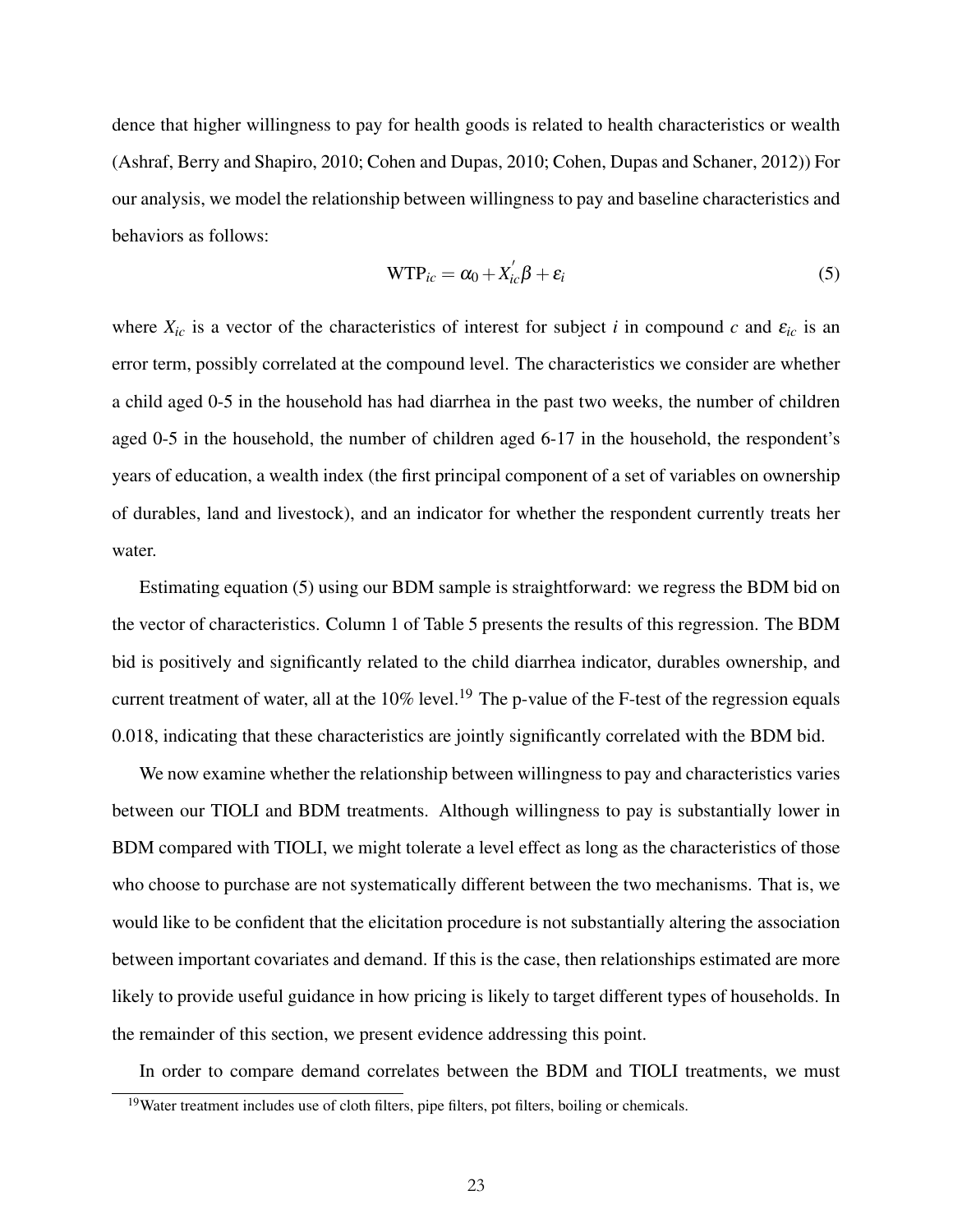dence that higher willingness to pay for health goods is related to health characteristics or wealth (Ashraf, Berry and Shapiro, 2010; Cohen and Dupas, 2010; Cohen, Dupas and Schaner, 2012)) For our analysis, we model the relationship between willingness to pay and baseline characteristics and behaviors as follows:

$$\text{WTP}_{ic} = \alpha_0 + X_{ic}^{'}\beta + \varepsilon_i \tag{5}$$

where $X_{ic}$ is a vector of the characteristics of interest for subject $i$ in compound $c$ and $\varepsilon_{ic}$ is an error term, possibly correlated at the compound level. The characteristics we consider are whether a child aged 0-5 in the household has had diarrhea in the past two weeks, the number of children aged 0-5 in the household, the number of children aged 6-17 in the household, the respondent's years of education, a wealth index (the first principal component of a set of variables on ownership of durables, land and livestock), and an indicator for whether the respondent currently treats her water.

Estimating equation (5) using our BDM sample is straightforward: we regress the BDM bid on the vector of characteristics. Column 1 of Table 5 presents the results of this regression. The BDM bid is positively and significantly related to the child diarrhea indicator, durables ownership, and current treatment of water, all at the 10% level.[19] The p-value of the F-test of the regression equals 0.018, indicating that these characteristics are jointly significantly correlated with the BDM bid.

We now examine whether the relationship between willingness to pay and characteristics varies between our TIOLI and BDM treatments. Although willingness to pay is substantially lower in BDM compared with TIOLI, we might tolerate a level effect as long as the characteristics of those who choose to purchase are not systematically different between the two mechanisms. That is, we would like to be confident that the elicitation procedure is not substantially altering the association between important covariates and demand. If this is the case, then relationships estimated are more likely to provide useful guidance in how pricing is likely to target different types of households. In the remainder of this section, we present evidence addressing this point.

In order to compare demand correlates between the BDM and TIOLI treatments, we must

[19] Water treatment includes use of cloth filters, pipe filters, pot filters, boiling or chemicals.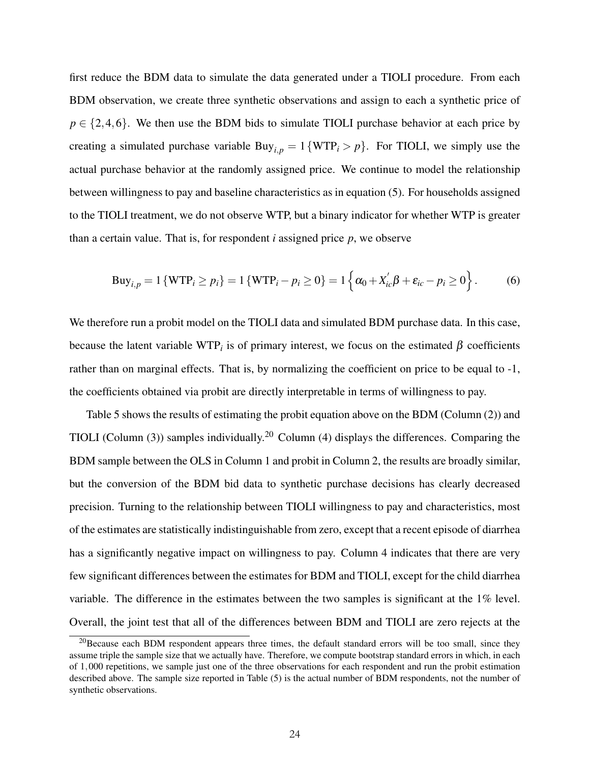first reduce the BDM data to simulate the data generated under a TIOLI procedure. From each BDM observation, we create three synthetic observations and assign to each a synthetic price of $p \in \{2,4,6\}$. We then use the BDM bids to simulate TIOLI purchase behavior at each price by creating a simulated purchase variable $\text{Buy}_{i,p} = 1\{\text{WTP}_i > p\}$. For TIOLI, we simply use the actual purchase behavior at the randomly assigned price. We continue to model the relationship between willingness to pay and baseline characteristics as in equation (5). For households assigned to the TIOLI treatment, we do not observe WTP, but a binary indicator for whether WTP is greater than a certain value. That is, for respondent $i$ assigned price $p$, we observe

$$\text{Buy}_{i,p} = 1\{\text{WTP}_i \geq p_i\} = 1\{\text{WTP}_i - p_i \geq 0\} = 1\left\{\alpha_0 + X_{ic}^{'}\beta + \varepsilon_{ic} - p_i \geq 0\right\}. \qquad (6)$$

We therefore run a probit model on the TIOLI data and simulated BDM purchase data. In this case, because the latent variable $\text{WTP}_i$ is of primary interest, we focus on the estimated $\beta$ coefficients rather than on marginal effects. That is, by normalizing the coefficient on price to be equal to -1, the coefficients obtained via probit are directly interpretable in terms of willingness to pay.

Table 5 shows the results of estimating the probit equation above on the BDM (Column (2)) and TIOLI (Column (3)) samples individually.[20] Column (4) displays the differences. Comparing the BDM sample between the OLS in Column 1 and probit in Column 2, the results are broadly similar, but the conversion of the BDM bid data to synthetic purchase decisions has clearly decreased precision. Turning to the relationship between TIOLI willingness to pay and characteristics, most of the estimates are statistically indistinguishable from zero, except that a recent episode of diarrhea has a significantly negative impact on willingness to pay. Column 4 indicates that there are very few significant differences between the estimates for BDM and TIOLI, except for the child diarrhea variable. The difference in the estimates between the two samples is significant at the 1% level. Overall, the joint test that all of the differences between BDM and TIOLI are zero rejects at the

[20] Because each BDM respondent appears three times, the default standard errors will be too small, since they assume triple the sample size that we actually have. Therefore, we compute bootstrap standard errors in which, in each of 1,000 repetitions, we sample just one of the three observations for each respondent and run the probit estimation described above. The sample size reported in Table (5) is the actual number of BDM respondents, not the number of synthetic observations.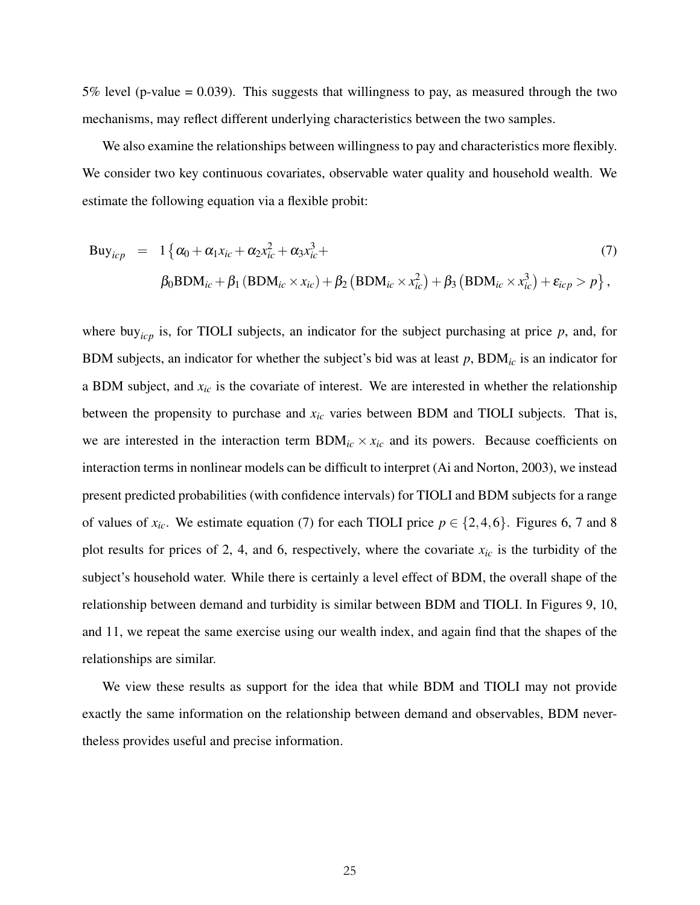5% level (p-value = 0.039). This suggests that willingness to pay, as measured through the two mechanisms, may reflect different underlying characteristics between the two samples.

We also examine the relationships between willingness to pay and characteristics more flexibly. We consider two key continuous covariates, observable water quality and household wealth. We estimate the following equation via a flexible probit:

$$
\begin{aligned}
\text{Buy}_{icp} \quad = \quad & 1\left\{\alpha_0 + \alpha_1 x_{ic} + \alpha_2 x_{ic}^2 + \alpha_3 x_{ic}^3 + \right. \\
& \left. \beta_0 \text{BDM}_{ic} + \beta_1 \left(\text{BDM}_{ic} \times x_{ic}\right) + \beta_2 \left(\text{BDM}_{ic} \times x_{ic}^2\right) + \beta_3 \left(\text{BDM}_{ic} \times x_{ic}^3\right) + \varepsilon_{icp} > p\right\},
\end{aligned}
\tag{7}
$$

where $\text{buy}_{icp}$ is, for TIOLI subjects, an indicator for the subject purchasing at price $p$, and, for BDM subjects, an indicator for whether the subject's bid was at least $p$, $\text{BDM}_{ic}$ is an indicator for a BDM subject, and $x_{ic}$ is the covariate of interest. We are interested in whether the relationship between the propensity to purchase and $x_{ic}$ varies between BDM and TIOLI subjects. That is, we are interested in the interaction term $\text{BDM}_{ic} \times x_{ic}$ and its powers. Because coefficients on interaction terms in nonlinear models can be difficult to interpret (Ai and Norton, 2003), we instead present predicted probabilities (with confidence intervals) for TIOLI and BDM subjects for a range of values of $x_{ic}$. We estimate equation (7) for each TIOLI price $p \in \{2, 4, 6\}$. Figures 6, 7 and 8 plot results for prices of 2, 4, and 6, respectively, where the covariate $x_{ic}$ is the turbidity of the subject's household water. While there is certainly a level effect of BDM, the overall shape of the relationship between demand and turbidity is similar between BDM and TIOLI. In Figures 9, 10, and 11, we repeat the same exercise using our wealth index, and again find that the shapes of the relationships are similar.

We view these results as support for the idea that while BDM and TIOLI may not provide exactly the same information on the relationship between demand and observables, BDM nevertheless provides useful and precise information.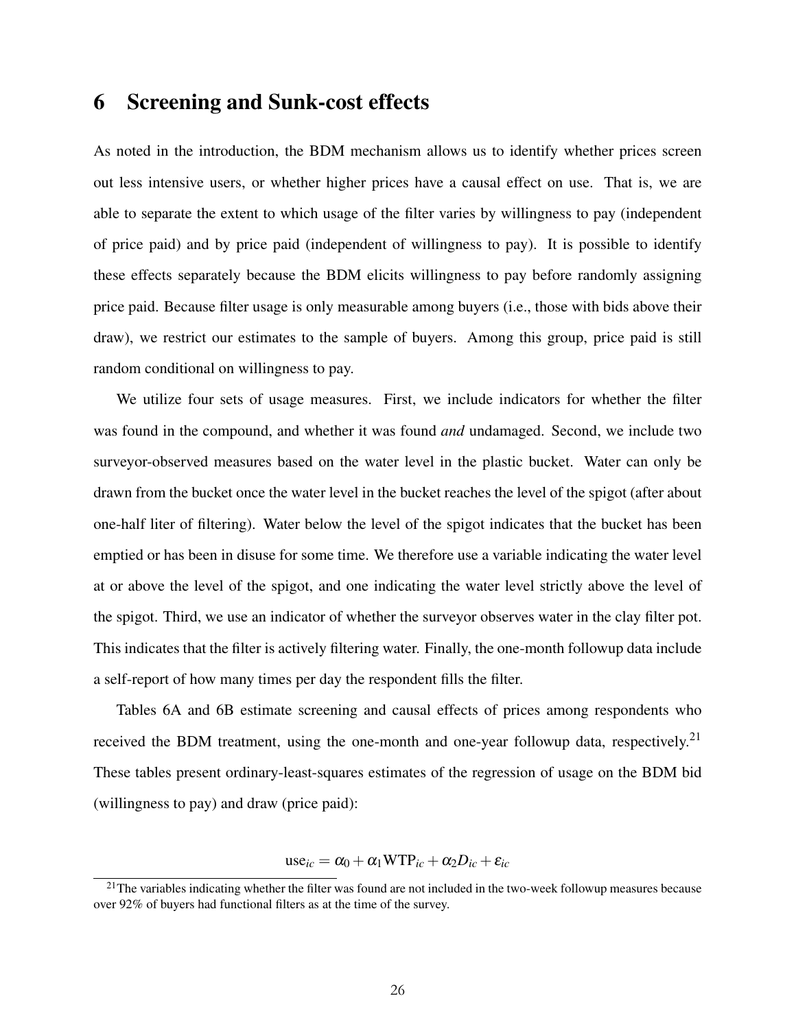# 6 Screening and Sunk-cost effects

As noted in the introduction, the BDM mechanism allows us to identify whether prices screen out less intensive users, or whether higher prices have a causal effect on use. That is, we are able to separate the extent to which usage of the filter varies by willingness to pay (independent of price paid) and by price paid (independent of willingness to pay). It is possible to identify these effects separately because the BDM elicits willingness to pay before randomly assigning price paid. Because filter usage is only measurable among buyers (i.e., those with bids above their draw), we restrict our estimates to the sample of buyers. Among this group, price paid is still random conditional on willingness to pay.

We utilize four sets of usage measures. First, we include indicators for whether the filter was found in the compound, and whether it was found *and* undamaged. Second, we include two surveyor-observed measures based on the water level in the plastic bucket. Water can only be drawn from the bucket once the water level in the bucket reaches the level of the spigot (after about one-half liter of filtering). Water below the level of the spigot indicates that the bucket has been emptied or has been in disuse for some time. We therefore use a variable indicating the water level at or above the level of the spigot, and one indicating the water level strictly above the level of the spigot. Third, we use an indicator of whether the surveyor observes water in the clay filter pot. This indicates that the filter is actively filtering water. Finally, the one-month followup data include a self-report of how many times per day the respondent fills the filter.

Tables 6A and 6B estimate screening and causal effects of prices among respondents who received the BDM treatment, using the one-month and one-year followup data, respectively.[21] These tables present ordinary-least-squares estimates of the regression of usage on the BDM bid (willingness to pay) and draw (price paid):

$$\text{use}_{ic} = \alpha_0 + \alpha_1 \text{WTP}_{ic} + \alpha_2 D_{ic} + \varepsilon_{ic}$$

[21] The variables indicating whether the filter was found are not included in the two-week followup measures because over 92% of buyers had functional filters as at the time of the survey.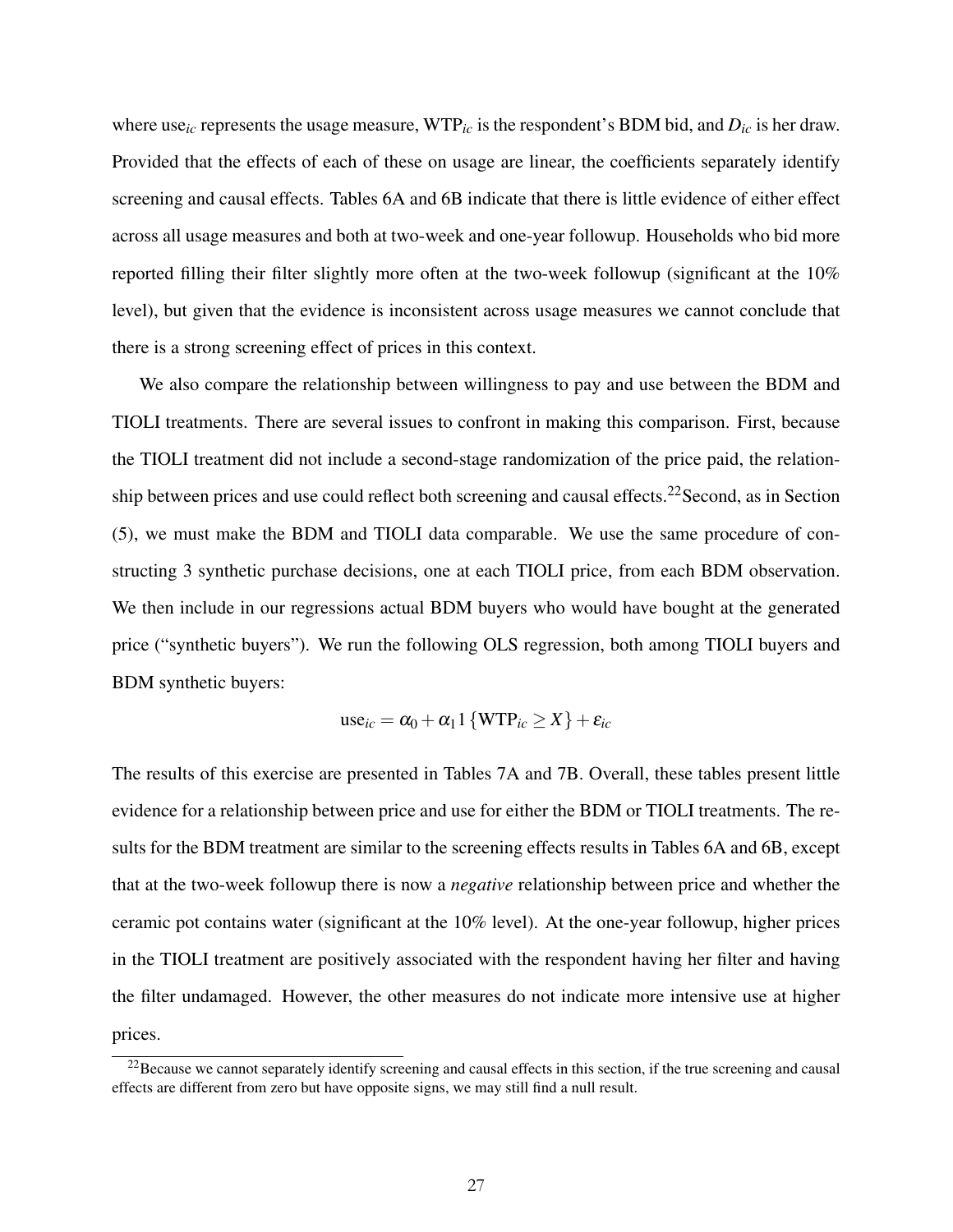where $\text{use}_{ic}$ represents the usage measure, $\text{WTP}_{ic}$ is the respondent's BDM bid, and $D_{ic}$ is her draw. Provided that the effects of each of these on usage are linear, the coefficients separately identify screening and causal effects. Tables 6A and 6B indicate that there is little evidence of either effect across all usage measures and both at two-week and one-year followup. Households who bid more reported filling their filter slightly more often at the two-week followup (significant at the 10% level), but given that the evidence is inconsistent across usage measures we cannot conclude that there is a strong screening effect of prices in this context.

We also compare the relationship between willingness to pay and use between the BDM and TIOLI treatments. There are several issues to confront in making this comparison. First, because the TIOLI treatment did not include a second-stage randomization of the price paid, the relationship between prices and use could reflect both screening and causal effects.[22] Second, as in Section (5), we must make the BDM and TIOLI data comparable. We use the same procedure of constructing 3 synthetic purchase decisions, one at each TIOLI price, from each BDM observation. We then include in our regressions actual BDM buyers who would have bought at the generated price ("synthetic buyers"). We run the following OLS regression, both among TIOLI buyers and BDM synthetic buyers:

$$\text{use}_{ic} = \alpha_0 + \alpha_1 1\{\text{WTP}_{ic} \geq X\} + \varepsilon_{ic}$$

The results of this exercise are presented in Tables 7A and 7B. Overall, these tables present little evidence for a relationship between price and use for either the BDM or TIOLI treatments. The results for the BDM treatment are similar to the screening effects results in Tables 6A and 6B, except that at the two-week followup there is now a *negative* relationship between price and whether the ceramic pot contains water (significant at the 10% level). At the one-year followup, higher prices in the TIOLI treatment are positively associated with the respondent having her filter and having the filter undamaged. However, the other measures do not indicate more intensive use at higher prices.

[22] Because we cannot separately identify screening and causal effects in this section, if the true screening and causal effects are different from zero but have opposite signs, we may still find a null result.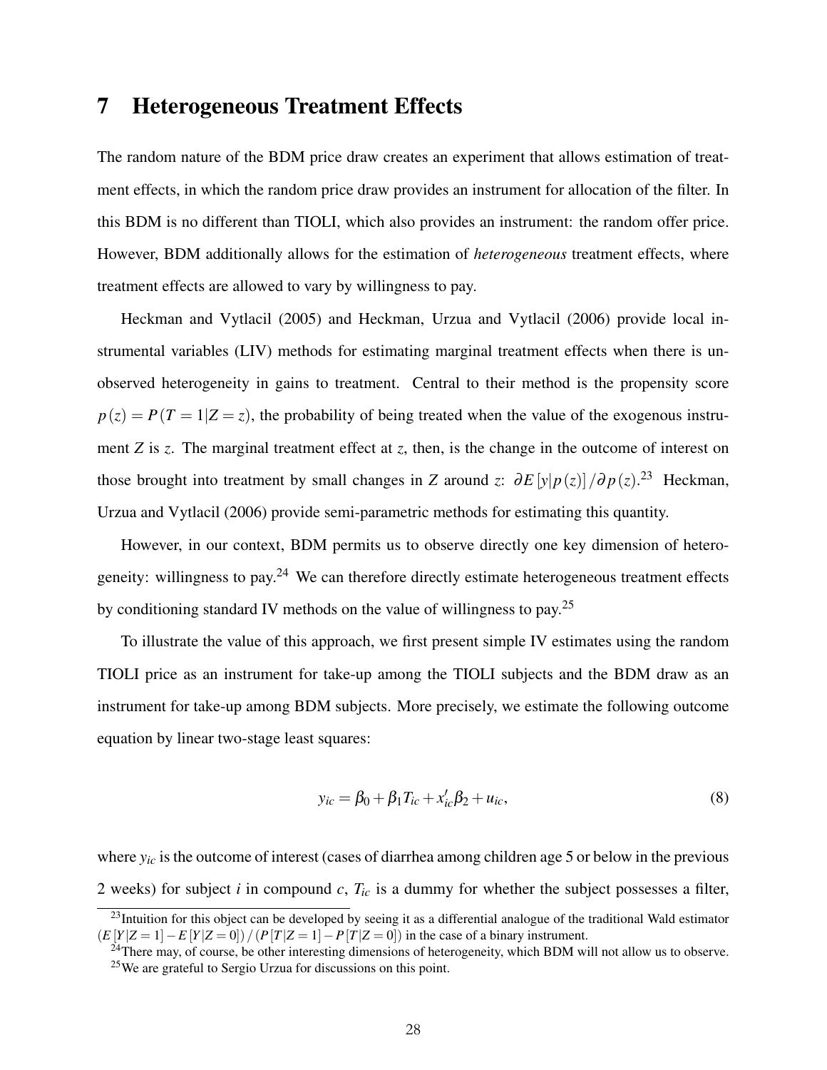# 7 Heterogeneous Treatment Effects

The random nature of the BDM price draw creates an experiment that allows estimation of treatment effects, in which the random price draw provides an instrument for allocation of the filter. In this BDM is no different than TIOLI, which also provides an instrument: the random offer price. However, BDM additionally allows for the estimation of *heterogeneous* treatment effects, where treatment effects are allowed to vary by willingness to pay.

Heckman and Vytlacil (2005) and Heckman, Urzua and Vytlacil (2006) provide local instrumental variables (LIV) methods for estimating marginal treatment effects when there is unobserved heterogeneity in gains to treatment. Central to their method is the propensity score $p(z) = P(T = 1|Z = z)$, the probability of being treated when the value of the exogenous instrument $Z$ is $z$. The marginal treatment effect at $z$, then, is the change in the outcome of interest on those brought into treatment by small changes in $Z$ around $z$: $\partial E[y|p(z)] / \partial p(z)$.[23] Heckman, Urzua and Vytlacil (2006) provide semi-parametric methods for estimating this quantity.

However, in our context, BDM permits us to observe directly one key dimension of heterogeneity: willingness to pay.[24] We can therefore directly estimate heterogeneous treatment effects by conditioning standard IV methods on the value of willingness to pay.[25]

To illustrate the value of this approach, we first present simple IV estimates using the random TIOLI price as an instrument for take-up among the TIOLI subjects and the BDM draw as an instrument for take-up among BDM subjects. More precisely, we estimate the following outcome equation by linear two-stage least squares:

$$y_{ic} = \beta_0 + \beta_1 T_{ic} + x_{ic}' \beta_2 + u_{ic}, \tag{8}$$

where $y_{ic}$ is the outcome of interest (cases of diarrhea among children age 5 or below in the previous 2 weeks) for subject $i$ in compound $c$, $T_{ic}$ is a dummy for whether the subject possesses a filter,

---

[23] Intuition for this object can be developed by seeing it as a differential analogue of the traditional Wald estimator $(E[Y|Z = 1] - E[Y|Z = 0]) / (P[T|Z = 1] - P[T|Z = 0])$ in the case of a binary instrument.

[24] There may, of course, be other interesting dimensions of heterogeneity, which BDM will not allow us to observe.

[25] We are grateful to Sergio Urzua for discussions on this point.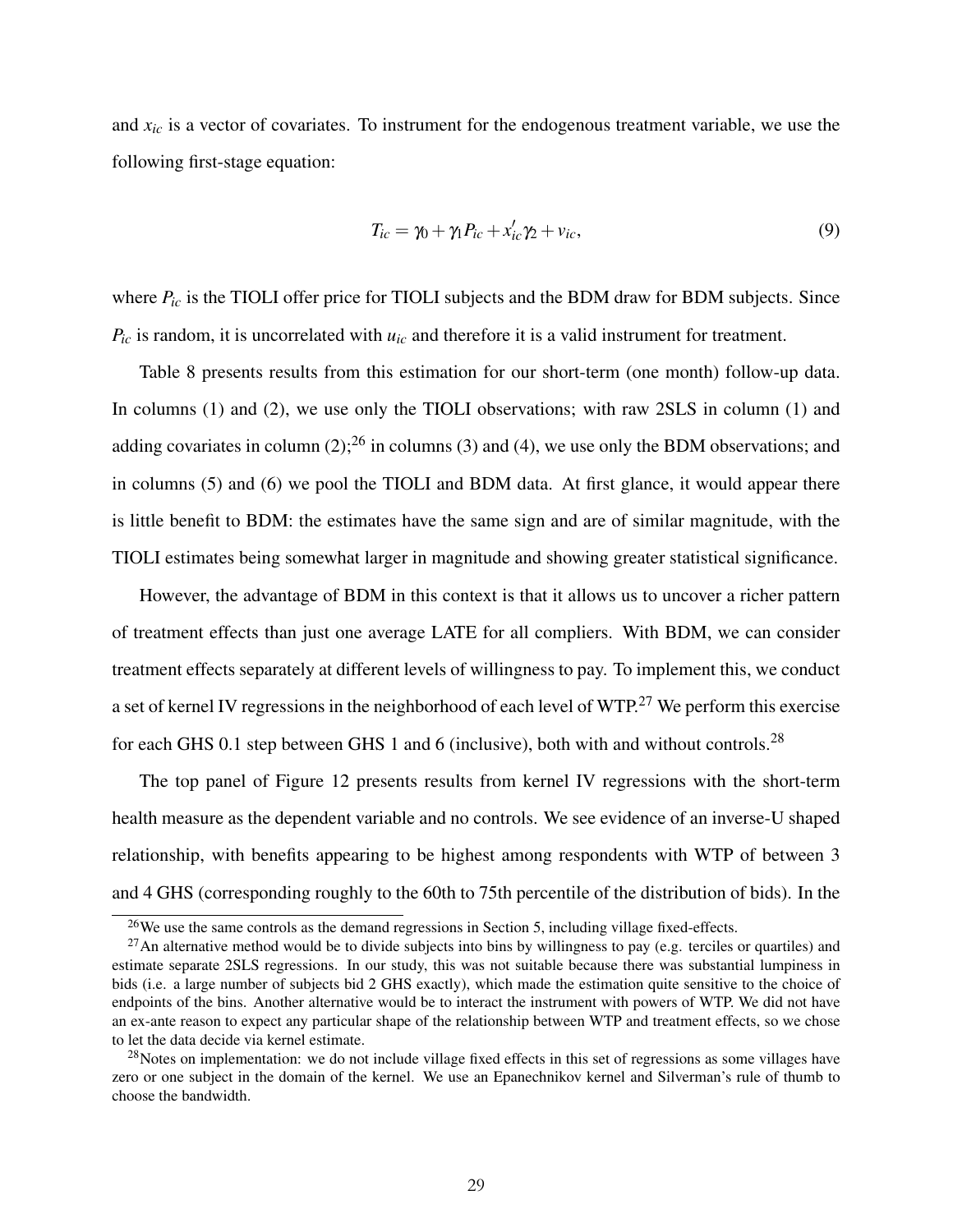and $x_{ic}$ is a vector of covariates. To instrument for the endogenous treatment variable, we use the following first-stage equation:

$$T_{ic} = \gamma_0 + \gamma_1 P_{ic} + x_{ic}'\gamma_2 + v_{ic}, \tag{9}$$

where $P_{ic}$ is the TIOLI offer price for TIOLI subjects and the BDM draw for BDM subjects. Since $P_{ic}$ is random, it is uncorrelated with $u_{ic}$ and therefore it is a valid instrument for treatment.

Table 8 presents results from this estimation for our short-term (one month) follow-up data. In columns (1) and (2), we use only the TIOLI observations; with raw 2SLS in column (1) and adding covariates in column (2);[26] in columns (3) and (4), we use only the BDM observations; and in columns (5) and (6) we pool the TIOLI and BDM data. At first glance, it would appear there is little benefit to BDM: the estimates have the same sign and are of similar magnitude, with the TIOLI estimates being somewhat larger in magnitude and showing greater statistical significance.

However, the advantage of BDM in this context is that it allows us to uncover a richer pattern of treatment effects than just one average LATE for all compliers. With BDM, we can consider treatment effects separately at different levels of willingness to pay. To implement this, we conduct a set of kernel IV regressions in the neighborhood of each level of WTP.[27] We perform this exercise for each GHS 0.1 step between GHS 1 and 6 (inclusive), both with and without controls.[28]

The top panel of Figure 12 presents results from kernel IV regressions with the short-term health measure as the dependent variable and no controls. We see evidence of an inverse-U shaped relationship, with benefits appearing to be highest among respondents with WTP of between 3 and 4 GHS (corresponding roughly to the 60th to 75th percentile of the distribution of bids). In the

[26] We use the same controls as the demand regressions in Section 5, including village fixed-effects.

[27] An alternative method would be to divide subjects into bins by willingness to pay (e.g. terciles or quartiles) and estimate separate 2SLS regressions. In our study, this was not suitable because there was substantial lumpiness in bids (i.e. a large number of subjects bid 2 GHS exactly), which made the estimation quite sensitive to the choice of endpoints of the bins. Another alternative would be to interact the instrument with powers of WTP. We did not have an ex-ante reason to expect any particular shape of the relationship between WTP and treatment effects, so we chose to let the data decide via kernel estimate.

[28] Notes on implementation: we do not include village fixed effects in this set of regressions as some villages have zero or one subject in the domain of the kernel. We use an Epanechnikov kernel and Silverman's rule of thumb to choose the bandwidth.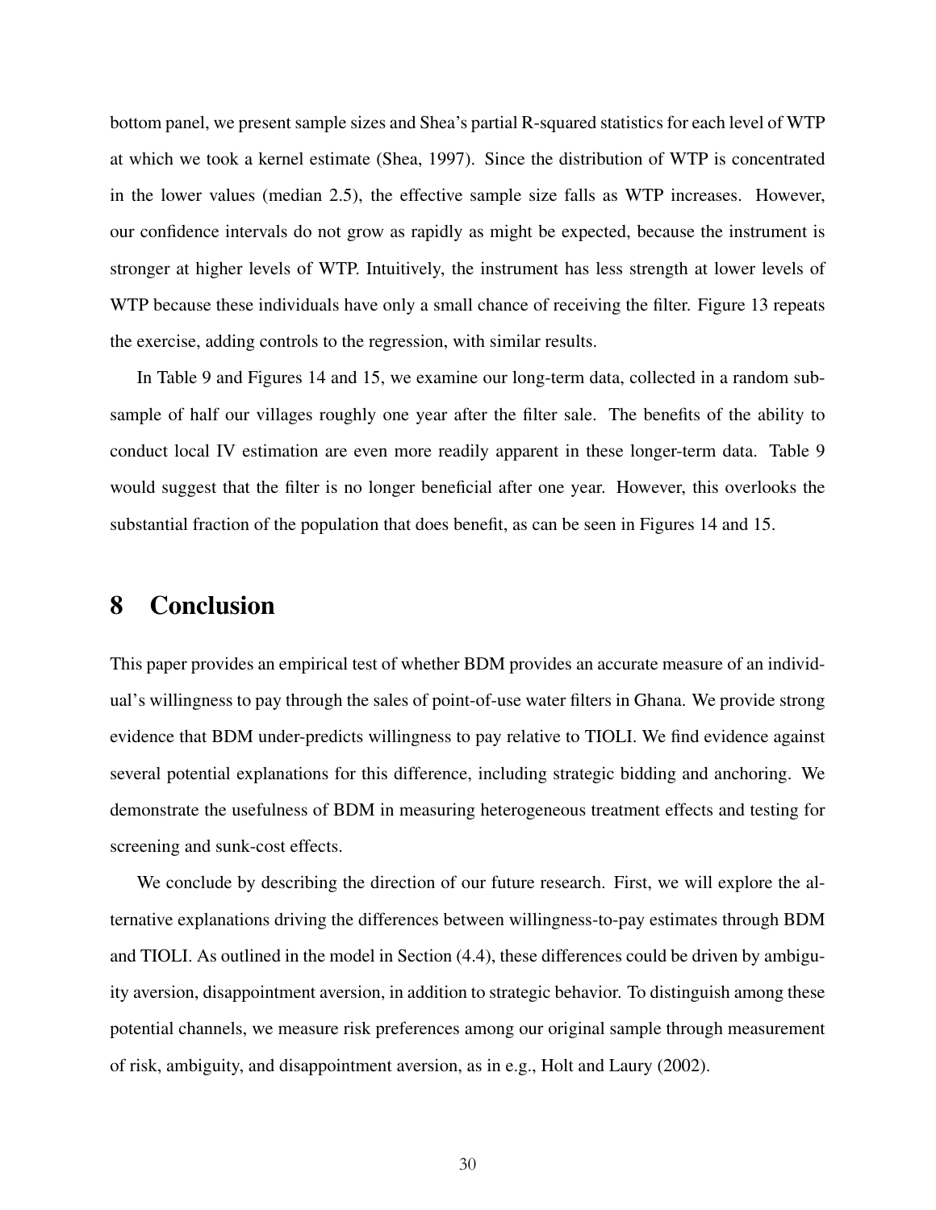bottom panel, we present sample sizes and Shea's partial R-squared statistics for each level of WTP at which we took a kernel estimate (Shea, 1997). Since the distribution of WTP is concentrated in the lower values (median 2.5), the effective sample size falls as WTP increases. However, our confidence intervals do not grow as rapidly as might be expected, because the instrument is stronger at higher levels of WTP. Intuitively, the instrument has less strength at lower levels of WTP because these individuals have only a small chance of receiving the filter. Figure 13 repeats the exercise, adding controls to the regression, with similar results.

In Table 9 and Figures 14 and 15, we examine our long-term data, collected in a random subsample of half our villages roughly one year after the filter sale. The benefits of the ability to conduct local IV estimation are even more readily apparent in these longer-term data. Table 9 would suggest that the filter is no longer beneficial after one year. However, this overlooks the substantial fraction of the population that does benefit, as can be seen in Figures 14 and 15.

# 8 Conclusion

This paper provides an empirical test of whether BDM provides an accurate measure of an individual's willingness to pay through the sales of point-of-use water filters in Ghana. We provide strong evidence that BDM under-predicts willingness to pay relative to TIOLI. We find evidence against several potential explanations for this difference, including strategic bidding and anchoring. We demonstrate the usefulness of BDM in measuring heterogeneous treatment effects and testing for screening and sunk-cost effects.

We conclude by describing the direction of our future research. First, we will explore the alternative explanations driving the differences between willingness-to-pay estimates through BDM and TIOLI. As outlined in the model in Section (4.4), these differences could be driven by ambiguity aversion, disappointment aversion, in addition to strategic behavior. To distinguish among these potential channels, we measure risk preferences among our original sample through measurement of risk, ambiguity, and disappointment aversion, as in e.g., Holt and Laury (2002).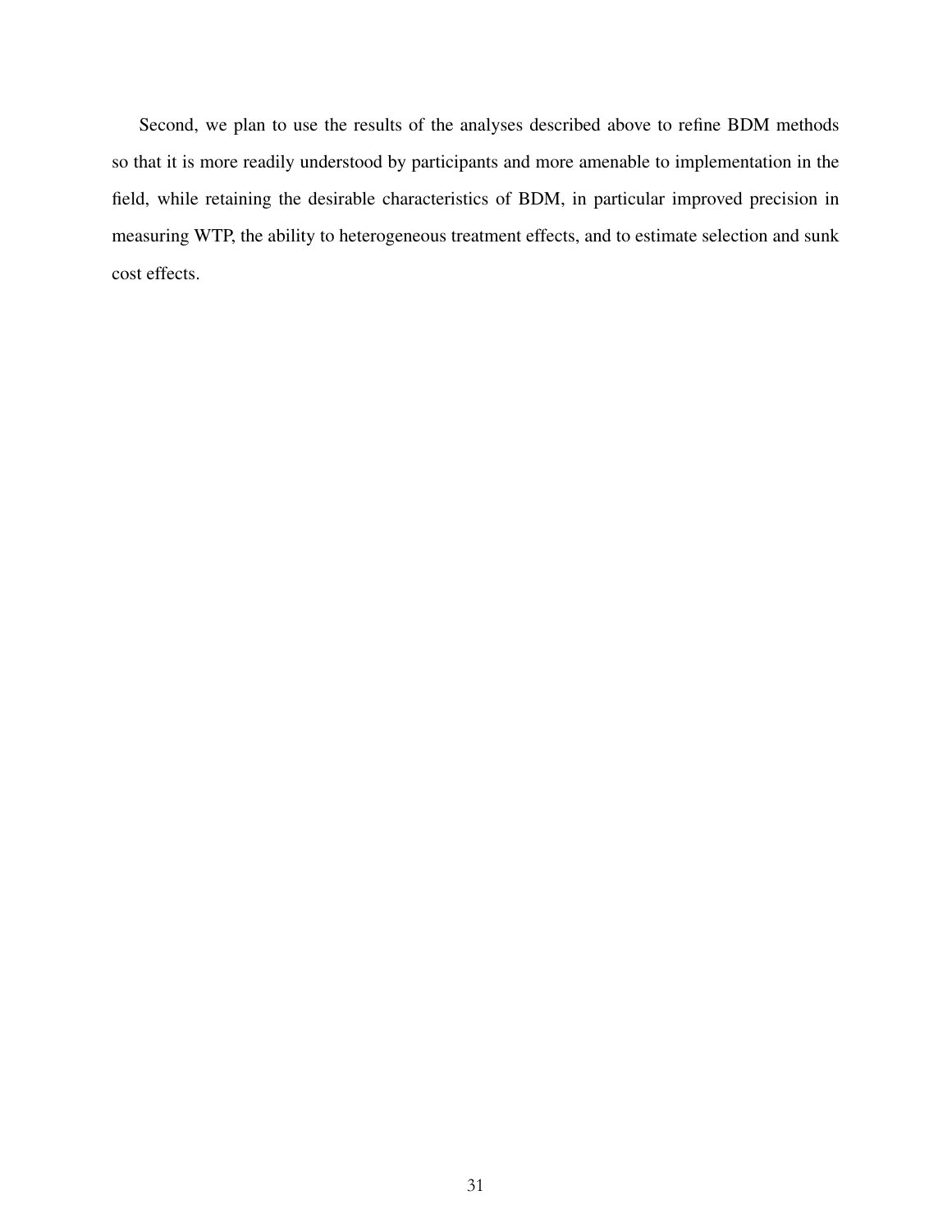Second, we plan to use the results of the analyses described above to refine BDM methods so that it is more readily understood by participants and more amenable to implementation in the field, while retaining the desirable characteristics of BDM, in particular improved precision in measuring WTP, the ability to heterogeneous treatment effects, and to estimate selection and sunk cost effects.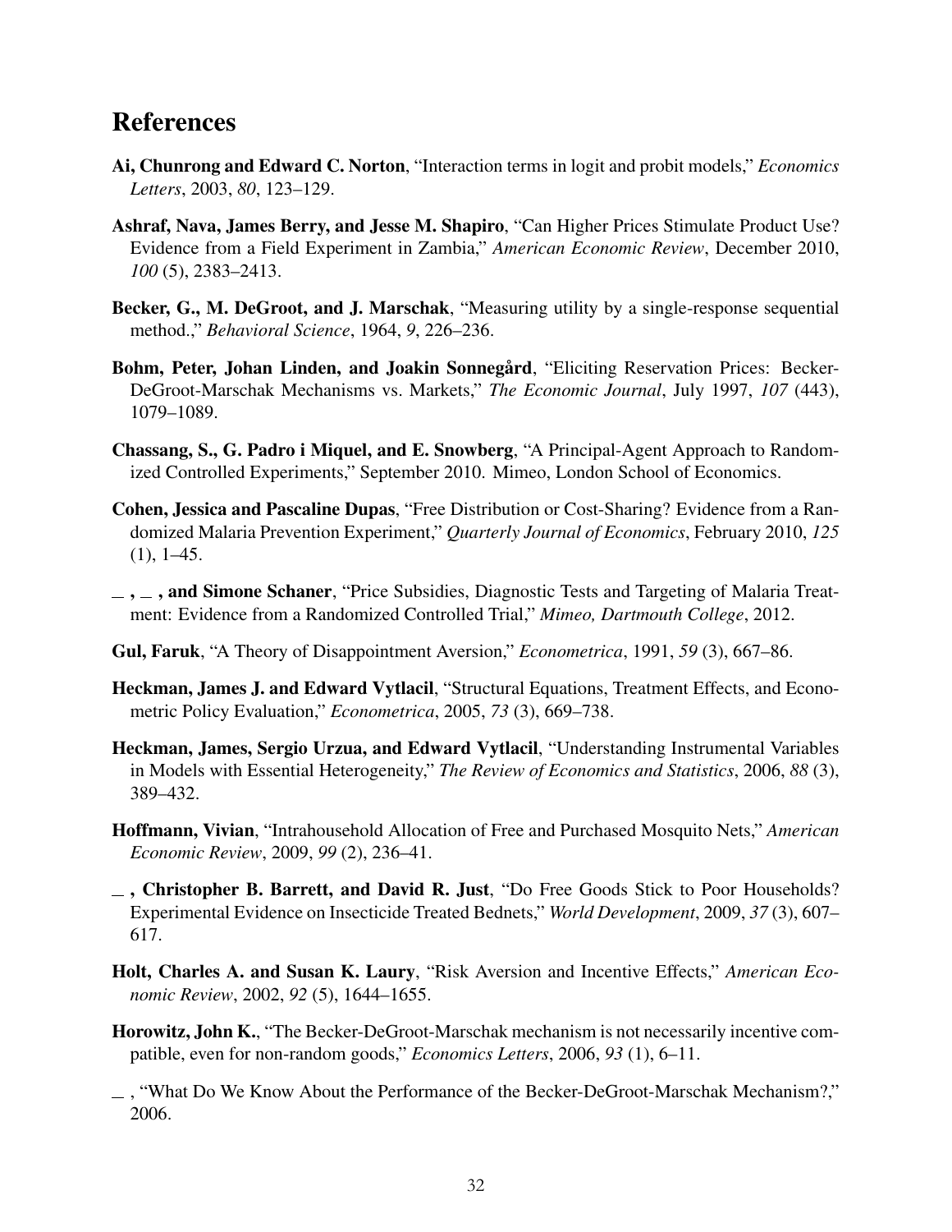# References

**Ai, Chunrong and Edward C. Norton**, "Interaction terms in logit and probit models," *Economics Letters*, 2003, *80*, 123–129.

**Ashraf, Nava, James Berry, and Jesse M. Shapiro**, "Can Higher Prices Stimulate Product Use? Evidence from a Field Experiment in Zambia," *American Economic Review*, December 2010, *100* (5), 2383–2413.

**Becker, G., M. DeGroot, and J. Marschak**, "Measuring utility by a single-response sequential method.," *Behavioral Science*, 1964, *9*, 226–236.

**Bohm, Peter, Johan Linden, and Joakin Sonnegård**, "Eliciting Reservation Prices: Becker-DeGroot-Marschak Mechanisms vs. Markets," *The Economic Journal*, July 1997, *107* (443), 1079–1089.

**Chassang, S., G. Padro i Miquel, and E. Snowberg**, "A Principal-Agent Approach to Randomized Controlled Experiments," September 2010. Mimeo, London School of Economics.

**Cohen, Jessica and Pascaline Dupas**, "Free Distribution or Cost-Sharing? Evidence from a Randomized Malaria Prevention Experiment," *Quarterly Journal of Economics*, February 2010, *125* (1), 1–45.

**_ , _ , and Simone Schaner**, "Price Subsidies, Diagnostic Tests and Targeting of Malaria Treatment: Evidence from a Randomized Controlled Trial," *Mimeo, Dartmouth College*, 2012.

**Gul, Faruk**, "A Theory of Disappointment Aversion," *Econometrica*, 1991, *59* (3), 667–86.

**Heckman, James J. and Edward Vytlacil**, "Structural Equations, Treatment Effects, and Econometric Policy Evaluation," *Econometrica*, 2005, *73* (3), 669–738.

**Heckman, James, Sergio Urzua, and Edward Vytlacil**, "Understanding Instrumental Variables in Models with Essential Heterogeneity," *The Review of Economics and Statistics*, 2006, *88* (3), 389–432.

**Hoffmann, Vivian**, "Intrahousehold Allocation of Free and Purchased Mosquito Nets," *American Economic Review*, 2009, *99* (2), 236–41.

**_ , Christopher B. Barrett, and David R. Just**, "Do Free Goods Stick to Poor Households? Experimental Evidence on Insecticide Treated Bednets," *World Development*, 2009, *37* (3), 607–617.

**Holt, Charles A. and Susan K. Laury**, "Risk Aversion and Incentive Effects," *American Economic Review*, 2002, *92* (5), 1644–1655.

**Horowitz, John K.**, "The Becker-DeGroot-Marschak mechanism is not necessarily incentive compatible, even for non-random goods," *Economics Letters*, 2006, *93* (1), 6–11.

_ , "What Do We Know About the Performance of the Becker-DeGroot-Marschak Mechanism?," 2006.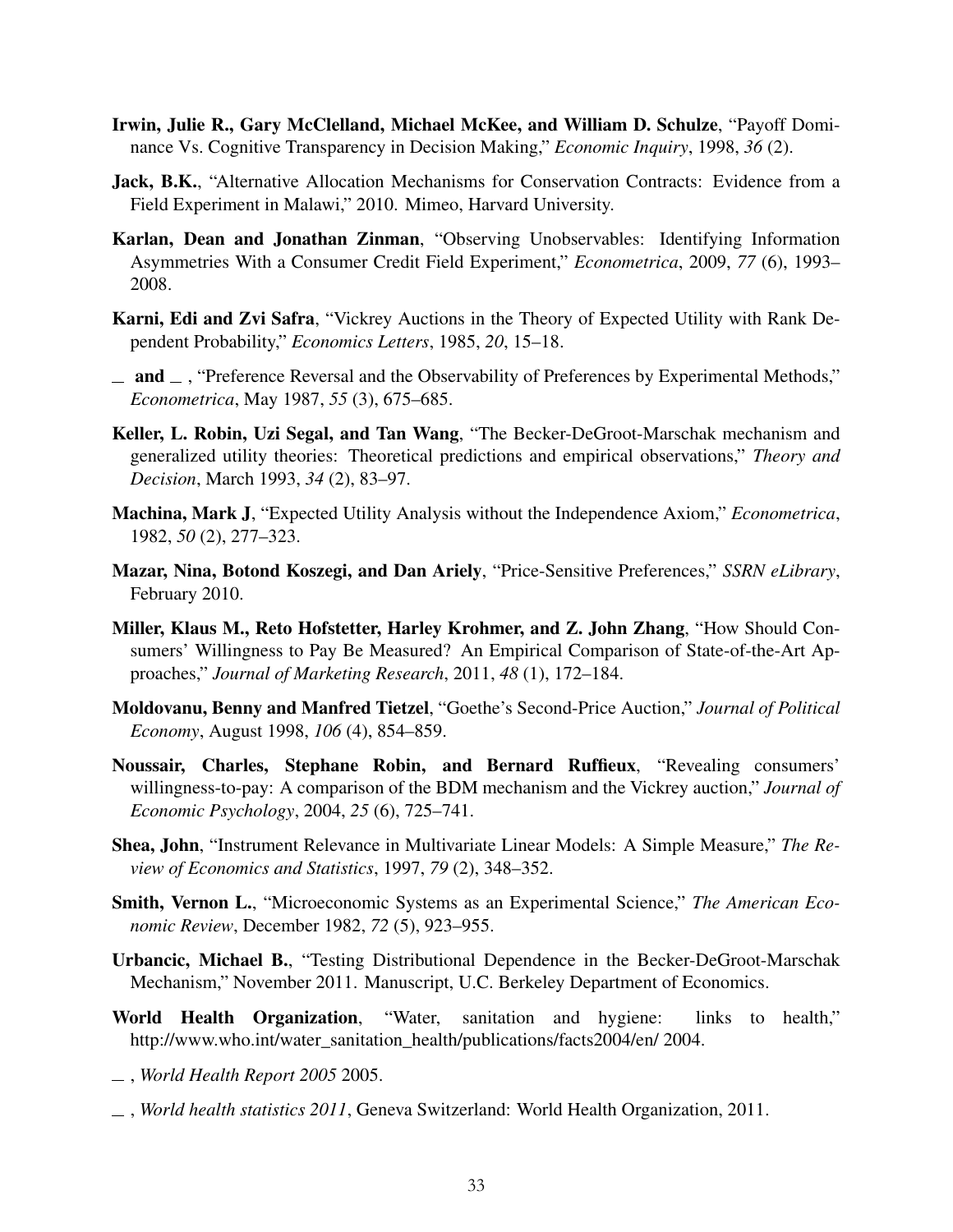**Irwin, Julie R., Gary McClelland, Michael McKee, and William D. Schulze**, "Payoff Dominance Vs. Cognitive Transparency in Decision Making," *Economic Inquiry*, 1998, *36* (2).

**Jack, B.K.**, "Alternative Allocation Mechanisms for Conservation Contracts: Evidence from a Field Experiment in Malawi," 2010. Mimeo, Harvard University.

**Karlan, Dean and Jonathan Zinman**, "Observing Unobservables: Identifying Information Asymmetries With a Consumer Credit Field Experiment," *Econometrica*, 2009, *77* (6), 1993–2008.

**Karni, Edi and Zvi Safra**, "Vickrey Auctions in the Theory of Expected Utility with Rank Dependent Probability," *Economics Letters*, 1985, *20*, 15–18.

**\_ and \_** , "Preference Reversal and the Observability of Preferences by Experimental Methods," *Econometrica*, May 1987, *55* (3), 675–685.

**Keller, L. Robin, Uzi Segal, and Tan Wang**, "The Becker-DeGroot-Marschak mechanism and generalized utility theories: Theoretical predictions and empirical observations," *Theory and Decision*, March 1993, *34* (2), 83–97.

**Machina, Mark J**, "Expected Utility Analysis without the Independence Axiom," *Econometrica*, 1982, *50* (2), 277–323.

**Mazar, Nina, Botond Koszegi, and Dan Ariely**, "Price-Sensitive Preferences," *SSRN eLibrary*, February 2010.

**Miller, Klaus M., Reto Hofstetter, Harley Krohmer, and Z. John Zhang**, "How Should Consumers' Willingness to Pay Be Measured? An Empirical Comparison of State-of-the-Art Approaches," *Journal of Marketing Research*, 2011, *48* (1), 172–184.

**Moldovanu, Benny and Manfred Tietzel**, "Goethe's Second-Price Auction," *Journal of Political Economy*, August 1998, *106* (4), 854–859.

**Noussair, Charles, Stephane Robin, and Bernard Ruffieux**, "Revealing consumers' willingness-to-pay: A comparison of the BDM mechanism and the Vickrey auction," *Journal of Economic Psychology*, 2004, *25* (6), 725–741.

**Shea, John**, "Instrument Relevance in Multivariate Linear Models: A Simple Measure," *The Review of Economics and Statistics*, 1997, *79* (2), 348–352.

**Smith, Vernon L.**, "Microeconomic Systems as an Experimental Science," *The American Economic Review*, December 1982, *72* (5), 923–955.

**Urbancic, Michael B.**, "Testing Distributional Dependence in the Becker-DeGroot-Marschak Mechanism," November 2011. Manuscript, U.C. Berkeley Department of Economics.

**World Health Organization**, "Water, sanitation and hygiene: links to health," http://www.who.int/water_sanitation_health/publications/facts2004/en/ 2004.

\_ , *World Health Report 2005* 2005.

\_ , *World health statistics 2011*, Geneva Switzerland: World Health Organization, 2011.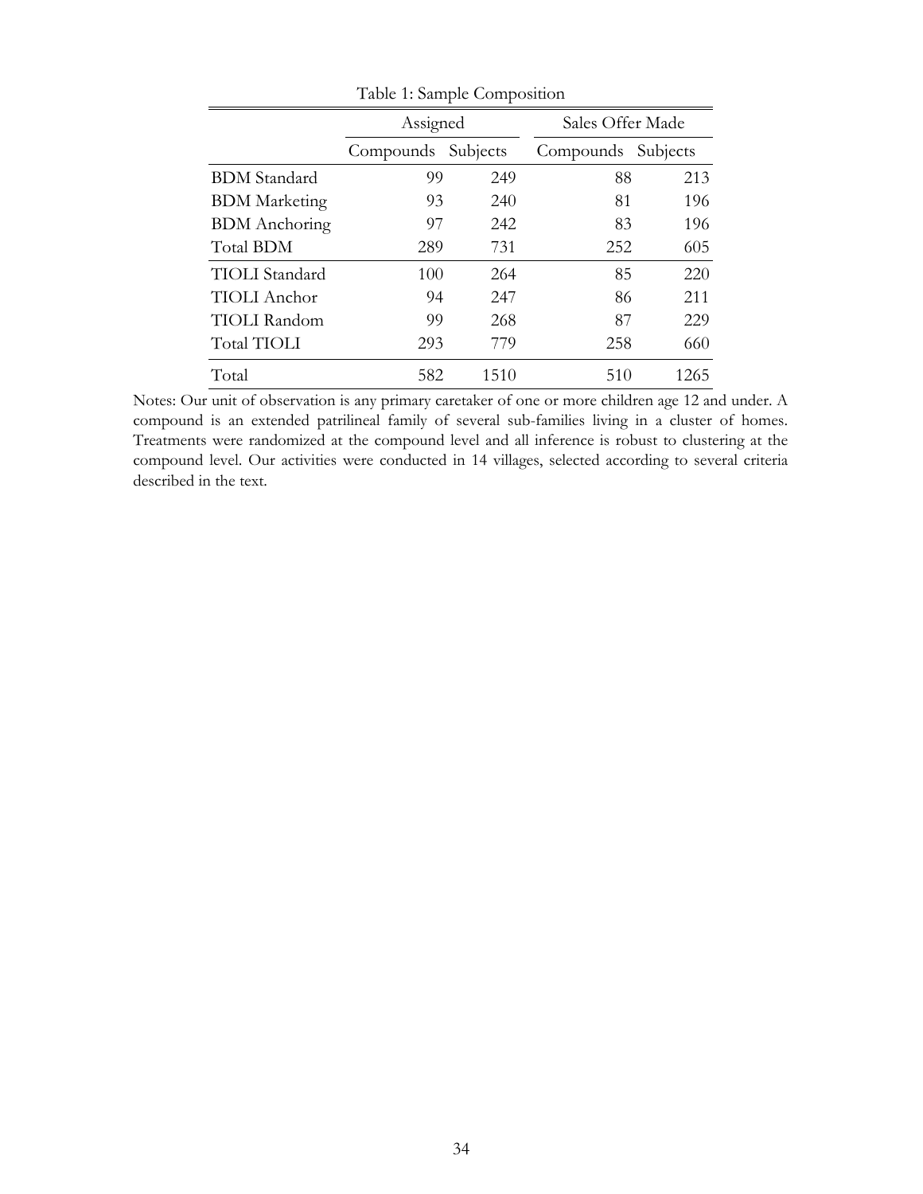Table 1: Sample Composition

| | Assigned | | Sales Offer Made | |
|---|---|---|---|---|
| | Compounds | Subjects | Compounds | Subjects |
| BDM Standard | 99 | 249 | 88 | 213 |
| BDM Marketing | 93 | 240 | 81 | 196 |
| BDM Anchoring | 97 | 242 | 83 | 196 |
| Total BDM | 289 | 731 | 252 | 605 |
| TIOLI Standard | 100 | 264 | 85 | 220 |
| TIOLI Anchor | 94 | 247 | 86 | 211 |
| TIOLI Random | 99 | 268 | 87 | 229 |
| Total TIOLI | 293 | 779 | 258 | 660 |
| Total | 582 | 1510 | 510 | 1265 |

Notes: Our unit of observation is any primary caretaker of one or more children age 12 and under. A compound is an extended patrilineal family of several sub-families living in a cluster of homes. Treatments were randomized at the compound level and all inference is robust to clustering at the compound level. Our activities were conducted in 14 villages, selected according to several criteria described in the text.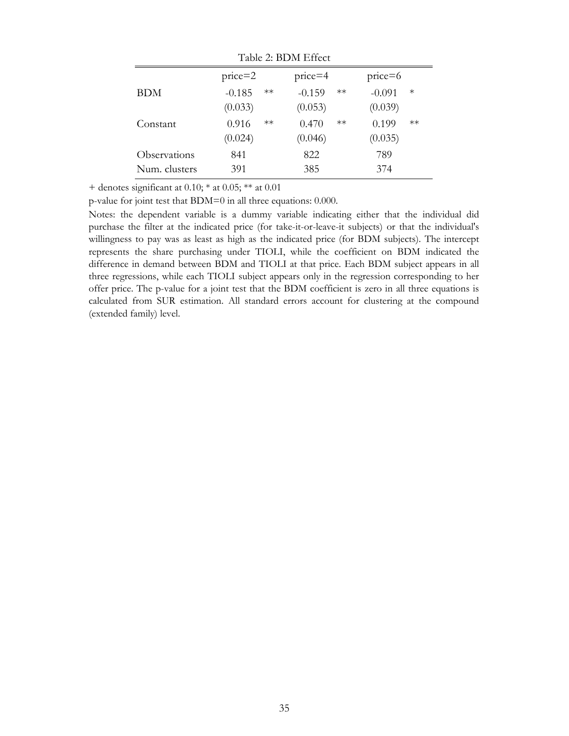Table 2: BDM Effect

| | price=2 | | price=4 | | price=6 | |
|---|---|---|---|---|---|---|
| BDM | -0.185 | ** | -0.159 | ** | -0.091 | * |
| | (0.033) | | (0.053) | | (0.039) | |
| Constant | 0.916 | ** | 0.470 | ** | 0.199 | ** |
| | (0.024) | | (0.046) | | (0.035) | |
| Observations | 841 | | 822 | | 789 | |
| Num. clusters | 391 | | 385 | | 374 | |

+ denotes significant at 0.10; * at 0.05; ** at 0.01

p-value for joint test that BDM=0 in all three equations: 0.000.

Notes: the dependent variable is a dummy variable indicating either that the individual did purchase the filter at the indicated price (for take-it-or-leave-it subjects) or that the individual's willingness to pay was as least as high as the indicated price (for BDM subjects). The intercept represents the share purchasing under TIOLI, while the coefficient on BDM indicated the difference in demand between BDM and TIOLI at that price. Each BDM subject appears in all three regressions, while each TIOLI subject appears only in the regression corresponding to her offer price. The p-value for a joint test that the BDM coefficient is zero in all three equations is calculated from SUR estimation. All standard errors account for clustering at the compound (extended family) level.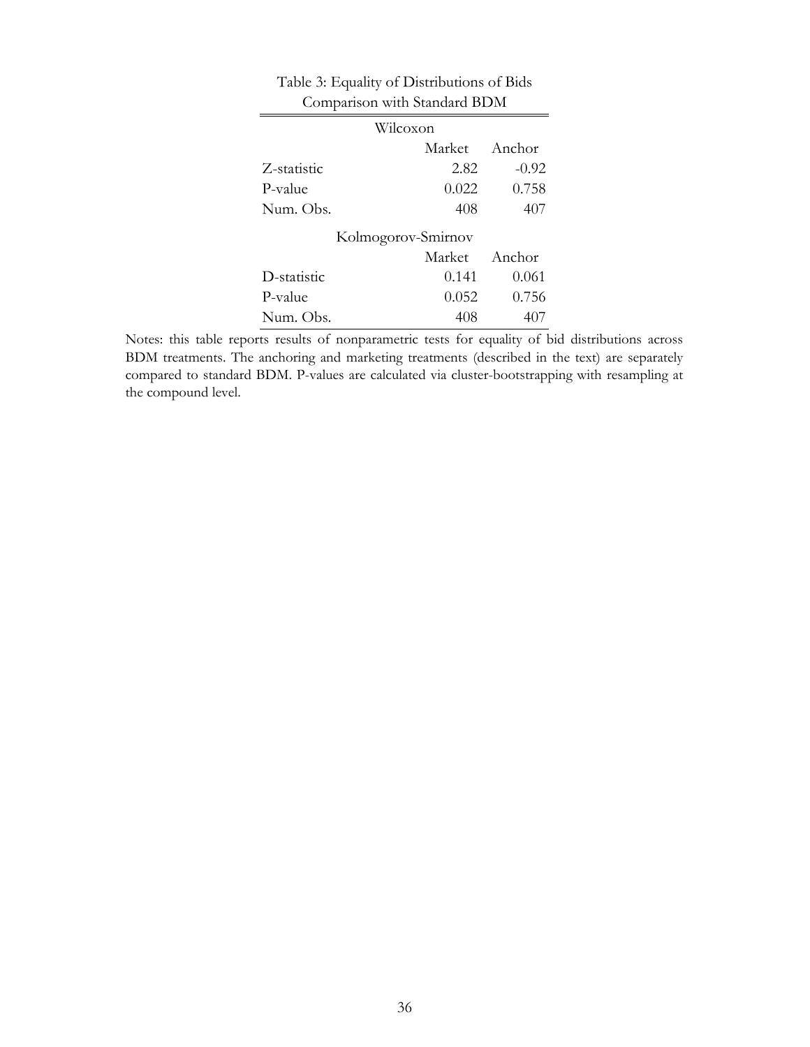Table 3: Equality of Distributions of Bids
Comparison with Standard BDM

| Wilcoxon | | |
|---|---|---|
| | Market | Anchor |
| Z-statistic | 2.82 | -0.92 |
| P-value | 0.022 | 0.758 |
| Num. Obs. | 408 | 407 |
| **Kolmogorov-Smirnov** | | |
| | Market | Anchor |
| D-statistic | 0.141 | 0.061 |
| P-value | 0.052 | 0.756 |
| Num. Obs. | 408 | 407 |

Notes: this table reports results of nonparametric tests for equality of bid distributions across BDM treatments. The anchoring and marketing treatments (described in the text) are separately compared to standard BDM. P-values are calculated via cluster-bootstrapping with resampling at the compound level.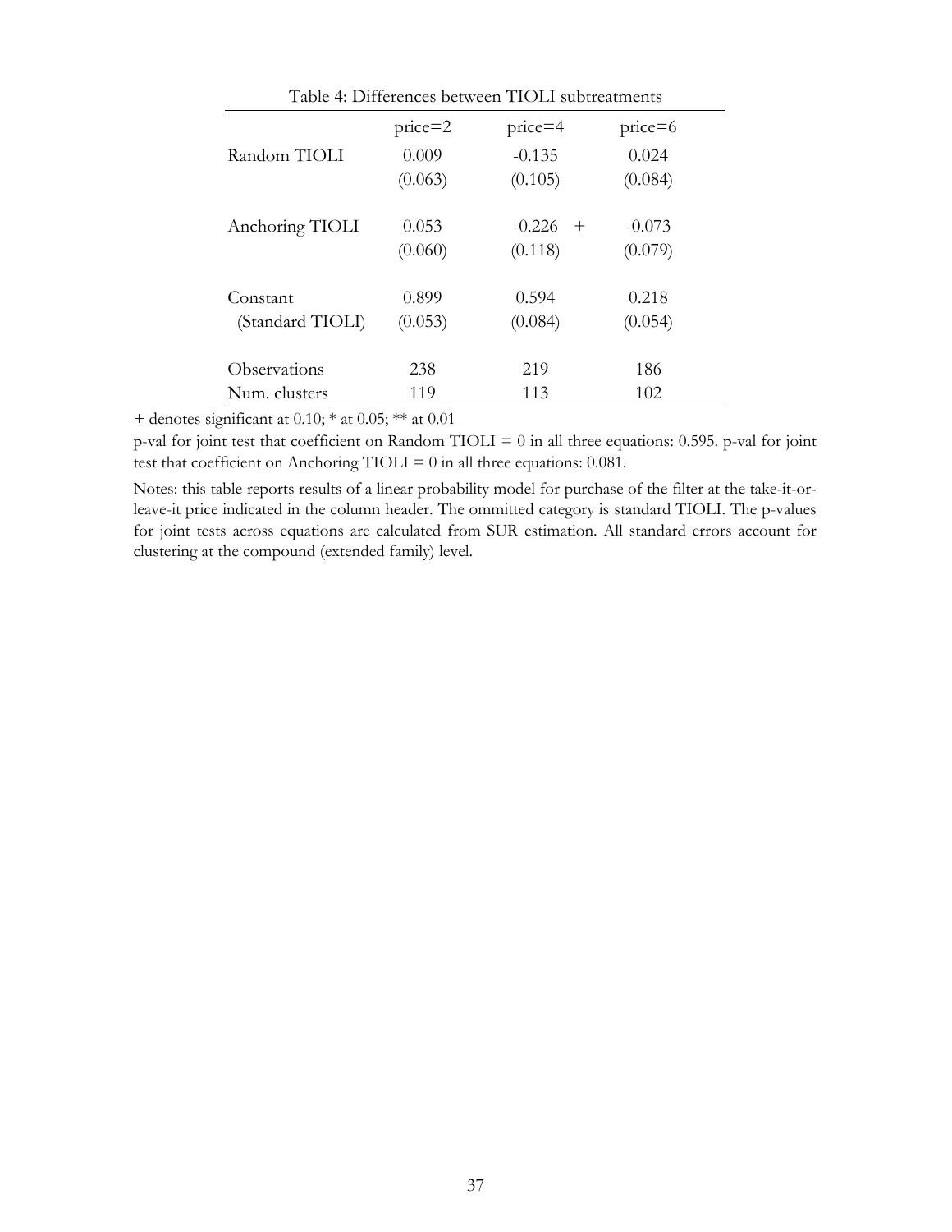Table 4: Differences between TIOLI subtreatments

| | price=2 | price=4 | price=6 |
|---|---|---|---|
| Random TIOLI | 0.009 | -0.135 | 0.024 |
| | (0.063) | (0.105) | (0.084) |
| Anchoring TIOLI | 0.053 | -0.226 + | -0.073 |
| | (0.060) | (0.118) | (0.079) |
| Constant | 0.899 | 0.594 | 0.218 |
| (Standard TIOLI) | (0.053) | (0.084) | (0.054) |
| Observations | 238 | 219 | 186 |
| Num. clusters | 119 | 113 | 102 |

+ denotes significant at 0.10; * at 0.05; ** at 0.01

p-val for joint test that coefficient on Random TIOLI = 0 in all three equations: 0.595. p-val for joint test that coefficient on Anchoring TIOLI = 0 in all three equations: 0.081.

Notes: this table reports results of a linear probability model for purchase of the filter at the take-it-or-leave-it price indicated in the column header. The ommitted category is standard TIOLI. The p-values for joint tests across equations are calculated from SUR estimation. All standard errors account for clustering at the compound (extended family) level.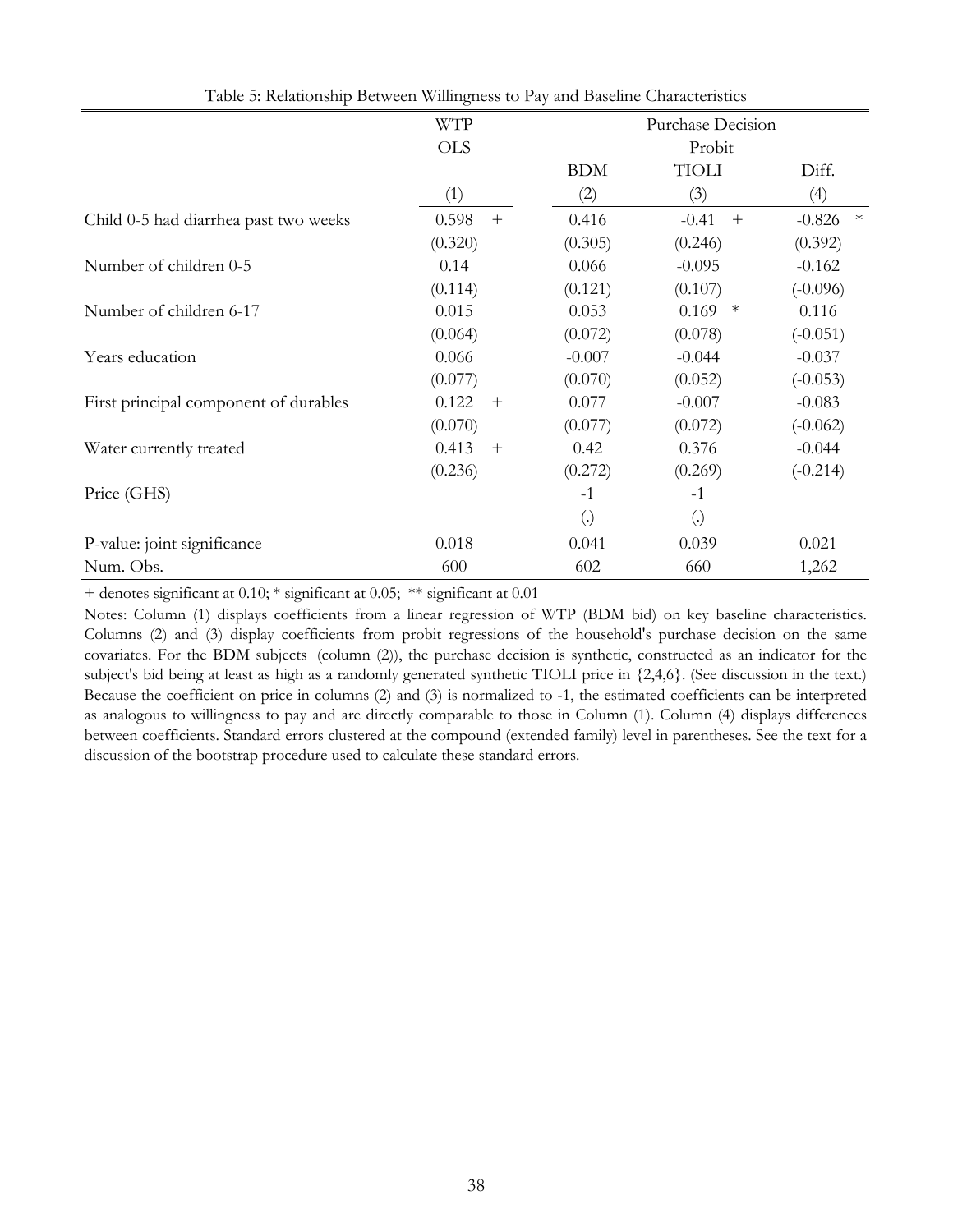Table 5: Relationship Between Willingness to Pay and Baseline Characteristics

| | WTP | Purchase Decision | | |
|---|---|---|---|---|
| | OLS | Probit | | |
| | | BDM | TIOLI | Diff. |
| | (1) | (2) | (3) | (4) |
| Child 0-5 had diarrhea past two weeks | 0.598 + | 0.416 | -0.41 + | -0.826 * |
| | (0.320) | (0.305) | (0.246) | (0.392) |
| Number of children 0-5 | 0.14 | 0.066 | -0.095 | -0.162 |
| | (0.114) | (0.121) | (0.107) | (-0.096) |
| Number of children 6-17 | 0.015 | 0.053 | 0.169 * | 0.116 |
| | (0.064) | (0.072) | (0.078) | (-0.051) |
| Years education | 0.066 | -0.007 | -0.044 | -0.037 |
| | (0.077) | (0.070) | (0.052) | (-0.053) |
| First principal component of durables | 0.122 + | 0.077 | -0.007 | -0.083 |
| | (0.070) | (0.077) | (0.072) | (-0.062) |
| Water currently treated | 0.413 + | 0.42 | 0.376 | -0.044 |
| | (0.236) | (0.272) | (0.269) | (-0.214) |
| Price (GHS) | | -1 | -1 | |
| | | (.) | (.) | |
| P-value: joint significance | 0.018 | 0.041 | 0.039 | 0.021 |
| Num. Obs. | 600 | 602 | 660 | 1,262 |

+ denotes significant at 0.10; * significant at 0.05; ** significant at 0.01

Notes: Column (1) displays coefficients from a linear regression of WTP (BDM bid) on key baseline characteristics. Columns (2) and (3) display coefficients from probit regressions of the household's purchase decision on the same covariates. For the BDM subjects (column (2)), the purchase decision is synthetic, constructed as an indicator for the subject's bid being at least as high as a randomly generated synthetic TIOLI price in {2,4,6}. (See discussion in the text.) Because the coefficient on price in columns (2) and (3) is normalized to -1, the estimated coefficients can be interpreted as analogous to willingness to pay and are directly comparable to those in Column (1). Column (4) displays differences between coefficients. Standard errors clustered at the compound (extended family) level in parentheses. See the text for a discussion of the bootstrap procedure used to calculate these standard errors.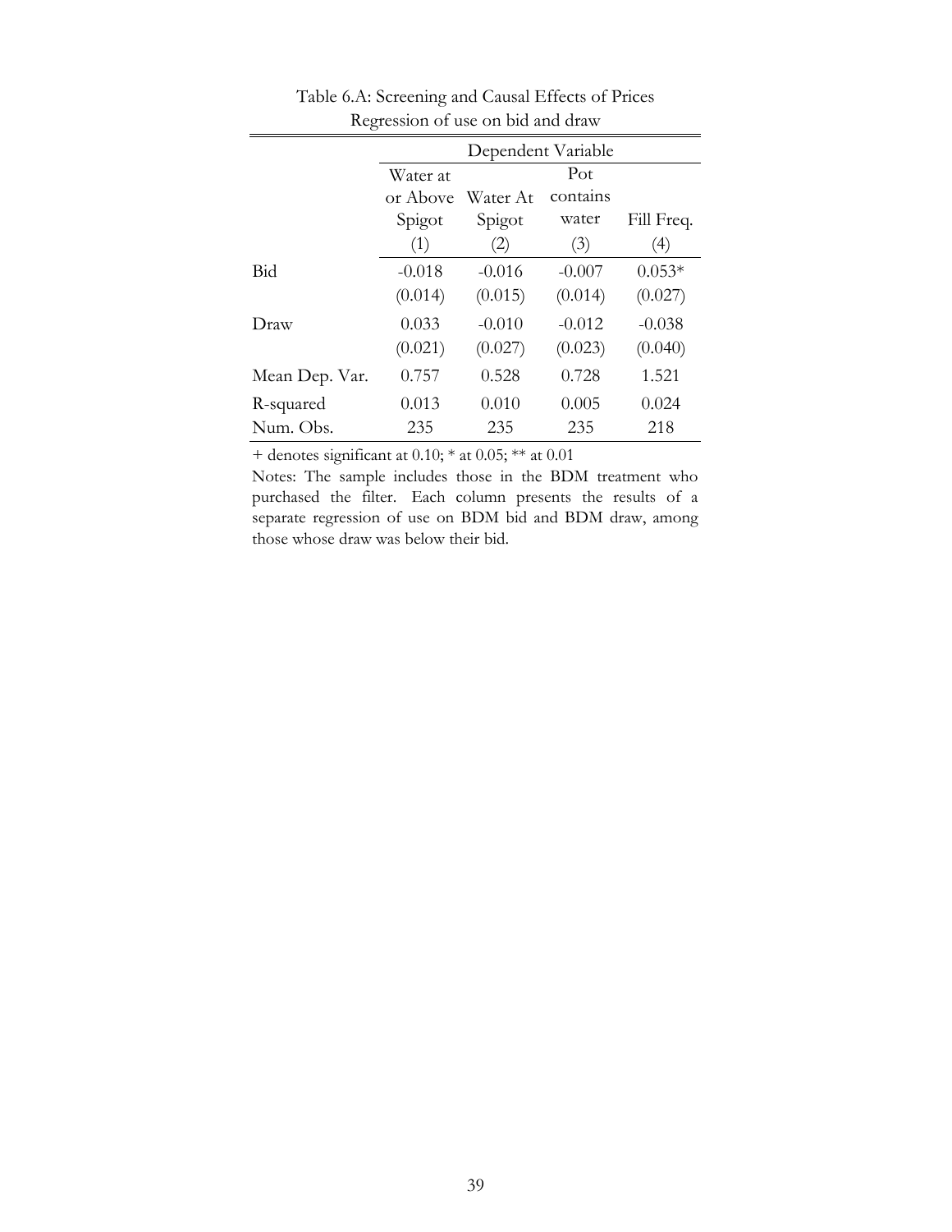Table 6.A: Screening and Causal Effects of Prices

Regression of use on bid and draw

| | Dependent Variable | | | |
|---|---|---|---|---|
| | Water at or Above Spigot | Water At Spigot | Pot contains water | Fill Freq. |
| | (1) | (2) | (3) | (4) |
| Bid | -0.018 | -0.016 | -0.007 | 0.053* |
| | (0.014) | (0.015) | (0.014) | (0.027) |
| Draw | 0.033 | -0.010 | -0.012 | -0.038 |
| | (0.021) | (0.027) | (0.023) | (0.040) |
| Mean Dep. Var. | 0.757 | 0.528 | 0.728 | 1.521 |
| R-squared | 0.013 | 0.010 | 0.005 | 0.024 |
| Num. Obs. | 235 | 235 | 235 | 218 |

+ denotes significant at 0.10; * at 0.05; ** at 0.01

Notes: The sample includes those in the BDM treatment who purchased the filter. Each column presents the results of a separate regression of use on BDM bid and BDM draw, among those whose draw was below their bid.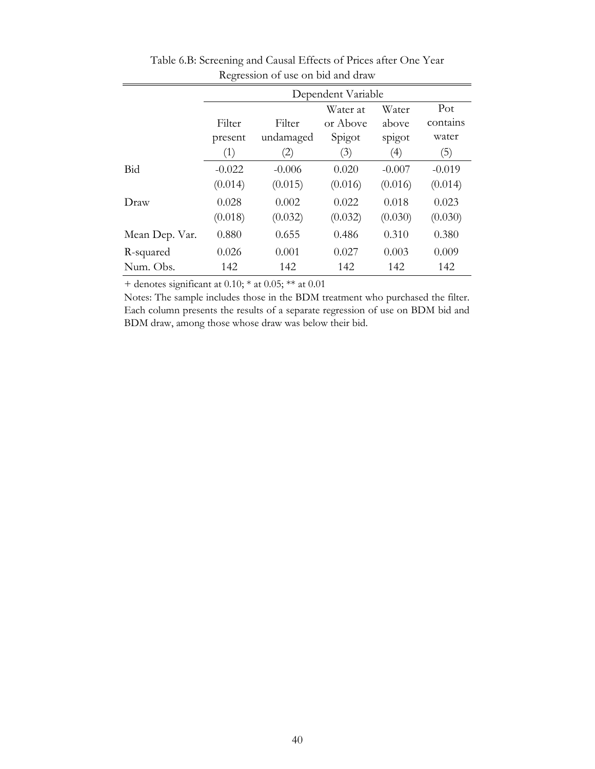Table 6.B: Screening and Causal Effects of Prices after One Year

Regression of use on bid and draw

| | Dependent Variable | | | | |
|---|---|---|---|---|---|
| | Filter present | Filter undamaged | Water at or Above Spigot | Water above spigot | Pot contains water |
| | (1) | (2) | (3) | (4) | (5) |
| Bid | -0.022 | -0.006 | 0.020 | -0.007 | -0.019 |
| | (0.014) | (0.015) | (0.016) | (0.016) | (0.014) |
| Draw | 0.028 | 0.002 | 0.022 | 0.018 | 0.023 |
| | (0.018) | (0.032) | (0.032) | (0.030) | (0.030) |
| Mean Dep. Var. | 0.880 | 0.655 | 0.486 | 0.310 | 0.380 |
| R-squared | 0.026 | 0.001 | 0.027 | 0.003 | 0.009 |
| Num. Obs. | 142 | 142 | 142 | 142 | 142 |

+ denotes significant at 0.10; * at 0.05; ** at 0.01

Notes: The sample includes those in the BDM treatment who purchased the filter. Each column presents the results of a separate regression of use on BDM bid and BDM draw, among those whose draw was below their bid.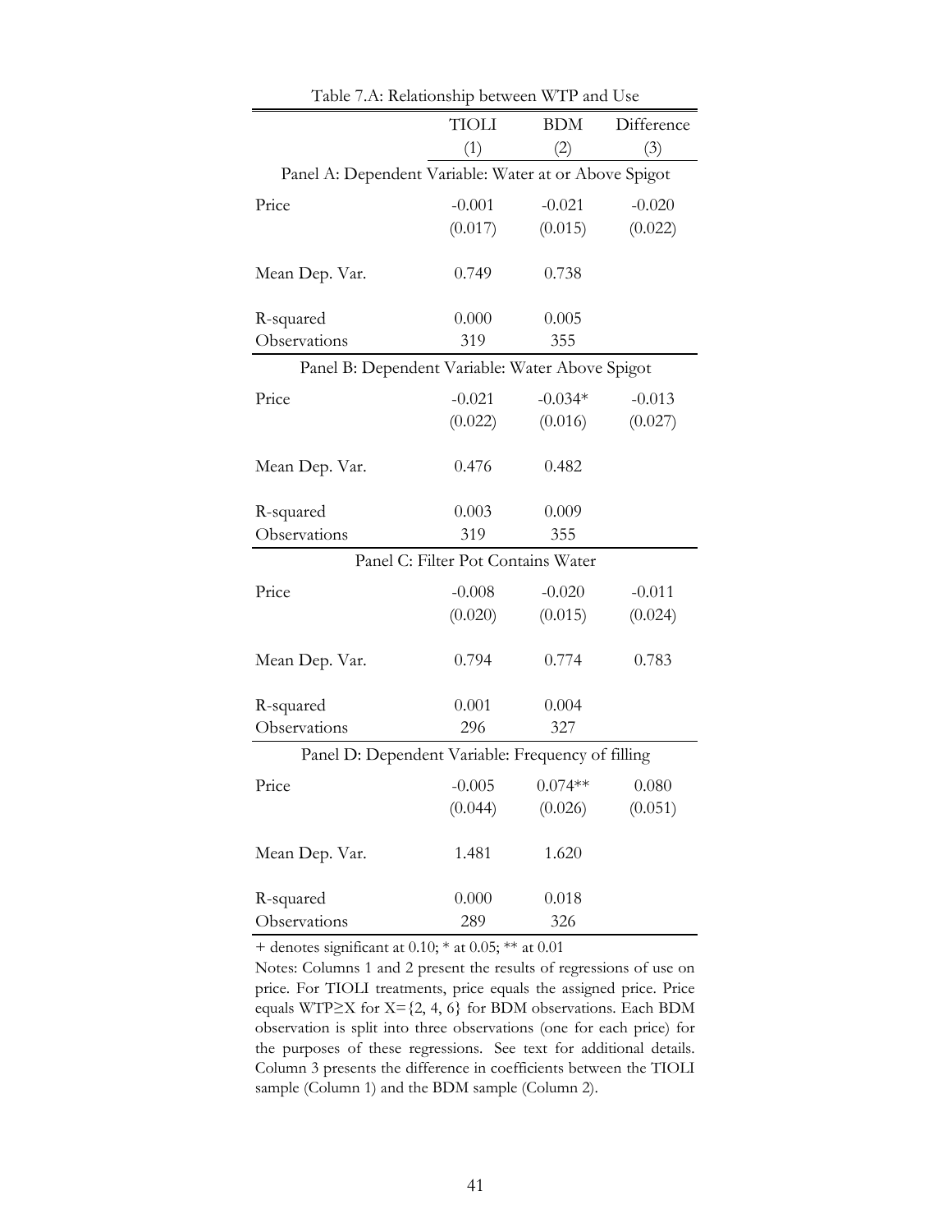Table 7.A: Relationship between WTP and Use

| | TIOLI | BDM | Difference |
|---|---|---|---|
| | (1) | (2) | (3) |
| **Panel A: Dependent Variable: Water at or Above Spigot** | | | |
| Price | -0.001 | -0.021 | -0.020 |
| | (0.017) | (0.015) | (0.022) |
| Mean Dep. Var. | 0.749 | 0.738 | |
| R-squared | 0.000 | 0.005 | |
| Observations | 319 | 355 | |
| **Panel B: Dependent Variable: Water Above Spigot** | | | |
| Price | -0.021 | -0.034* | -0.013 |
| | (0.022) | (0.016) | (0.027) |
| Mean Dep. Var. | 0.476 | 0.482 | |
| R-squared | 0.003 | 0.009 | |
| Observations | 319 | 355 | |
| **Panel C: Filter Pot Contains Water** | | | |
| Price | -0.008 | -0.020 | -0.011 |
| | (0.020) | (0.015) | (0.024) |
| Mean Dep. Var. | 0.794 | 0.774 | 0.783 |
| R-squared | 0.001 | 0.004 | |
| Observations | 296 | 327 | |
| **Panel D: Dependent Variable: Frequency of filling** | | | |
| Price | -0.005 | 0.074** | 0.080 |
| | (0.044) | (0.026) | (0.051) |
| Mean Dep. Var. | 1.481 | 1.620 | |
| R-squared | 0.000 | 0.018 | |
| Observations | 289 | 326 | |

+ denotes significant at 0.10; * at 0.05; ** at 0.01

Notes: Columns 1 and 2 present the results of regressions of use on price. For TIOLI treatments, price equals the assigned price. Price equals WTP≥X for X={2, 4, 6} for BDM observations. Each BDM observation is split into three observations (one for each price) for the purposes of these regressions. See text for additional details. Column 3 presents the difference in coefficients between the TIOLI sample (Column 1) and the BDM sample (Column 2).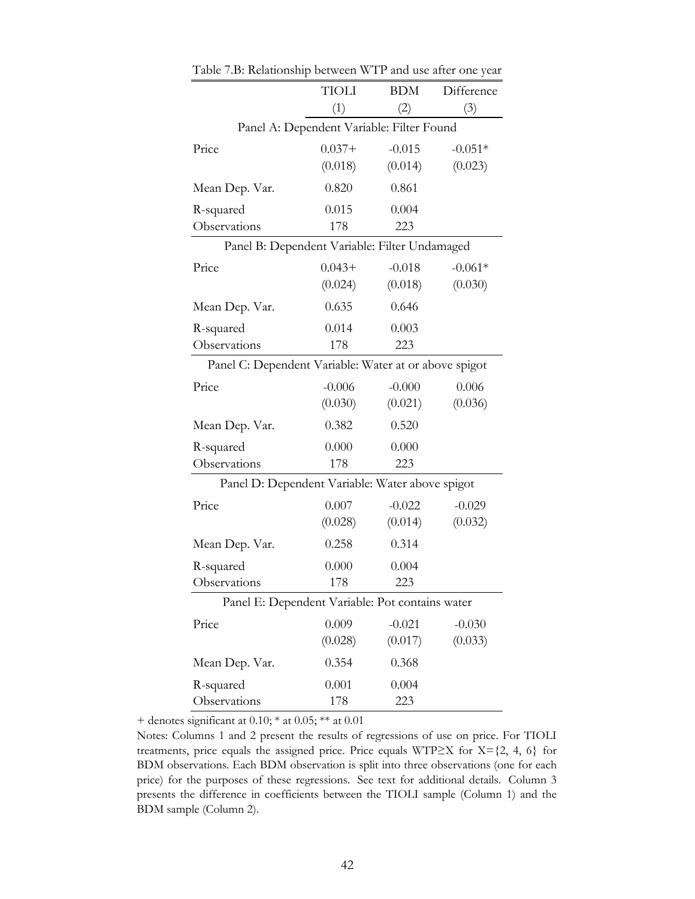Table 7.B: Relationship between WTP and use after one year

| | TIOLI | BDM | Difference |
|---|---|---|---|
| | (1) | (2) | (3) |
| **Panel A: Dependent Variable: Filter Found** | | | |
| Price | 0.037+ | -0.015 | -0.051* |
| | (0.018) | (0.014) | (0.023) |
| Mean Dep. Var. | 0.820 | 0.861 | |
| R-squared | 0.015 | 0.004 | |
| Observations | 178 | 223 | |
| **Panel B: Dependent Variable: Filter Undamaged** | | | |
| Price | 0.043+ | -0.018 | -0.061* |
| | (0.024) | (0.018) | (0.030) |
| Mean Dep. Var. | 0.635 | 0.646 | |
| R-squared | 0.014 | 0.003 | |
| Observations | 178 | 223 | |
| **Panel C: Dependent Variable: Water at or above spigot** | | | |
| Price | -0.006 | -0.000 | 0.006 |
| | (0.030) | (0.021) | (0.036) |
| Mean Dep. Var. | 0.382 | 0.520 | |
| R-squared | 0.000 | 0.000 | |
| Observations | 178 | 223 | |
| **Panel D: Dependent Variable: Water above spigot** | | | |
| Price | 0.007 | -0.022 | -0.029 |
| | (0.028) | (0.014) | (0.032) |
| Mean Dep. Var. | 0.258 | 0.314 | |
| R-squared | 0.000 | 0.004 | |
| Observations | 178 | 223 | |
| **Panel E: Dependent Variable: Pot contains water** | | | |
| Price | 0.009 | -0.021 | -0.030 |
| | (0.028) | (0.017) | (0.033) |
| Mean Dep. Var. | 0.354 | 0.368 | |
| R-squared | 0.001 | 0.004 | |
| Observations | 178 | 223 | |

+ denotes significant at 0.10; * at 0.05; ** at 0.01

Notes: Columns 1 and 2 present the results of regressions of use on price. For TIOLI treatments, price equals the assigned price. Price equals WTP≥X for X={2, 4, 6} for BDM observations. Each BDM observation is split into three observations (one for each price) for the purposes of these regressions. See text for additional details. Column 3 presents the difference in coefficients between the TIOLI sample (Column 1) and the BDM sample (Column 2).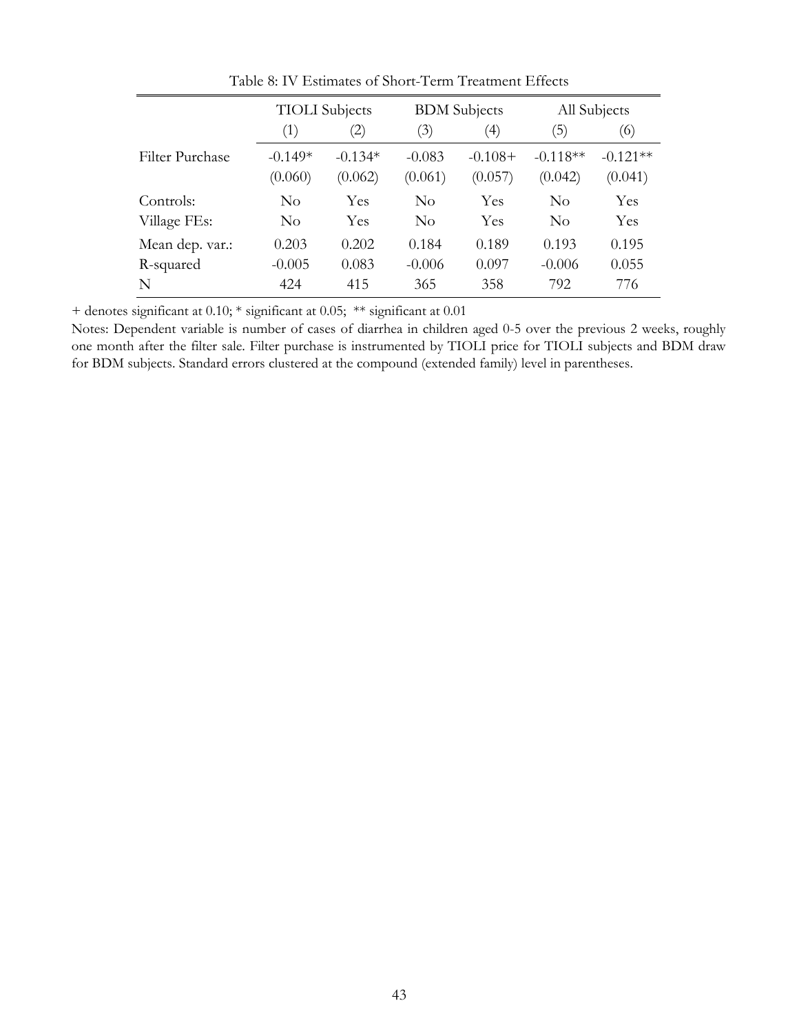Table 8: IV Estimates of Short-Term Treatment Effects

| | TIOLI Subjects | | BDM Subjects | | All Subjects | |
|---|---|---|---|---|---|---|
| | (1) | (2) | (3) | (4) | (5) | (6) |
| Filter Purchase | -0.149* | -0.134* | -0.083 | -0.108+ | -0.118** | -0.121** |
| | (0.060) | (0.062) | (0.061) | (0.057) | (0.042) | (0.041) |
| Controls: | No | Yes | No | Yes | No | Yes |
| Village FEs: | No | Yes | No | Yes | No | Yes |
| Mean dep. var.: | 0.203 | 0.202 | 0.184 | 0.189 | 0.193 | 0.195 |
| R-squared | -0.005 | 0.083 | -0.006 | 0.097 | -0.006 | 0.055 |
| N | 424 | 415 | 365 | 358 | 792 | 776 |

+ denotes significant at 0.10; * significant at 0.05; ** significant at 0.01

Notes: Dependent variable is number of cases of diarrhea in children aged 0-5 over the previous 2 weeks, roughly one month after the filter sale. Filter purchase is instrumented by TIOLI price for TIOLI subjects and BDM draw for BDM subjects. Standard errors clustered at the compound (extended family) level in parentheses.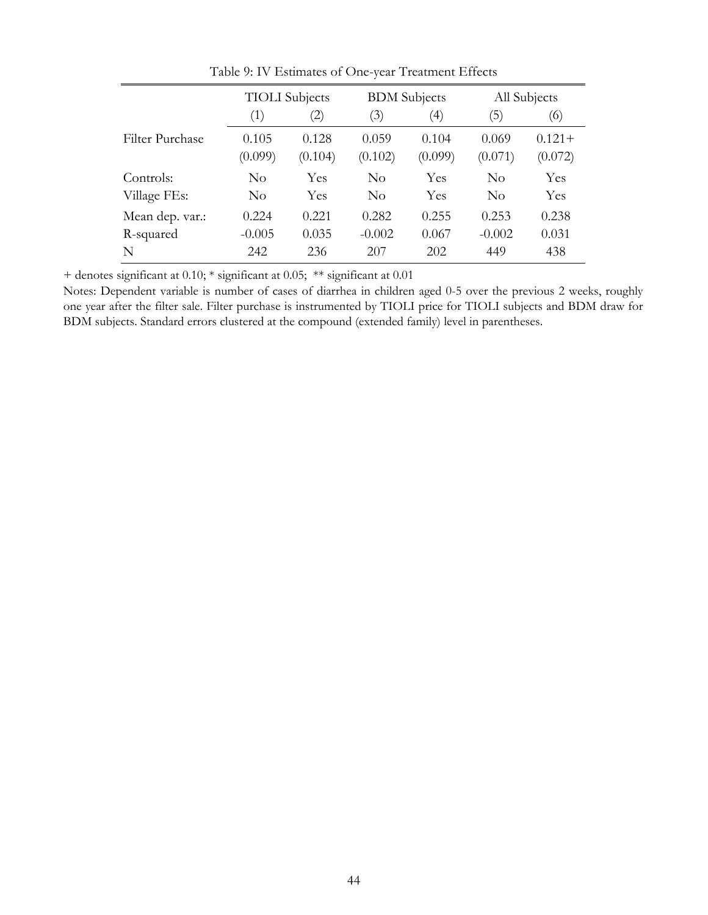Table 9: IV Estimates of One-year Treatment Effects

| | TIOLI Subjects | | BDM Subjects | | All Subjects | |
|---|---|---|---|---|---|---|
| | (1) | (2) | (3) | (4) | (5) | (6) |
| Filter Purchase | 0.105 | 0.128 | 0.059 | 0.104 | 0.069 | 0.121+ |
| | (0.099) | (0.104) | (0.102) | (0.099) | (0.071) | (0.072) |
| Controls: | No | Yes | No | Yes | No | Yes |
| Village FEs: | No | Yes | No | Yes | No | Yes |
| Mean dep. var.: | 0.224 | 0.221 | 0.282 | 0.255 | 0.253 | 0.238 |
| R-squared | -0.005 | 0.035 | -0.002 | 0.067 | -0.002 | 0.031 |
| N | 242 | 236 | 207 | 202 | 449 | 438 |

+ denotes significant at 0.10; * significant at 0.05; ** significant at 0.01

Notes: Dependent variable is number of cases of diarrhea in children aged 0-5 over the previous 2 weeks, roughly one year after the filter sale. Filter purchase is instrumented by TIOLI price for TIOLI subjects and BDM draw for BDM subjects. Standard errors clustered at the compound (extended family) level in parentheses.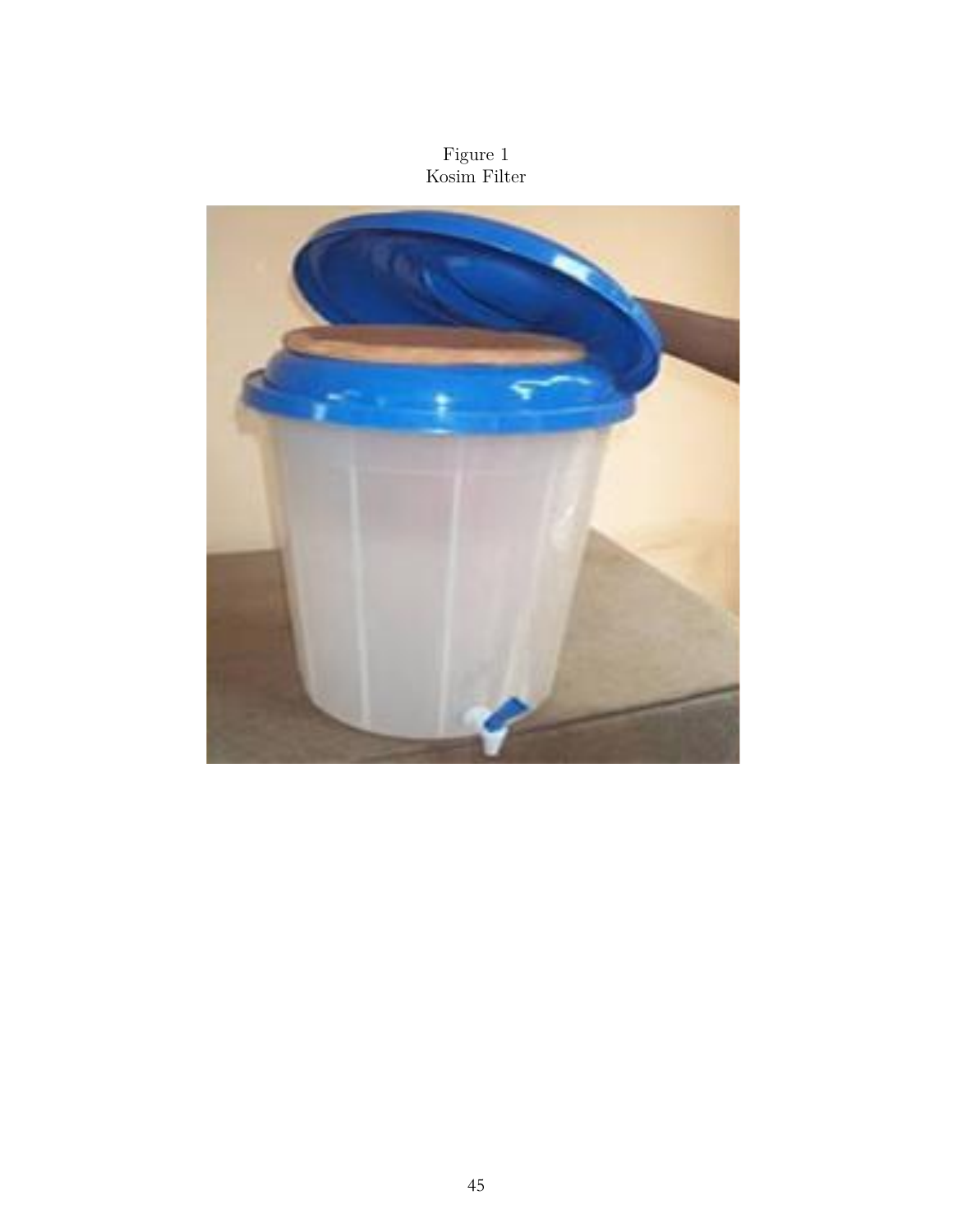Figure 1
Kosim Filter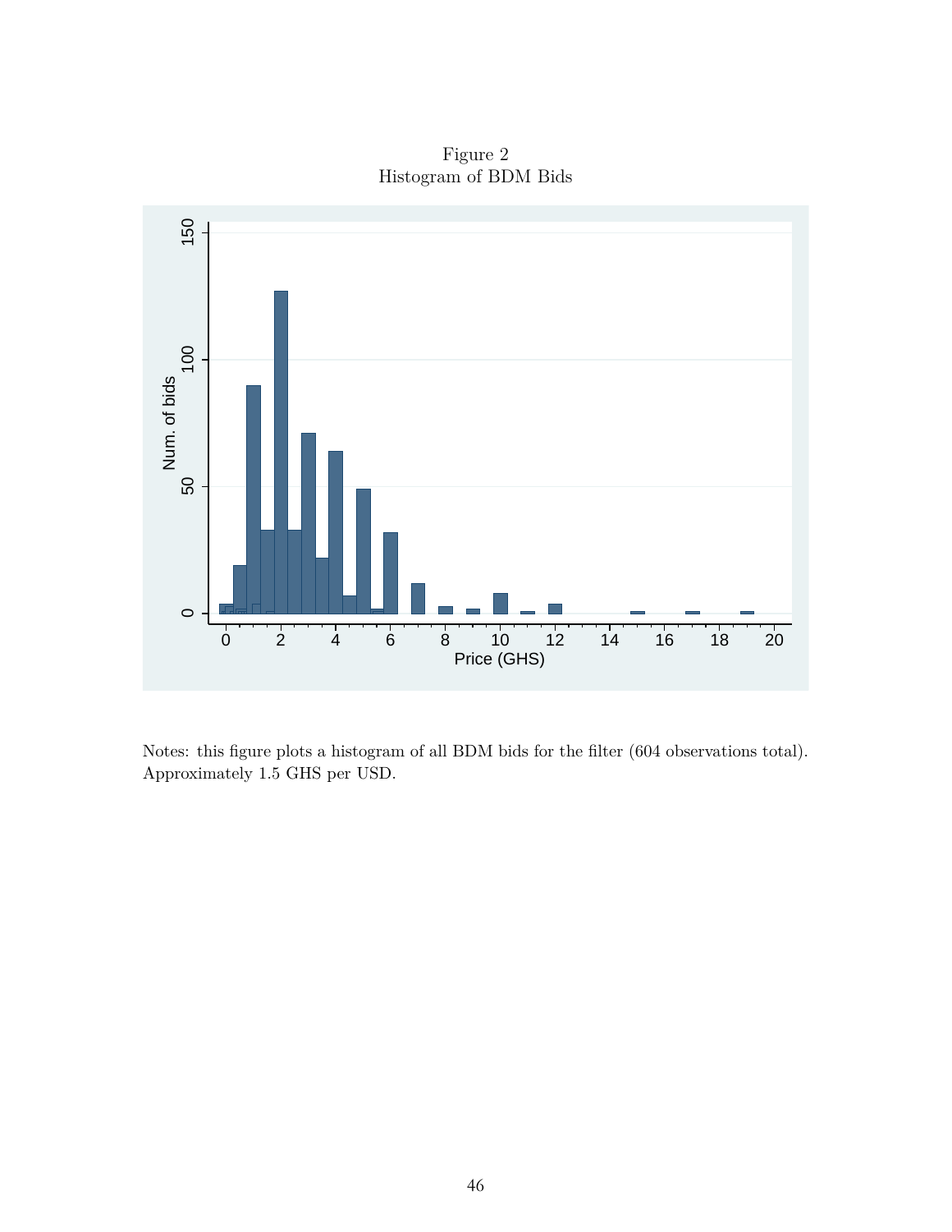Figure 2
Histogram of BDM Bids

Notes: this figure plots a histogram of all BDM bids for the filter (604 observations total). Approximately 1.5 GHS per USD.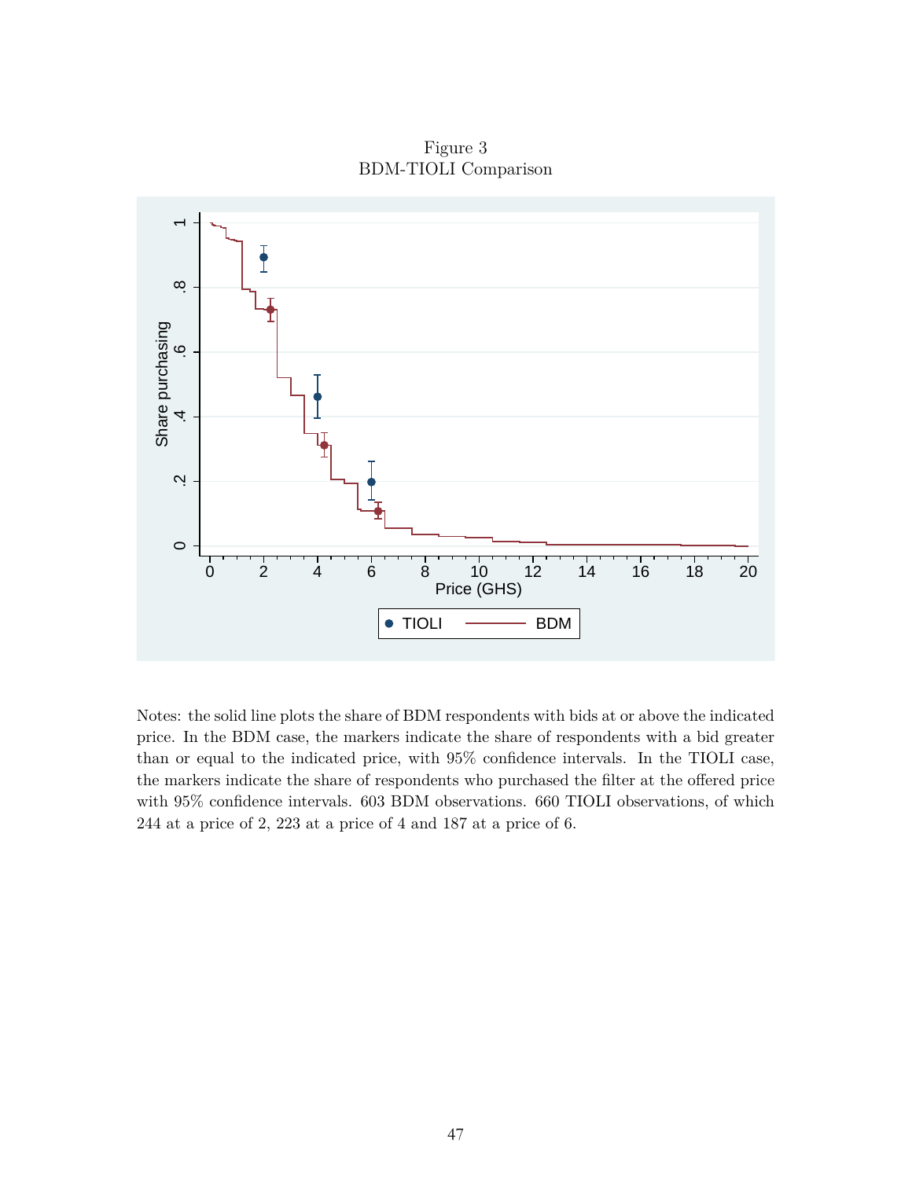Figure 3
BDM-TIOLI Comparison

Notes: the solid line plots the share of BDM respondents with bids at or above the indicated price. In the BDM case, the markers indicate the share of respondents with a bid greater than or equal to the indicated price, with 95% confidence intervals. In the TIOLI case, the markers indicate the share of respondents who purchased the filter at the offered price with 95% confidence intervals. 603 BDM observations. 660 TIOLI observations, of which 244 at a price of 2, 223 at a price of 4 and 187 at a price of 6.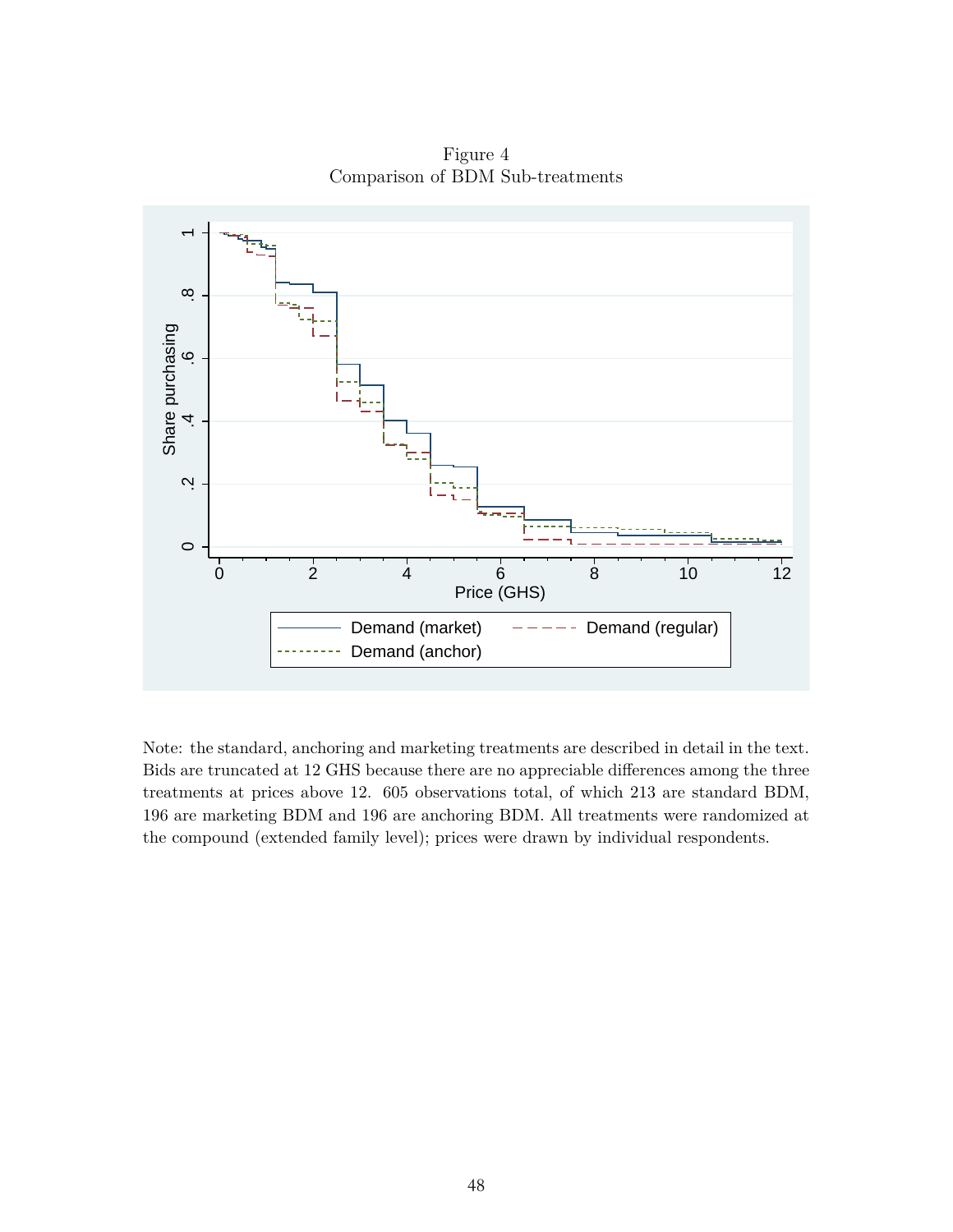Figure 4
Comparison of BDM Sub-treatments

Note: the standard, anchoring and marketing treatments are described in detail in the text. Bids are truncated at 12 GHS because there are no appreciable differences among the three treatments at prices above 12. 605 observations total, of which 213 are standard BDM, 196 are marketing BDM and 196 are anchoring BDM. All treatments were randomized at the compound (extended family level); prices were drawn by individual respondents.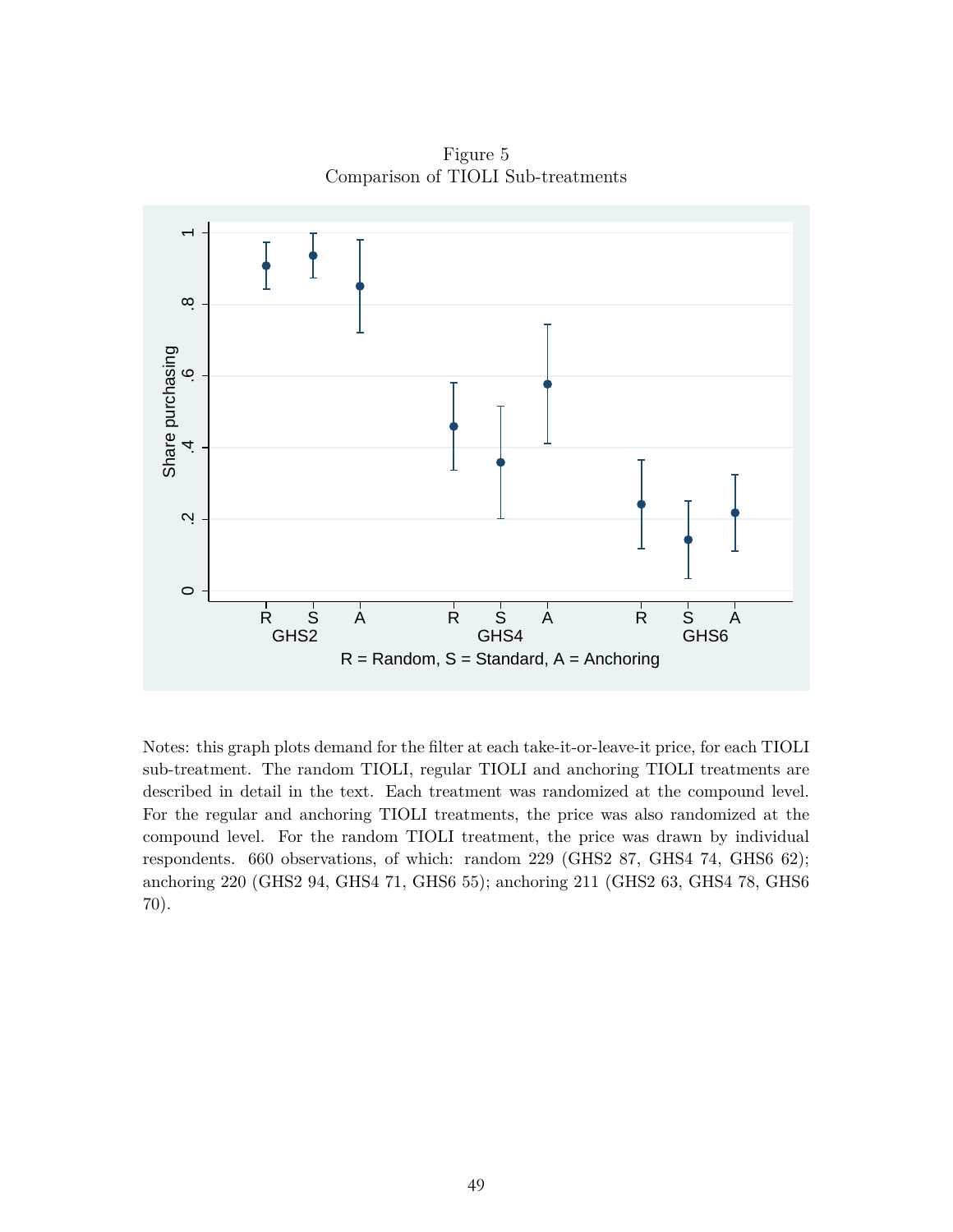Figure 5
Comparison of TIOLI Sub-treatments

Notes: this graph plots demand for the filter at each take-it-or-leave-it price, for each TIOLI sub-treatment. The random TIOLI, regular TIOLI and anchoring TIOLI treatments are described in detail in the text. Each treatment was randomized at the compound level. For the regular and anchoring TIOLI treatments, the price was also randomized at the compound level. For the random TIOLI treatment, the price was drawn by individual respondents. 660 observations, of which: random 229 (GHS2 87, GHS4 74, GHS6 62); anchoring 220 (GHS2 94, GHS4 71, GHS6 55); anchoring 211 (GHS2 63, GHS4 78, GHS6 70).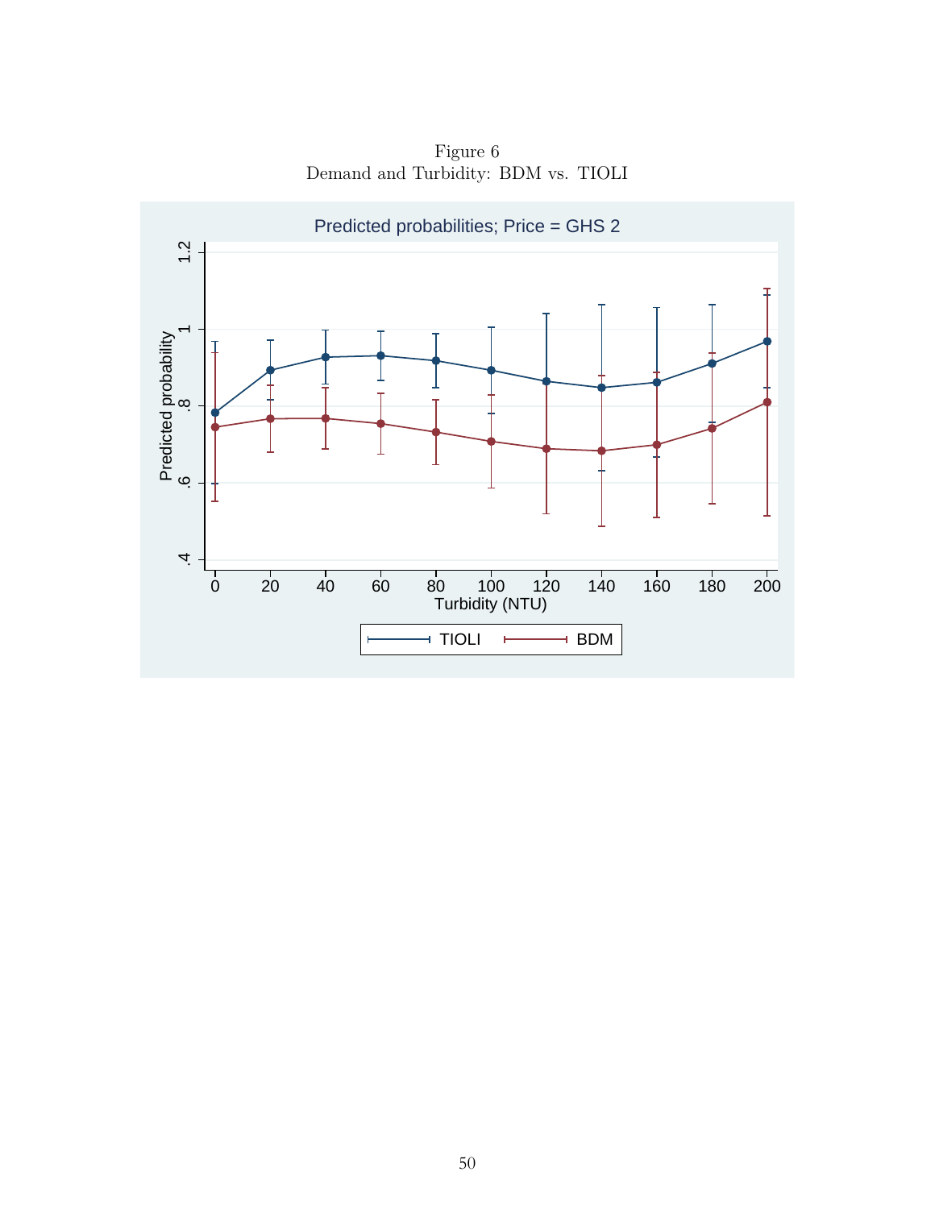Figure 6
Demand and Turbidity: BDM vs. TIOLI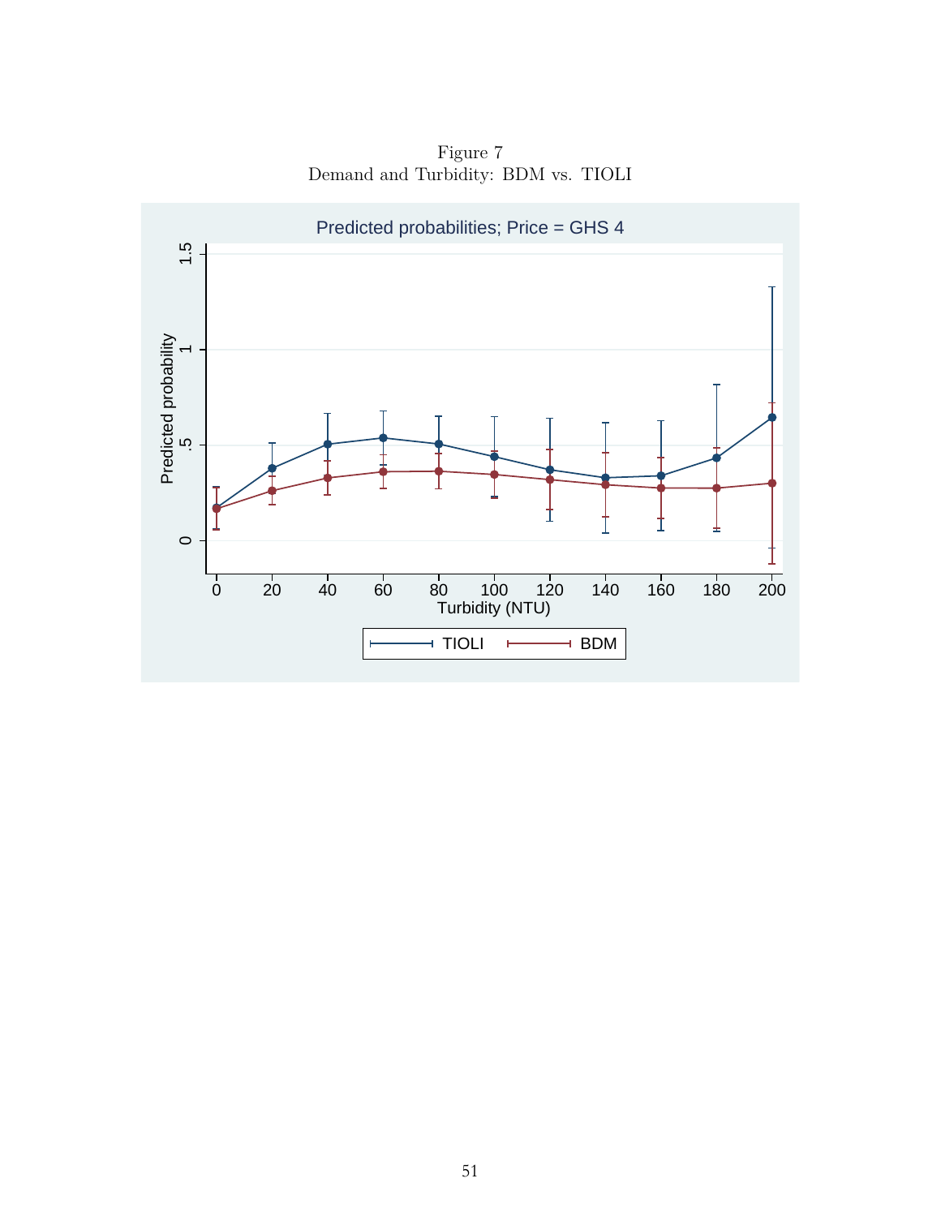Figure 7
Demand and Turbidity: BDM vs. TIOLI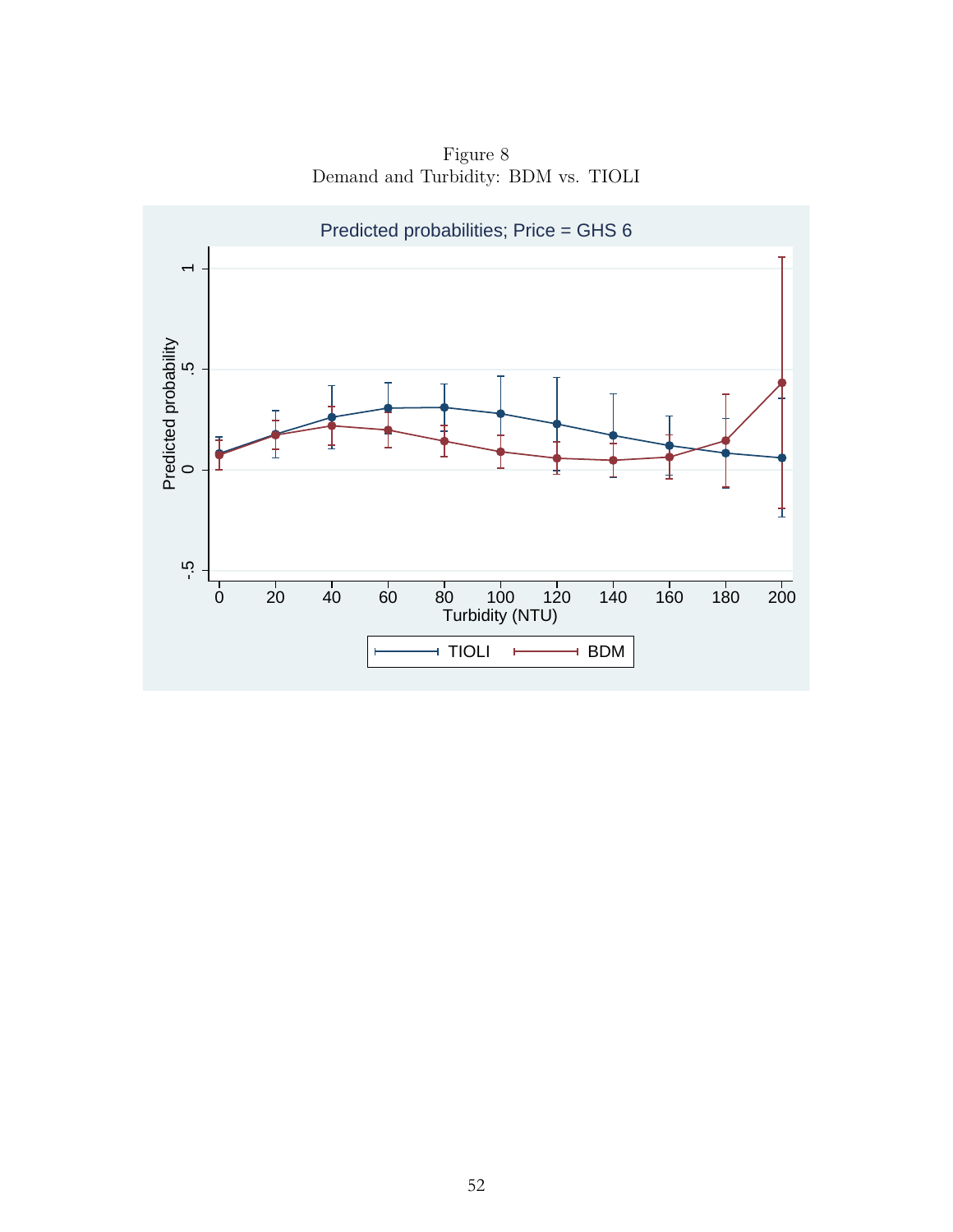Figure 8
Demand and Turbidity: BDM vs. TIOLI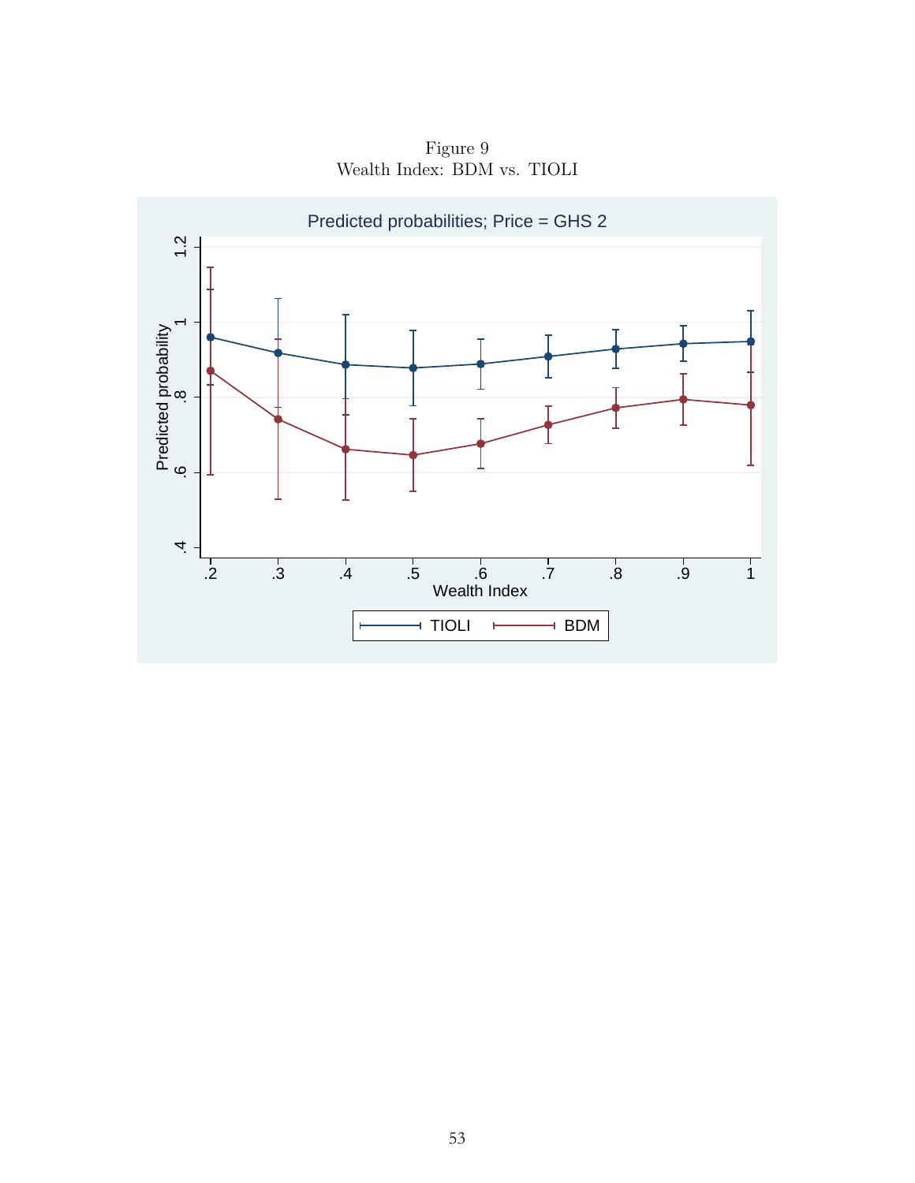Figure 9
Wealth Index: BDM vs. TIOLI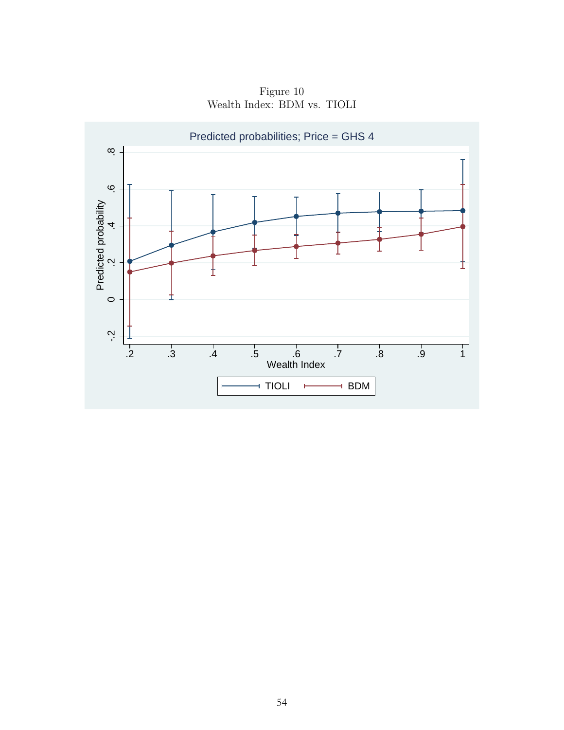Figure 10
Wealth Index: BDM vs. TIOLI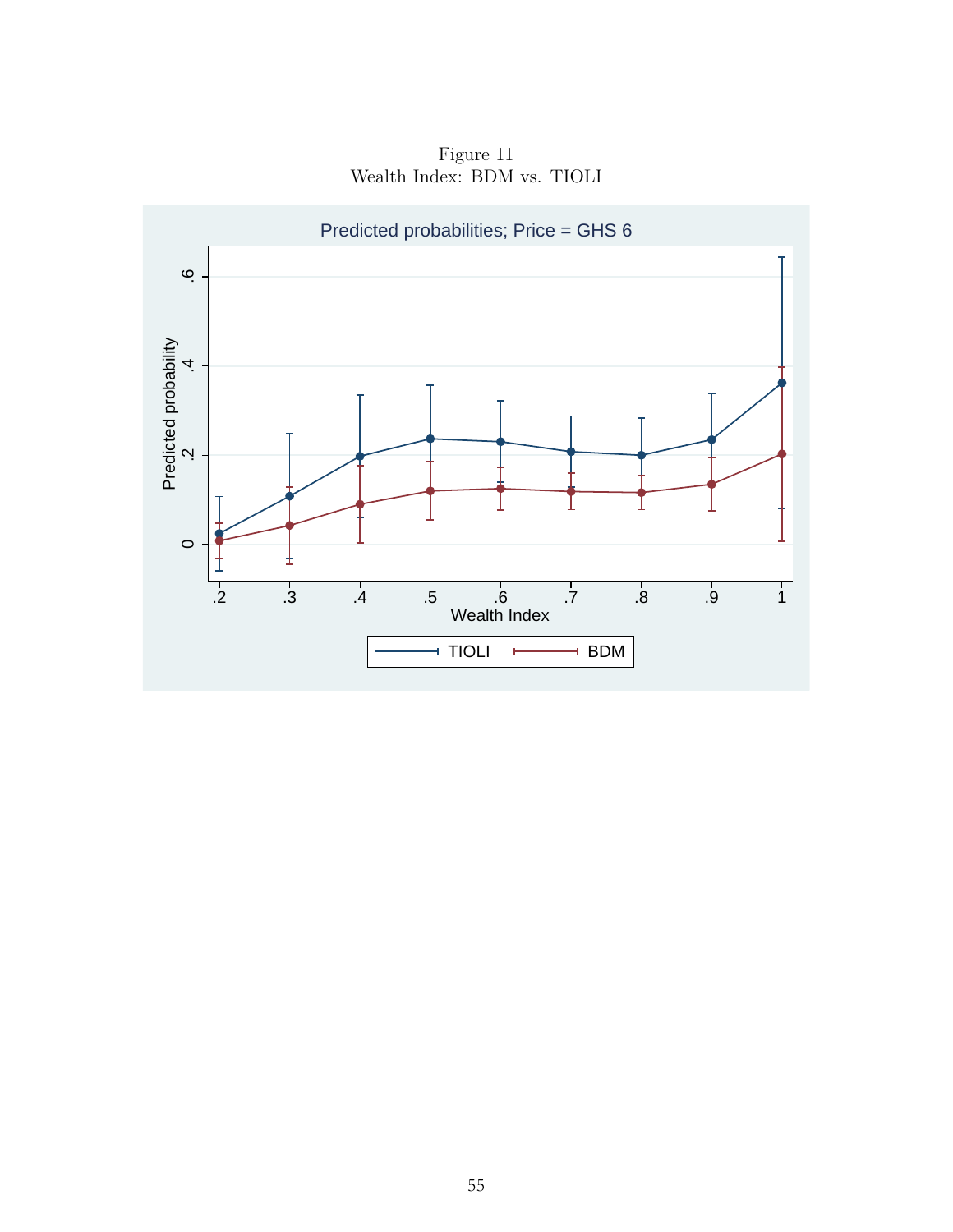Figure 11
Wealth Index: BDM vs. TIOLI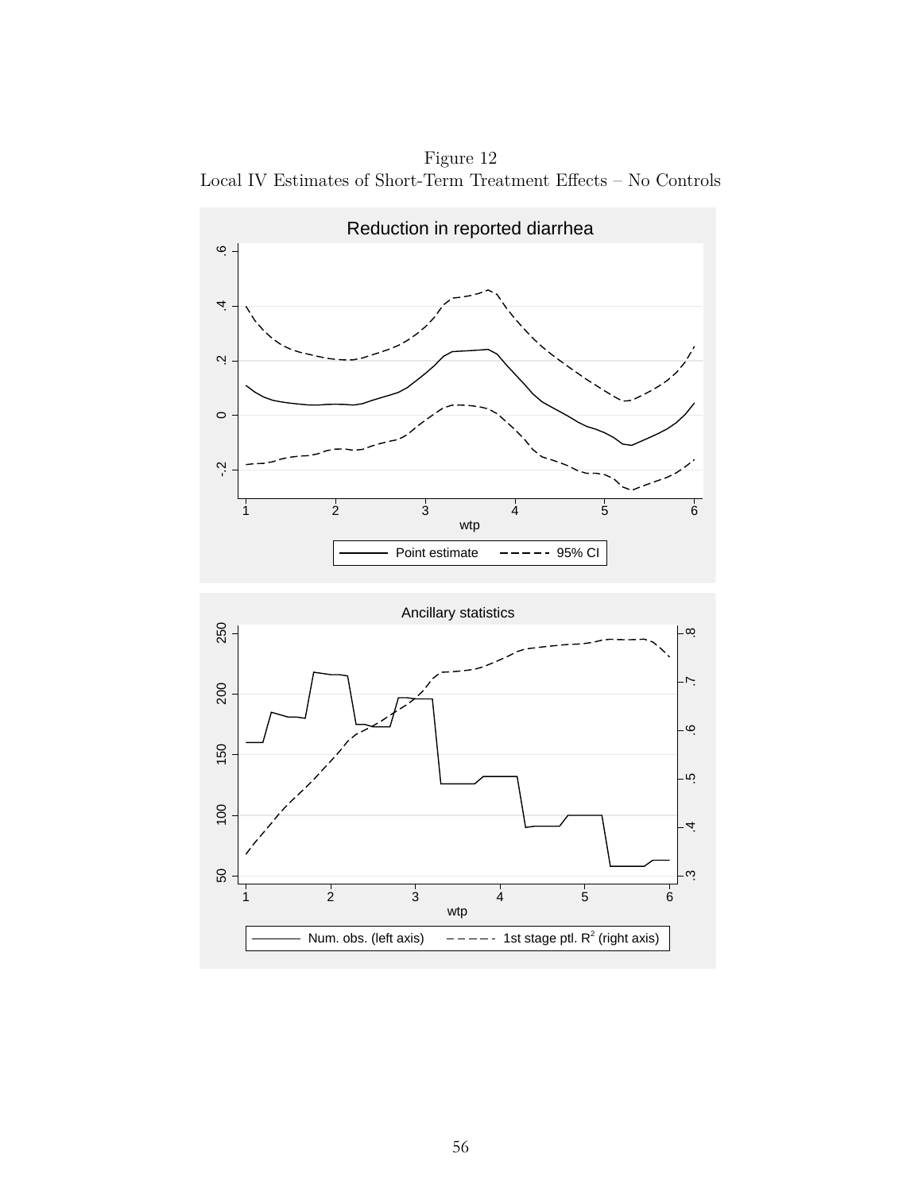Figure 12

Local IV Estimates of Short-Term Treatment Effects – No Controls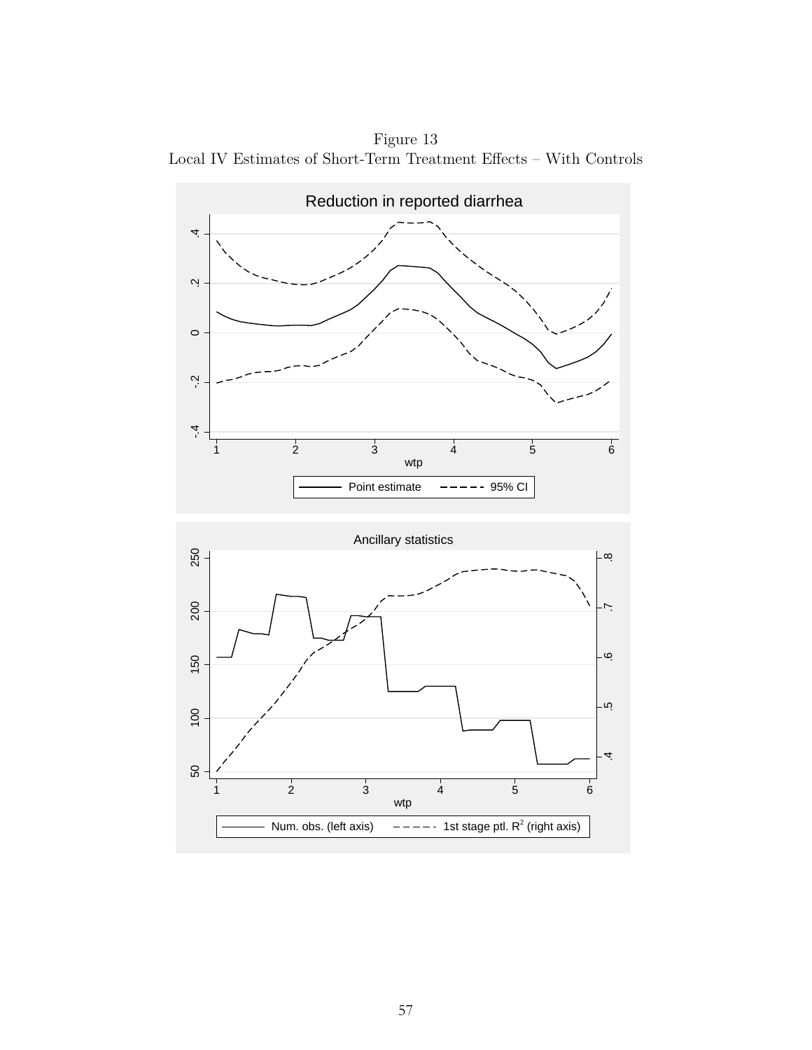Figure 13

Local IV Estimates of Short-Term Treatment Effects – With Controls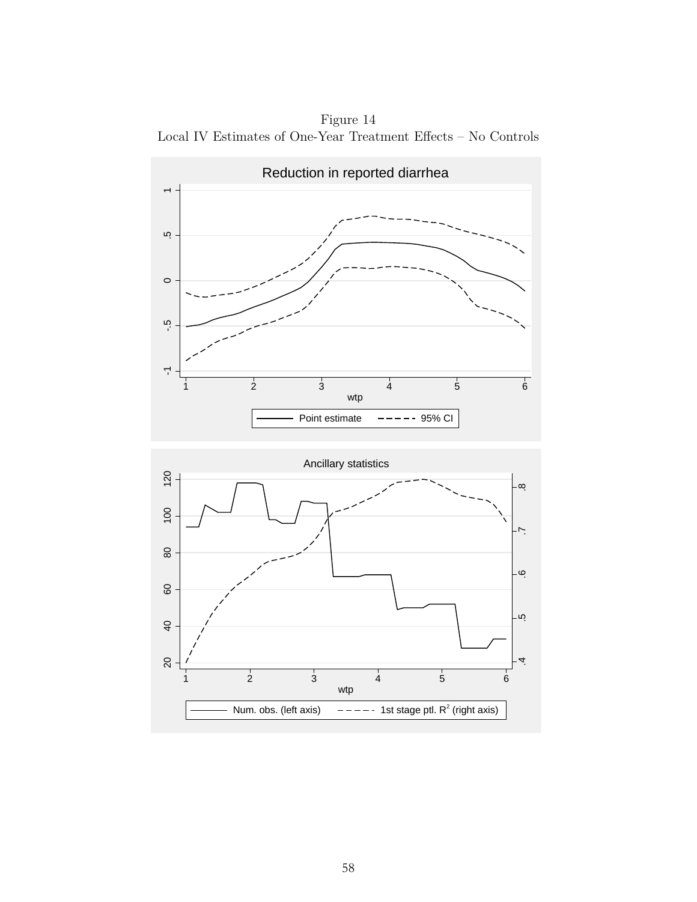Figure 14
Local IV Estimates of One-Year Treatment Effects – No Controls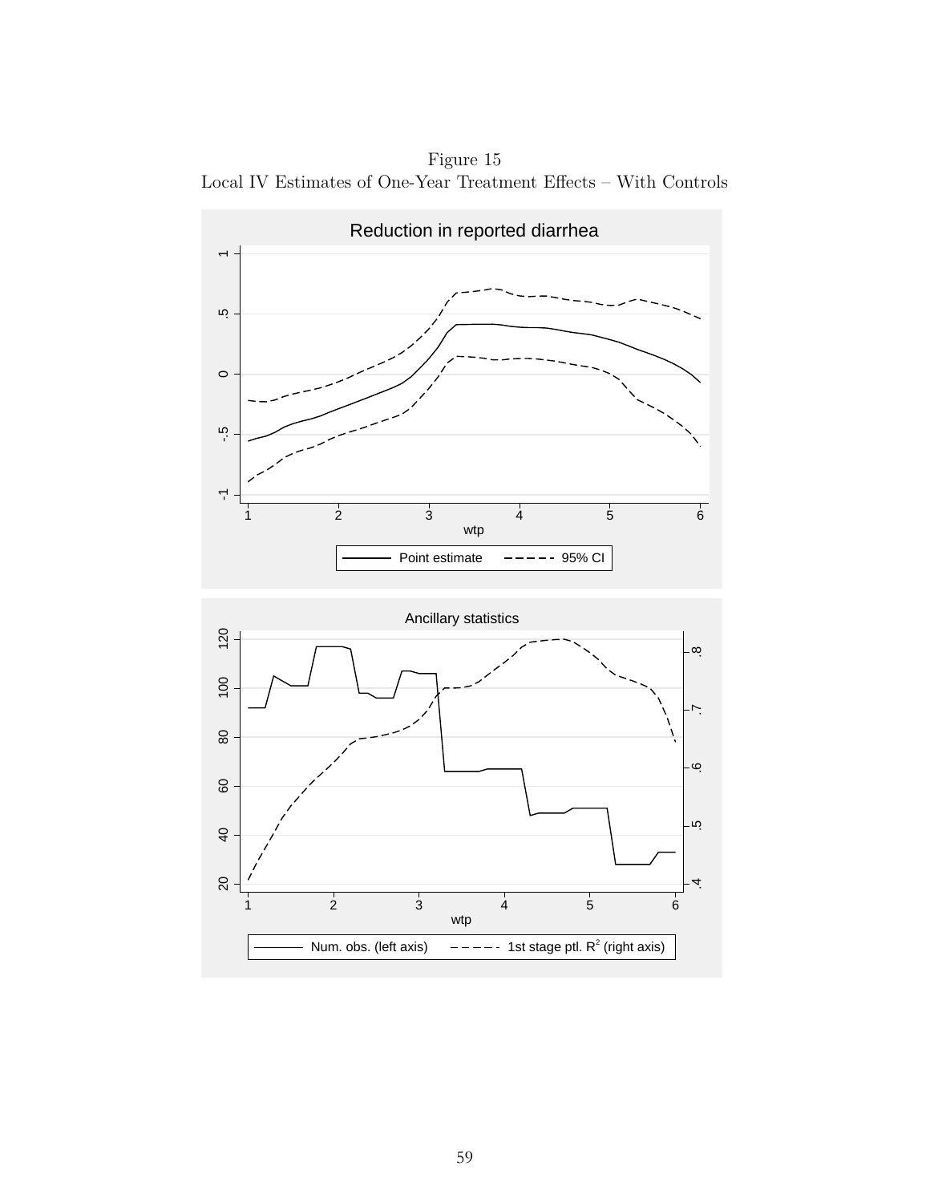Figure 15
Local IV Estimates of One-Year Treatment Effects – With Controls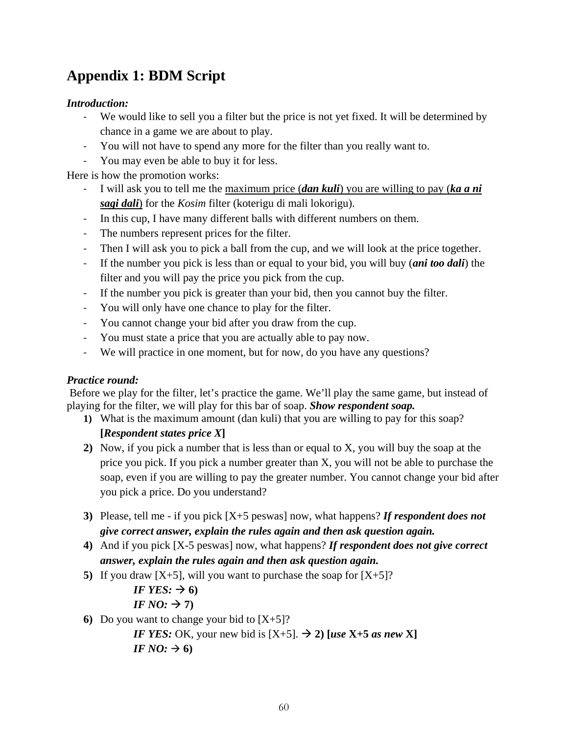# Appendix 1: BDM Script

***Introduction:***

- We would like to sell you a filter but the price is not yet fixed. It will be determined by chance in a game we are about to play.
- You will not have to spend any more for the filter than you really want to.
- You may even be able to buy it for less.

Here is how the promotion works:

- I will ask you to tell me the <u>maximum price (***dan kuli***) you are willing to pay (***ka a ni sagi dali***)</u> for the *Kosim* filter (koterigu di mali lokorigu).
- In this cup, I have many different balls with different numbers on them.
- The numbers represent prices for the filter.
- Then I will ask you to pick a ball from the cup, and we will look at the price together.
- If the number you pick is less than or equal to your bid, you will buy (***ani too dali***) the filter and you will pay the price you pick from the cup.
- If the number you pick is greater than your bid, then you cannot buy the filter.
- You will only have one chance to play for the filter.
- You cannot change your bid after you draw from the cup.
- You must state a price that you are actually able to pay now.
- We will practice in one moment, but for now, do you have any questions?

***Practice round:***

Before we play for the filter, let's practice the game. We'll play the same game, but instead of playing for the filter, we will play for this bar of soap. ***Show respondent soap.***

1) What is the maximum amount (dan kuli) that you are willing to pay for this soap? **[*Respondent states price X*]**
2) Now, if you pick a number that is less than or equal to X, you will buy the soap at the price you pick. If you pick a number greater than X, you will not be able to purchase the soap, even if you are willing to pay the greater number. You cannot change your bid after you pick a price. Do you understand?
3) Please, tell me - if you pick [X+5 peswas] now, what happens? ***If respondent does not give correct answer, explain the rules again and then ask question again.***
4) And if you pick [X-5 peswas] now, what happens? ***If respondent does not give correct answer, explain the rules again and then ask question again.***
5) If you draw [X+5], will you want to purchase the soap for [X+5]?
   ***IF YES:*** → **6)**
   ***IF NO:*** → **7)**
6) Do you want to change your bid to [X+5]?
   ***IF YES:*** OK, your new bid is [X+5]. → **2) [*use* X+5 *as new* X]**
   ***IF NO:*** → **6)**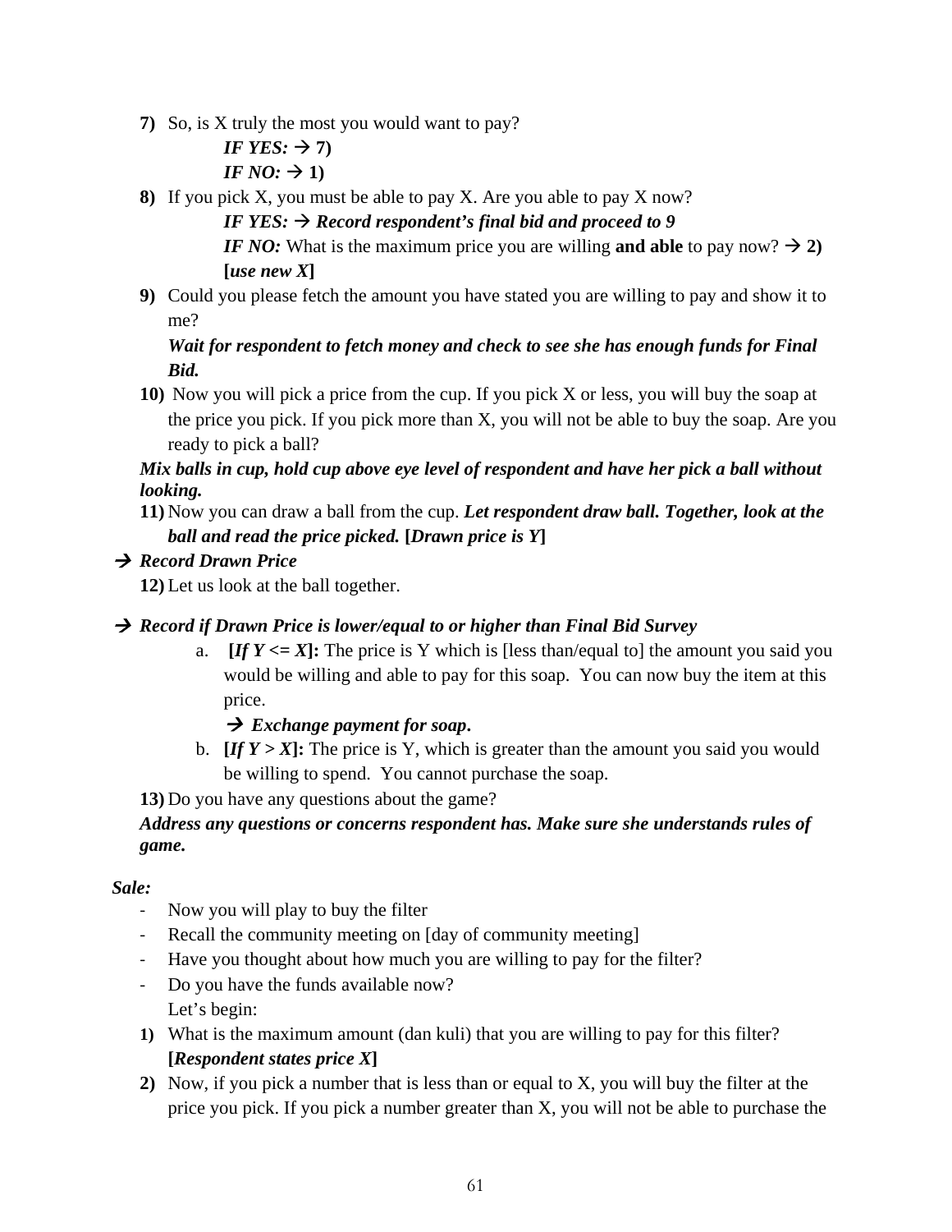7) So, is X truly the most you would want to pay?

   *IF YES:* → **7)**

   *IF NO:* → **1)**

8) If you pick X, you must be able to pay X. Are you able to pay X now?

   ***IF YES:*** → ***Record respondent's final bid and proceed to 9***

   ***IF NO:*** What is the maximum price you are willing **and able** to pay now? → **2)** **[*use new X*]**

9) Could you please fetch the amount you have stated you are willing to pay and show it to me?

   ***Wait for respondent to fetch money and check to see she has enough funds for Final Bid.***

10) Now you will pick a price from the cup. If you pick X or less, you will buy the soap at the price you pick. If you pick more than X, you will not be able to buy the soap. Are you ready to pick a ball?

***Mix balls in cup, hold cup above eye level of respondent and have her pick a ball without looking.***

11) Now you can draw a ball from the cup. ***Let respondent draw ball. Together, look at the ball and read the price picked.*** **[*Drawn price is Y*]**

→ ***Record Drawn Price***

12) Let us look at the ball together.

→ ***Record if Drawn Price is lower/equal to or higher than Final Bid Survey***

   a. **[*If Y <= X*]:** The price is Y which is [less than/equal to] the amount you said you would be willing and able to pay for this soap. You can now buy the item at this price.

      → ***Exchange payment for soap***.

   b. **[*If Y > X*]:** The price is Y, which is greater than the amount you said you would be willing to spend. You cannot purchase the soap.

13) Do you have any questions about the game?

***Address any questions or concerns respondent has. Make sure she understands rules of game.***

***Sale:***

- Now you will play to buy the filter
- Recall the community meeting on [day of community meeting]
- Have you thought about how much you are willing to pay for the filter?
- Do you have the funds available now?

  Let's begin:

1) What is the maximum amount (dan kuli) that you are willing to pay for this filter? **[*Respondent states price X*]**
2) Now, if you pick a number that is less than or equal to X, you will buy the filter at the price you pick. If you pick a number greater than X, you will not be able to purchase the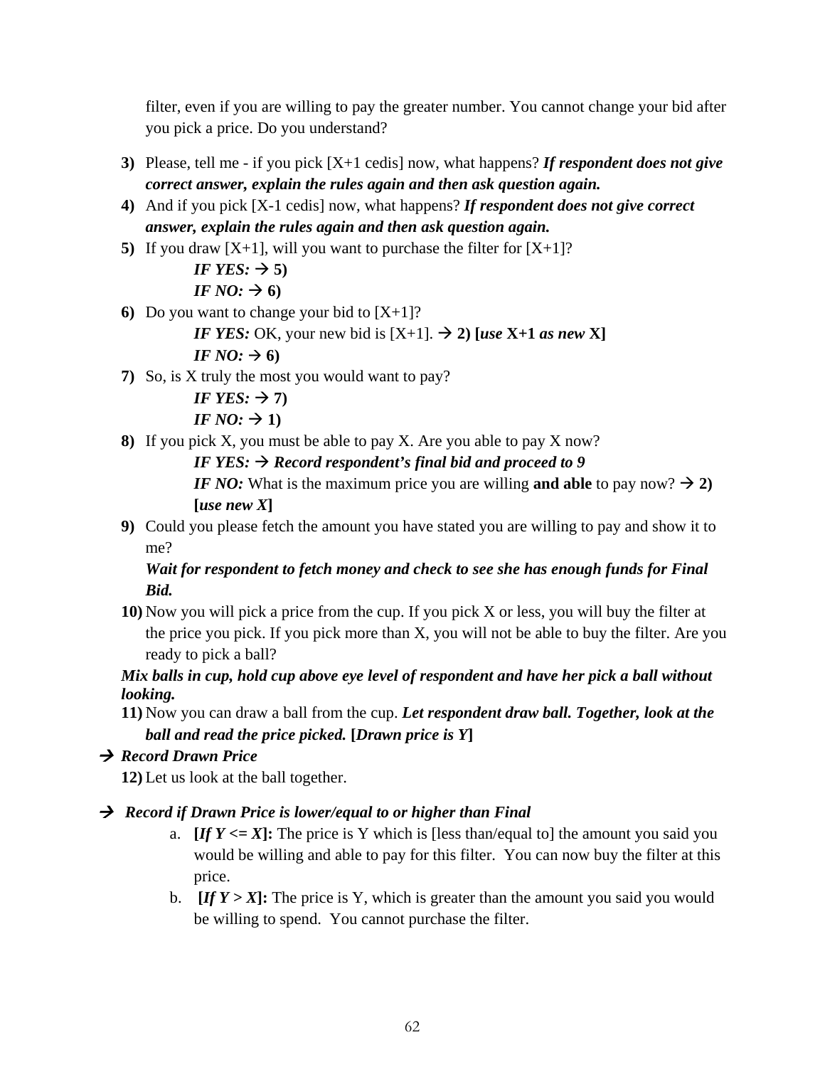filter, even if you are willing to pay the greater number. You cannot change your bid after you pick a price. Do you understand?

3) Please, tell me - if you pick [X+1 cedis] now, what happens? ***If respondent does not give correct answer, explain the rules again and then ask question again.***
4) And if you pick [X-1 cedis] now, what happens? ***If respondent does not give correct answer, explain the rules again and then ask question again.***
5) If you draw [X+1], will you want to purchase the filter for [X+1]?
   - ***IF YES:* → 5)**
   - ***IF NO:* → 6)**
6) Do you want to change your bid to [X+1]?
   - ***IF YES:*** OK, your new bid is [X+1]. **→ 2) [*use* X+1 *as new* X]**
   - ***IF NO:* → 6)**
7) So, is X truly the most you would want to pay?
   - ***IF YES:* → 7)**
   - ***IF NO:* → 1)**
8) If you pick X, you must be able to pay X. Are you able to pay X now?
   - ***IF YES:* → *Record respondent's final bid and proceed to 9***
   - ***IF NO:*** What is the maximum price you are willing **and able** to pay now? **→ 2) [*use new X*]**
9) Could you please fetch the amount you have stated you are willing to pay and show it to me?

   ***Wait for respondent to fetch money and check to see she has enough funds for Final Bid.***
10) Now you will pick a price from the cup. If you pick X or less, you will buy the filter at the price you pick. If you pick more than X, you will not be able to buy the filter. Are you ready to pick a ball?

***Mix balls in cup, hold cup above eye level of respondent and have her pick a ball without looking.***

11) Now you can draw a ball from the cup. ***Let respondent draw ball. Together, look at the ball and read the price picked.* [*Drawn price is Y*]**

→ ***Record Drawn Price***

12) Let us look at the ball together.

→ ***Record if Drawn Price is lower/equal to or higher than Final***

a. **[*If Y <= X*]:** The price is Y which is [less than/equal to] the amount you said you would be willing and able to pay for this filter. You can now buy the filter at this price.
b. **[*If Y > X*]:** The price is Y, which is greater than the amount you said you would be willing to spend. You cannot purchase the filter.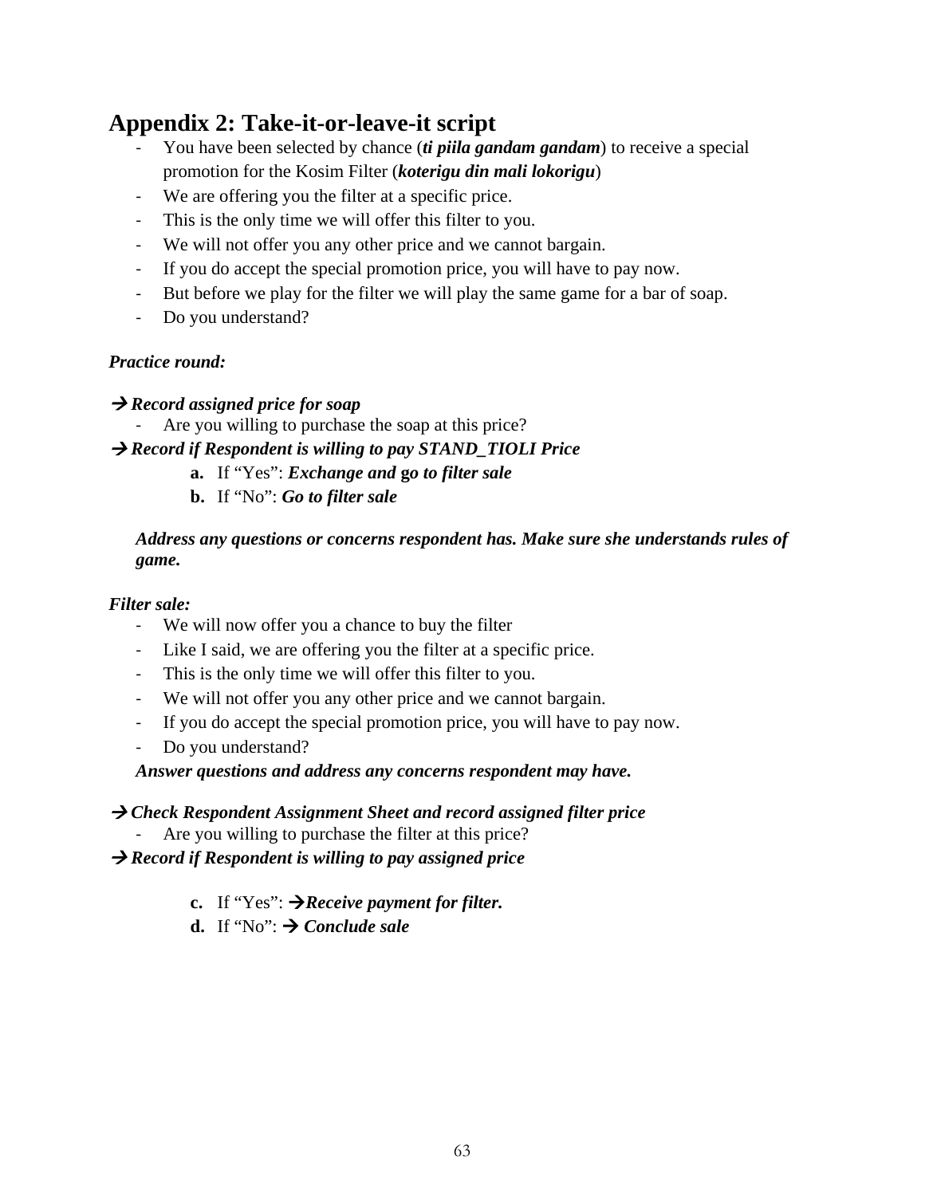# Appendix 2: Take-it-or-leave-it script

- You have been selected by chance (***ti piila gandam gandam***) to receive a special promotion for the Kosim Filter (***koterigu din mali lokorigu***)
- We are offering you the filter at a specific price.
- This is the only time we will offer this filter to you.
- We will not offer you any other price and we cannot bargain.
- If you do accept the special promotion price, you will have to pay now.
- But before we play for the filter we will play the same game for a bar of soap.
- Do you understand?

***Practice round:***

→ ***Record assigned price for soap***

- Are you willing to purchase the soap at this price?

→ ***Record if Respondent is willing to pay STAND_TIOLI Price***

**a.** If "Yes": ***Exchange and go to filter sale***

**b.** If "No": ***Go to filter sale***

***Address any questions or concerns respondent has. Make sure she understands rules of game.***

***Filter sale:***

- We will now offer you a chance to buy the filter
- Like I said, we are offering you the filter at a specific price.
- This is the only time we will offer this filter to you.
- We will not offer you any other price and we cannot bargain.
- If you do accept the special promotion price, you will have to pay now.
- Do you understand?

***Answer questions and address any concerns respondent may have.***

→ ***Check Respondent Assignment Sheet and record assigned filter price***

- Are you willing to purchase the filter at this price?

→ ***Record if Respondent is willing to pay assigned price***

**c.** If "Yes": → ***Receive payment for filter.***

**d.** If "No": → ***Conclude sale***